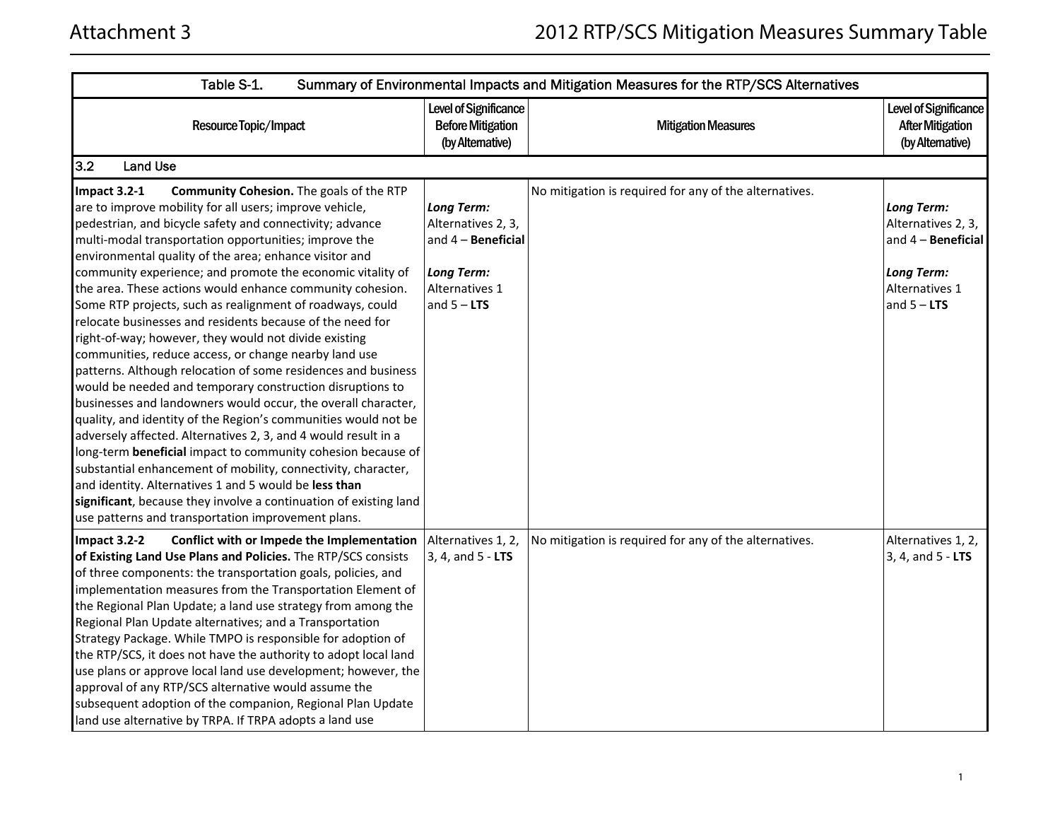| Table S-1. Summary of Environmental Impacts and Mitigation Measures for the RTP/SCS Alternatives | | | |
|---|---|---|---|
| **Resource Topic/Impact** | **Level of Significance Before Mitigation (by Alternative)** | **Mitigation Measures** | **Level of Significance After Mitigation (by Alternative)** |
| **3.2 Land Use** | | | |
| **Impact 3.2-1 Community Cohesion.** The goals of the RTP are to improve mobility for all users; improve vehicle, pedestrian, and bicycle safety and connectivity; advance multi-modal transportation opportunities; improve the environmental quality of the area; enhance visitor and community experience; and promote the economic vitality of the area. These actions would enhance community cohesion. Some RTP projects, such as realignment of roadways, could relocate businesses and residents because of the need for right-of-way; however, they would not divide existing communities, reduce access, or change nearby land use patterns. Although relocation of some residences and business would be needed and temporary construction disruptions to businesses and landowners would occur, the overall character, quality, and identity of the Region's communities would not be adversely affected. Alternatives 2, 3, and 4 would result in a long-term **beneficial** impact to community cohesion because of substantial enhancement of mobility, connectivity, character, and identity. Alternatives 1 and 5 would be **less than significant**, because they involve a continuation of existing land use patterns and transportation improvement plans. | ***Long Term:*** Alternatives 2, 3, and 4 – **Beneficial**<br><br>***Long Term:*** Alternatives 1 and 5 – **LTS** | No mitigation is required for any of the alternatives. | ***Long Term:*** Alternatives 2, 3, and 4 – **Beneficial**<br><br>***Long Term:*** Alternatives 1 and 5 – **LTS** |
| **Impact 3.2-2 Conflict with or Impede the Implementation of Existing Land Use Plans and Policies.** The RTP/SCS consists of three components: the transportation goals, policies, and implementation measures from the Transportation Element of the Regional Plan Update; a land use strategy from among the Regional Plan Update alternatives; and a Transportation Strategy Package. While TMPO is responsible for adoption of the RTP/SCS, it does not have the authority to adopt local land use plans or approve local land use development; however, the approval of any RTP/SCS alternative would assume the subsequent adoption of the companion, Regional Plan Update land use alternative by TRPA. If TRPA adopts a land use | Alternatives 1, 2, 3, 4, and 5 - **LTS** | No mitigation is required for any of the alternatives. | Alternatives 1, 2, 3, 4, and 5 - **LTS** |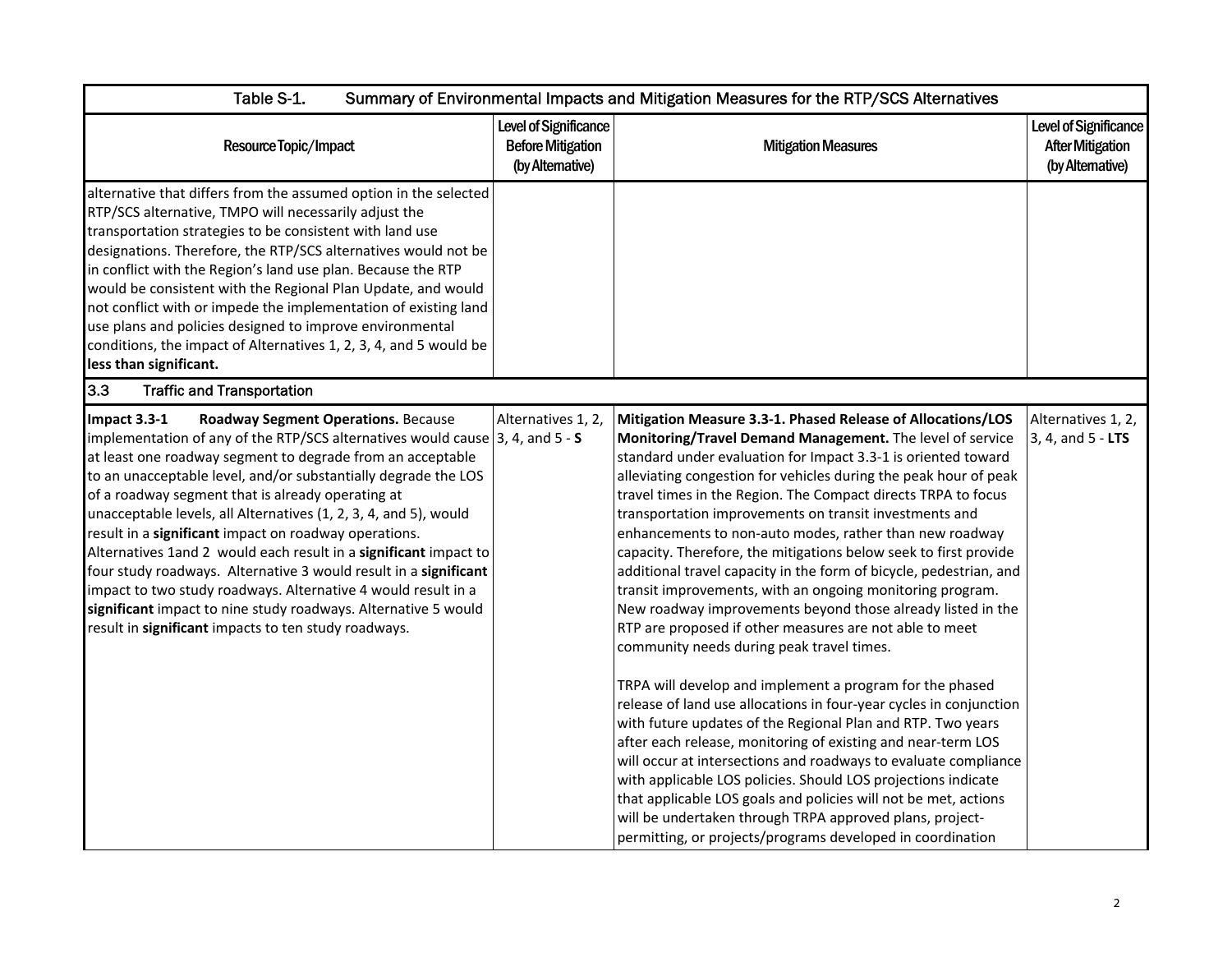| Resource Topic/Impact | Level of Significance Before Mitigation (by Alternative) | Mitigation Measures | Level of Significance After Mitigation (by Alternative) |
|---|---|---|---|
| alternative that differs from the assumed option in the selected RTP/SCS alternative, TMPO will necessarily adjust the transportation strategies to be consistent with land use designations. Therefore, the RTP/SCS alternatives would not be in conflict with the Region's land use plan. Because the RTP would be consistent with the Regional Plan Update, and would not conflict with or impede the implementation of existing land use plans and policies designed to improve environmental conditions, the impact of Alternatives 1, 2, 3, 4, and 5 would be **less than significant.** | | | |
| **3.3 Traffic and Transportation** | | | |
| **Impact 3.3-1 Roadway Segment Operations.** Because implementation of any of the RTP/SCS alternatives would cause at least one roadway segment to degrade from an acceptable to an unacceptable level, and/or substantially degrade the LOS of a roadway segment that is already operating at unacceptable levels, all Alternatives (1, 2, 3, 4, and 5), would result in a **significant** impact on roadway operations. Alternatives 1and 2 would each result in a **significant** impact to four study roadways. Alternative 3 would result in a **significant** impact to two study roadways. Alternative 4 would result in a **significant** impact to nine study roadways. Alternative 5 would result in **significant** impacts to ten study roadways. | Alternatives 1, 2, 3, 4, and 5 - **S** | **Mitigation Measure 3.3-1. Phased Release of Allocations/LOS Monitoring/Travel Demand Management.** The level of service standard under evaluation for Impact 3.3-1 is oriented toward alleviating congestion for vehicles during the peak hour of peak travel times in the Region. The Compact directs TRPA to focus transportation improvements on transit investments and enhancements to non-auto modes, rather than new roadway capacity. Therefore, the mitigations below seek to first provide additional travel capacity in the form of bicycle, pedestrian, and transit improvements, with an ongoing monitoring program. New roadway improvements beyond those already listed in the RTP are proposed if other measures are not able to meet community needs during peak travel times.<br><br>TRPA will develop and implement a program for the phased release of land use allocations in four-year cycles in conjunction with future updates of the Regional Plan and RTP. Two years after each release, monitoring of existing and near-term LOS will occur at intersections and roadways to evaluate compliance with applicable LOS policies. Should LOS projections indicate that applicable LOS goals and policies will not be met, actions will be undertaken through TRPA approved plans, project-permitting, or projects/programs developed in coordination | Alternatives 1, 2, 3, 4, and 5 - **LTS** |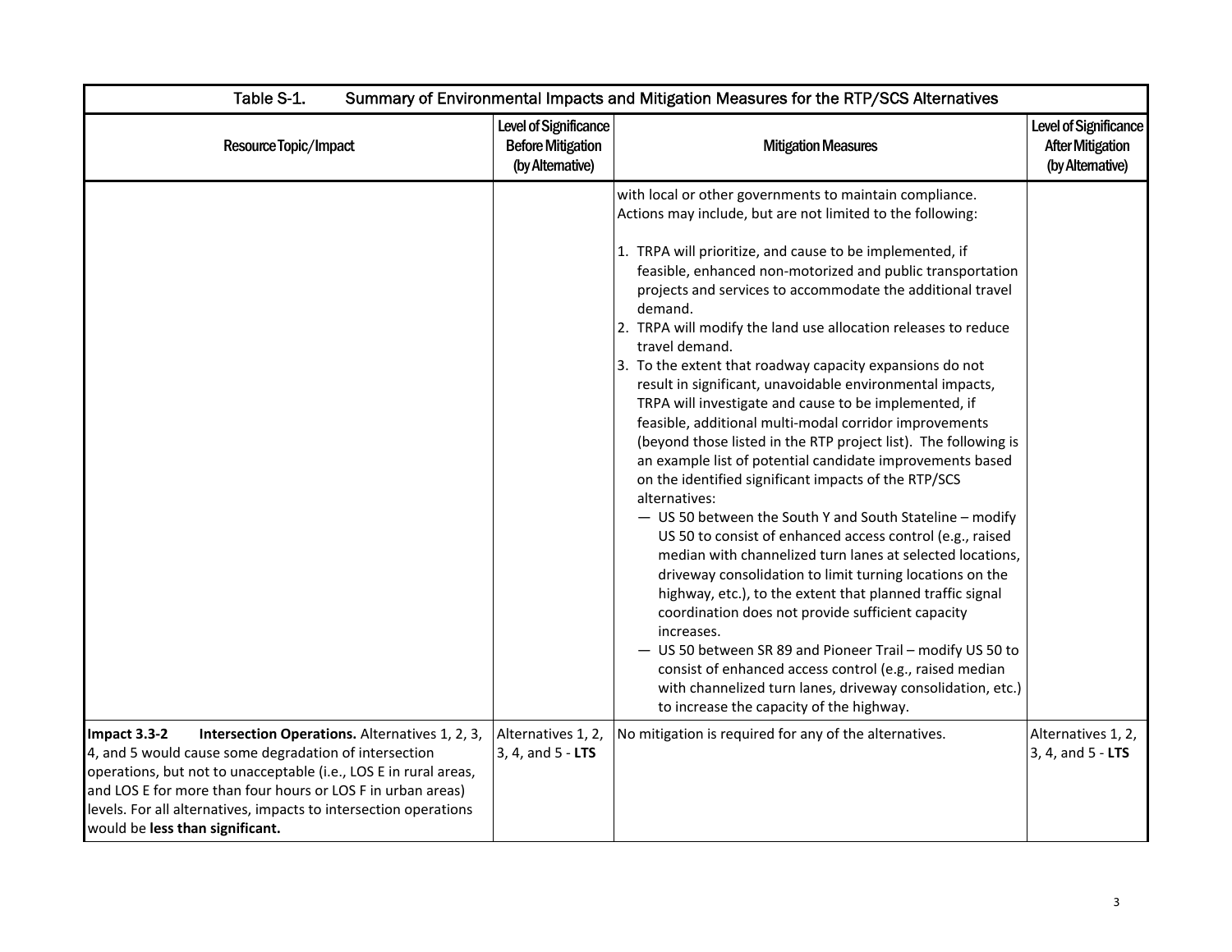| Table S-1. Summary of Environmental Impacts and Mitigation Measures for the RTP/SCS Alternatives | | | |
|---|---|---|---|
| Resource Topic/Impact | Level of Significance Before Mitigation (by Alternative) | Mitigation Measures | Level of Significance After Mitigation (by Alternative) |
| | | with local or other governments to maintain compliance. Actions may include, but are not limited to the following:<br><br>1. TRPA will prioritize, and cause to be implemented, if feasible, enhanced non-motorized and public transportation projects and services to accommodate the additional travel demand.<br>2. TRPA will modify the land use allocation releases to reduce travel demand.<br>3. To the extent that roadway capacity expansions do not result in significant, unavoidable environmental impacts, TRPA will investigate and cause to be implemented, if feasible, additional multi-modal corridor improvements (beyond those listed in the RTP project list). The following is an example list of potential candidate improvements based on the identified significant impacts of the RTP/SCS alternatives:<br>— US 50 between the South Y and South Stateline – modify US 50 to consist of enhanced access control (e.g., raised median with channelized turn lanes at selected locations, driveway consolidation to limit turning locations on the highway, etc.), to the extent that planned traffic signal coordination does not provide sufficient capacity increases.<br>— US 50 between SR 89 and Pioneer Trail – modify US 50 to consist of enhanced access control (e.g., raised median with channelized turn lanes, driveway consolidation, etc.) to increase the capacity of the highway. | |
| **Impact 3.3-2 Intersection Operations.** Alternatives 1, 2, 3, 4, and 5 would cause some degradation of intersection operations, but not to unacceptable (i.e., LOS E in rural areas, and LOS E for more than four hours or LOS F in urban areas) levels. For all alternatives, impacts to intersection operations would be **less than significant.** | Alternatives 1, 2, 3, 4, and 5 - **LTS** | No mitigation is required for any of the alternatives. | Alternatives 1, 2, 3, 4, and 5 - **LTS** |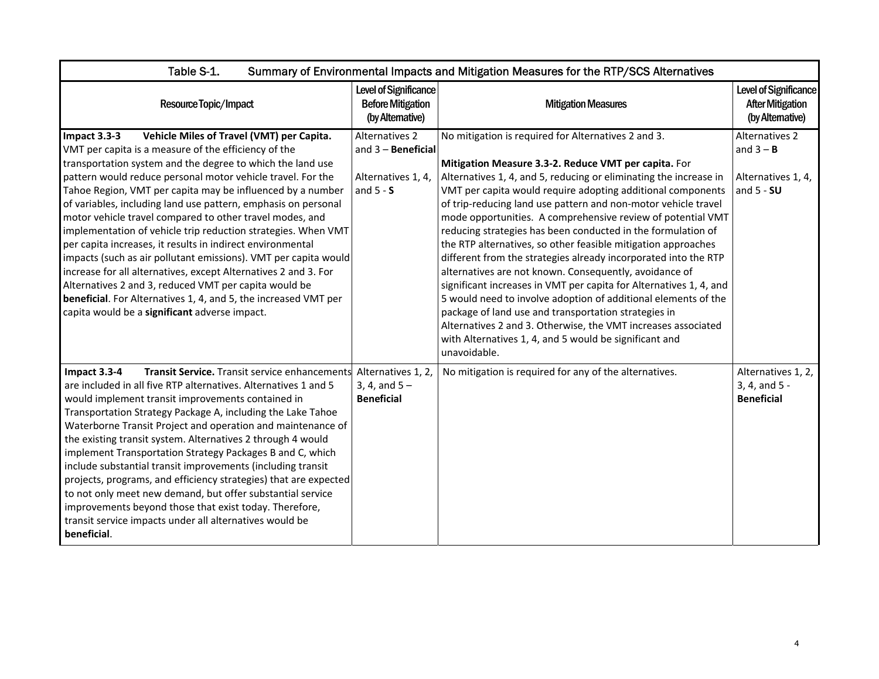| Table S-1. Summary of Environmental Impacts and Mitigation Measures for the RTP/SCS Alternatives | | | |
|---|---|---|---|
| Resource Topic/Impact | Level of Significance Before Mitigation (by Alternative) | Mitigation Measures | Level of Significance After Mitigation (by Alternative) |
| **Impact 3.3-3 Vehicle Miles of Travel (VMT) per Capita.** VMT per capita is a measure of the efficiency of the transportation system and the degree to which the land use pattern would reduce personal motor vehicle travel. For the Tahoe Region, VMT per capita may be influenced by a number of variables, including land use pattern, emphasis on personal motor vehicle travel compared to other travel modes, and implementation of vehicle trip reduction strategies. When VMT per capita increases, it results in indirect environmental impacts (such as air pollutant emissions). VMT per capita would increase for all alternatives, except Alternatives 2 and 3. For Alternatives 2 and 3, reduced VMT per capita would be **beneficial**. For Alternatives 1, 4, and 5, the increased VMT per capita would be a **significant** adverse impact. | Alternatives 2 and 3 – **Beneficial**<br><br>Alternatives 1, 4, and 5 - **S** | No mitigation is required for Alternatives 2 and 3.<br><br>**Mitigation Measure 3.3-2. Reduce VMT per capita.** For Alternatives 1, 4, and 5, reducing or eliminating the increase in VMT per capita would require adopting additional components of trip-reducing land use pattern and non-motor vehicle travel mode opportunities. A comprehensive review of potential VMT reducing strategies has been conducted in the formulation of the RTP alternatives, so other feasible mitigation approaches different from the strategies already incorporated into the RTP alternatives are not known. Consequently, avoidance of significant increases in VMT per capita for Alternatives 1, 4, and 5 would need to involve adoption of additional elements of the package of land use and transportation strategies in Alternatives 2 and 3. Otherwise, the VMT increases associated with Alternatives 1, 4, and 5 would be significant and unavoidable. | Alternatives 2 and 3 – **B**<br><br>Alternatives 1, 4, and 5 - **SU** |
| **Impact 3.3-4 Transit Service.** Transit service enhancements are included in all five RTP alternatives. Alternatives 1 and 5 would implement transit improvements contained in Transportation Strategy Package A, including the Lake Tahoe Waterborne Transit Project and operation and maintenance of the existing transit system. Alternatives 2 through 4 would implement Transportation Strategy Packages B and C, which include substantial transit improvements (including transit projects, programs, and efficiency strategies) that are expected to not only meet new demand, but offer substantial service improvements beyond those that exist today. Therefore, transit service impacts under all alternatives would be **beneficial**. | Alternatives 1, 2, 3, 4, and 5 – **Beneficial** | No mitigation is required for any of the alternatives. | Alternatives 1, 2, 3, 4, and 5 - **Beneficial** |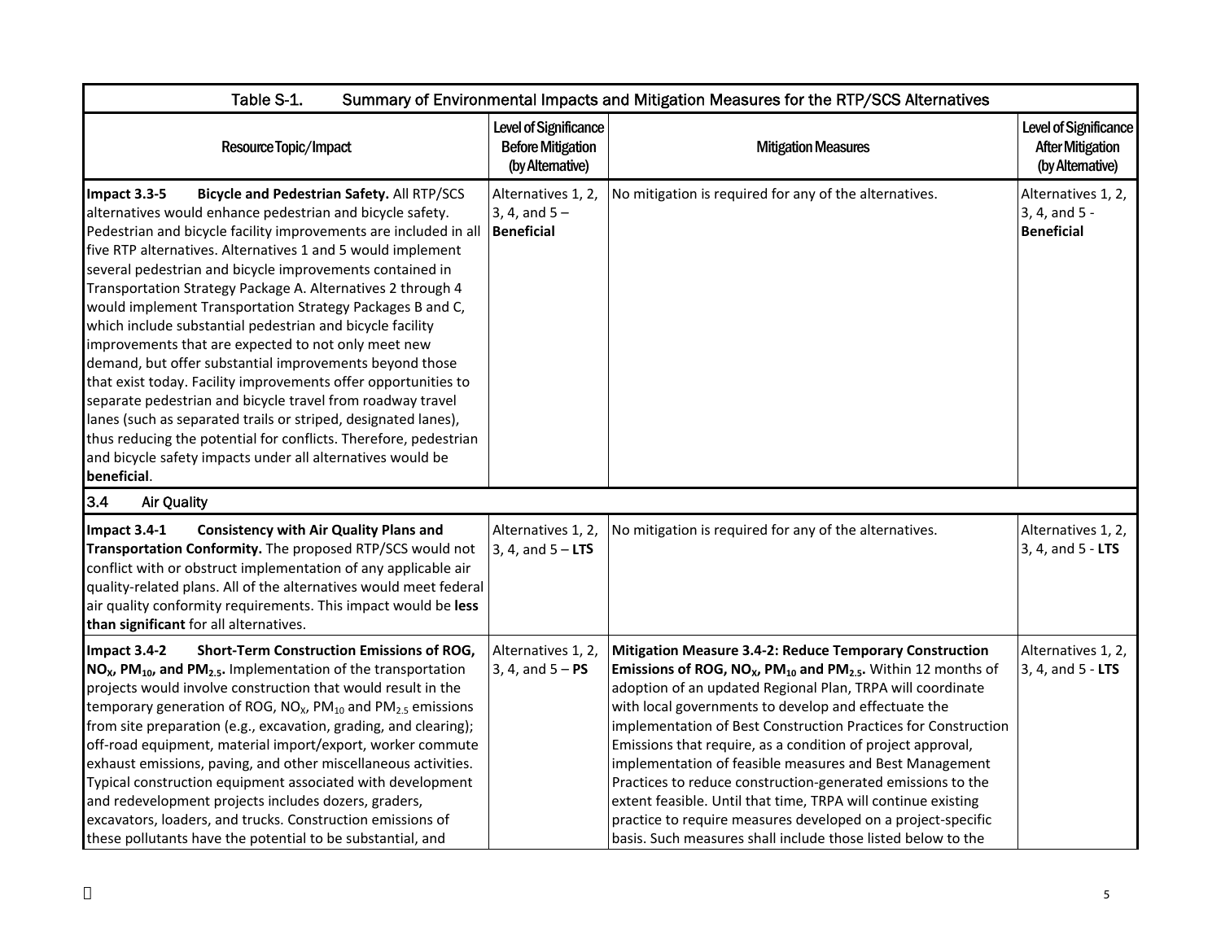| Table S-1. Summary of Environmental Impacts and Mitigation Measures for the RTP/SCS Alternatives | | | |
|---|---|---|---|
| Resource Topic/Impact | Level of Significance Before Mitigation (by Alternative) | Mitigation Measures | Level of Significance After Mitigation (by Alternative) |
| **Impact 3.3-5 Bicycle and Pedestrian Safety.** All RTP/SCS alternatives would enhance pedestrian and bicycle safety. Pedestrian and bicycle facility improvements are included in all five RTP alternatives. Alternatives 1 and 5 would implement several pedestrian and bicycle improvements contained in Transportation Strategy Package A. Alternatives 2 through 4 would implement Transportation Strategy Packages B and C, which include substantial pedestrian and bicycle facility improvements that are expected to not only meet new demand, but offer substantial improvements beyond those that exist today. Facility improvements offer opportunities to separate pedestrian and bicycle travel from roadway travel lanes (such as separated trails or striped, designated lanes), thus reducing the potential for conflicts. Therefore, pedestrian and bicycle safety impacts under all alternatives would be **beneficial**. | Alternatives 1, 2, 3, 4, and 5 – **Beneficial** | No mitigation is required for any of the alternatives. | Alternatives 1, 2, 3, 4, and 5 - **Beneficial** |
| **3.4 Air Quality** | | | |
| **Impact 3.4-1 Consistency with Air Quality Plans and Transportation Conformity.** The proposed RTP/SCS would not conflict with or obstruct implementation of any applicable air quality-related plans. All of the alternatives would meet federal air quality conformity requirements. This impact would be **less than significant** for all alternatives. | Alternatives 1, 2, 3, 4, and 5 – **LTS** | No mitigation is required for any of the alternatives. | Alternatives 1, 2, 3, 4, and 5 - **LTS** |
| **Impact 3.4-2 Short-Term Construction Emissions of ROG, $NO_X$, $PM_{10}$, and $PM_{2.5}$.** Implementation of the transportation projects would involve construction that would result in the temporary generation of ROG, $NO_X$, $PM_{10}$ and $PM_{2.5}$ emissions from site preparation (e.g., excavation, grading, and clearing); off-road equipment, material import/export, worker commute exhaust emissions, paving, and other miscellaneous activities. Typical construction equipment associated with development and redevelopment projects includes dozers, graders, excavators, loaders, and trucks. Construction emissions of these pollutants have the potential to be substantial, and | Alternatives 1, 2, 3, 4, and 5 – **PS** | **Mitigation Measure 3.4-2: Reduce Temporary Construction Emissions of ROG, $NO_X$, $PM_{10}$ and $PM_{2.5}$.** Within 12 months of adoption of an updated Regional Plan, TRPA will coordinate with local governments to develop and effectuate the implementation of Best Construction Practices for Construction Emissions that require, as a condition of project approval, implementation of feasible measures and Best Management Practices to reduce construction-generated emissions to the extent feasible. Until that time, TRPA will continue existing practice to require measures developed on a project-specific basis. Such measures shall include those listed below to the | Alternatives 1, 2, 3, 4, and 5 - **LTS** |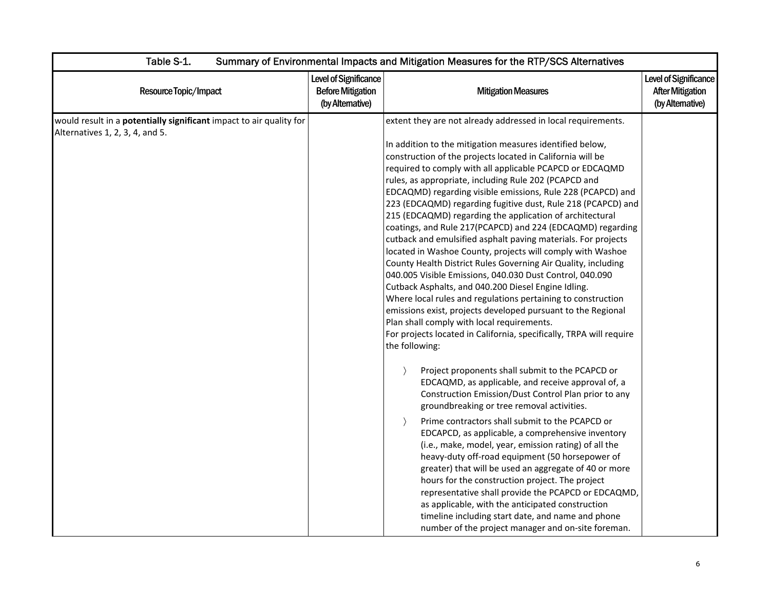| Table S-1. Summary of Environmental Impacts and Mitigation Measures for the RTP/SCS Alternatives | | | |
|---|---|---|---|
| **Resource Topic/Impact** | **Level of Significance Before Mitigation (by Alternative)** | **Mitigation Measures** | **Level of Significance After Mitigation (by Alternative)** |
| would result in a **potentially significant** impact to air quality for Alternatives 1, 2, 3, 4, and 5. | | extent they are not already addressed in local requirements.<br><br>In addition to the mitigation measures identified below, construction of the projects located in California will be required to comply with all applicable PCAPCD or EDCAQMD rules, as appropriate, including Rule 202 (PCAPCD and EDCAQMD) regarding visible emissions, Rule 228 (PCAPCD) and 223 (EDCAQMD) regarding fugitive dust, Rule 218 (PCAPCD) and 215 (EDCAQMD) regarding the application of architectural coatings, and Rule 217(PCAPCD) and 224 (EDCAQMD) regarding cutback and emulsified asphalt paving materials. For projects located in Washoe County, projects will comply with Washoe County Health District Rules Governing Air Quality, including 040.005 Visible Emissions, 040.030 Dust Control, 040.090 Cutback Asphalts, and 040.200 Diesel Engine Idling.<br>Where local rules and regulations pertaining to construction emissions exist, projects developed pursuant to the Regional Plan shall comply with local requirements.<br>For projects located in California, specifically, TRPA will require the following:<br><br>〉 Project proponents shall submit to the PCAPCD or EDCAQMD, as applicable, and receive approval of, a Construction Emission/Dust Control Plan prior to any groundbreaking or tree removal activities.<br>〉 Prime contractors shall submit to the PCAPCD or EDCAPCD, as applicable, a comprehensive inventory (i.e., make, model, year, emission rating) of all the heavy-duty off-road equipment (50 horsepower of greater) that will be used an aggregate of 40 or more hours for the construction project. The project representative shall provide the PCAPCD or EDCAQMD, as applicable, with the anticipated construction timeline including start date, and name and phone number of the project manager and on-site foreman. | |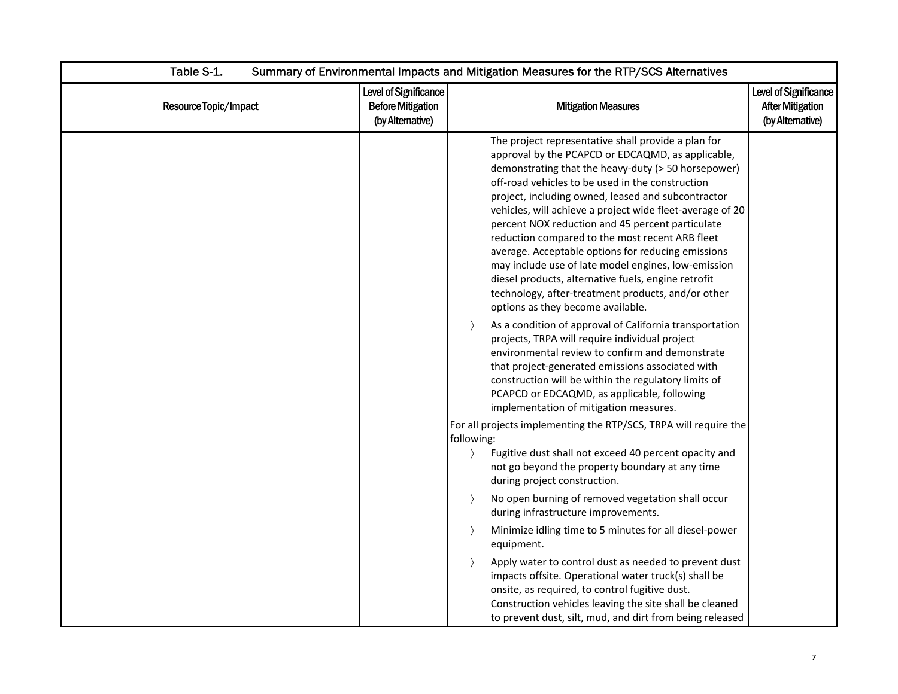| Table S-1. Summary of Environmental Impacts and Mitigation Measures for the RTP/SCS Alternatives | | | |
|---|---|---|---|
| Resource Topic/Impact | Level of Significance Before Mitigation (by Alternative) | Mitigation Measures | Level of Significance After Mitigation (by Alternative) |
| | | The project representative shall provide a plan for approval by the PCAPCD or EDCAQMD, as applicable, demonstrating that the heavy-duty (> 50 horsepower) off-road vehicles to be used in the construction project, including owned, leased and subcontractor vehicles, will achieve a project wide fleet-average of 20 percent NOX reduction and 45 percent particulate reduction compared to the most recent ARB fleet average. Acceptable options for reducing emissions may include use of late model engines, low-emission diesel products, alternative fuels, engine retrofit technology, after-treatment products, and/or other options as they become available.<br>〉 As a condition of approval of California transportation projects, TRPA will require individual project environmental review to confirm and demonstrate that project-generated emissions associated with construction will be within the regulatory limits of PCAPCD or EDCAQMD, as applicable, following implementation of mitigation measures.<br>For all projects implementing the RTP/SCS, TRPA will require the following:<br>〉 Fugitive dust shall not exceed 40 percent opacity and not go beyond the property boundary at any time during project construction.<br>〉 No open burning of removed vegetation shall occur during infrastructure improvements.<br>〉 Minimize idling time to 5 minutes for all diesel-power equipment.<br>〉 Apply water to control dust as needed to prevent dust impacts offsite. Operational water truck(s) shall be onsite, as required, to control fugitive dust. Construction vehicles leaving the site shall be cleaned to prevent dust, silt, mud, and dirt from being released | |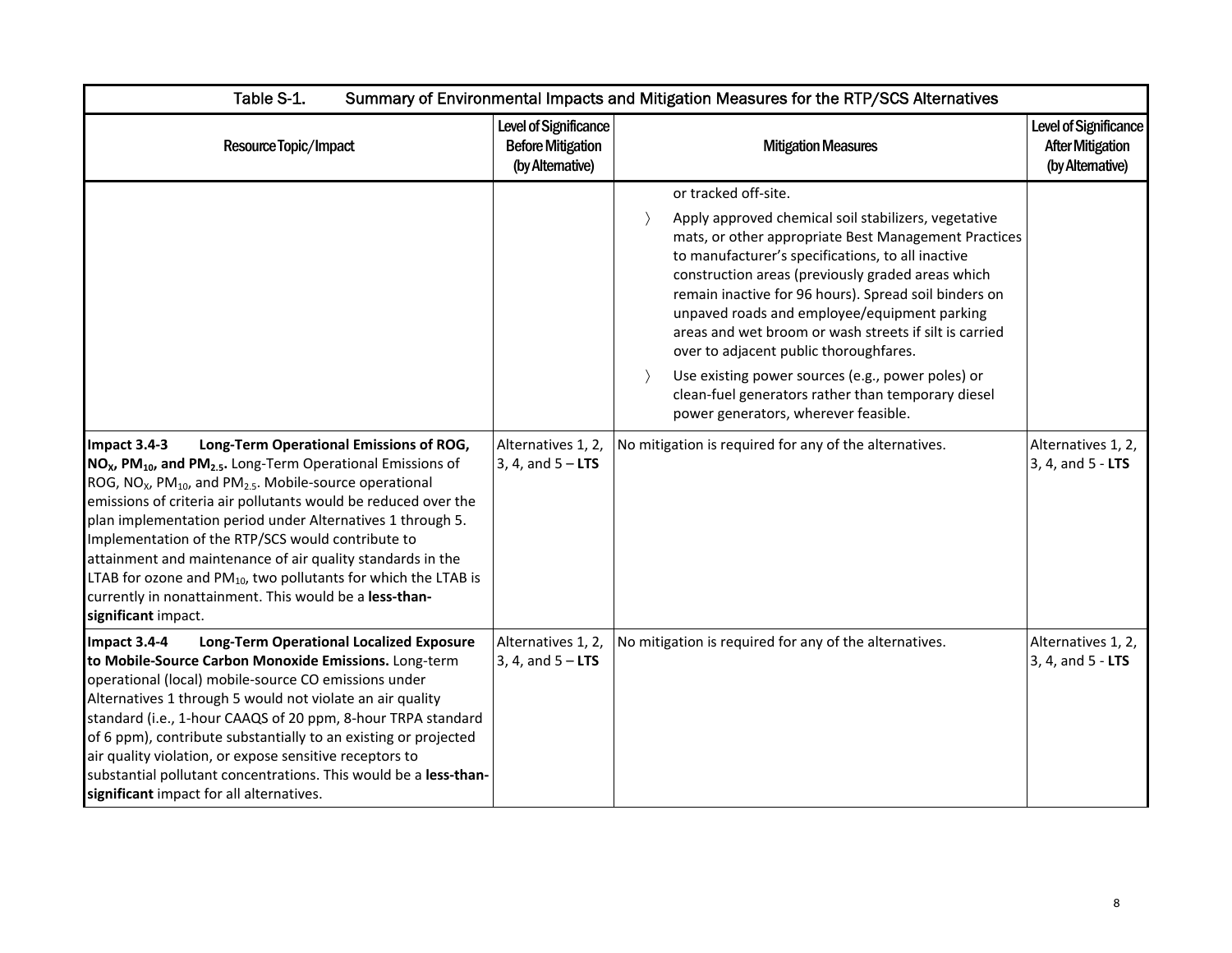| Table S-1. Summary of Environmental Impacts and Mitigation Measures for the RTP/SCS Alternatives | | | |
|---|---|---|---|
| Resource Topic/Impact | Level of Significance Before Mitigation (by Alternative) | Mitigation Measures | Level of Significance After Mitigation (by Alternative) |
| | | or tracked off-site.<br>〉 Apply approved chemical soil stabilizers, vegetative mats, or other appropriate Best Management Practices to manufacturer's specifications, to all inactive construction areas (previously graded areas which remain inactive for 96 hours). Spread soil binders on unpaved roads and employee/equipment parking areas and wet broom or wash streets if silt is carried over to adjacent public thoroughfares.<br>〉 Use existing power sources (e.g., power poles) or clean-fuel generators rather than temporary diesel power generators, wherever feasible. | |
| **Impact 3.4-3 Long-Term Operational Emissions of ROG, $NO_X$, $PM_{10}$, and $PM_{2.5}$.** Long-Term Operational Emissions of ROG, $NO_X$, $PM_{10}$, and $PM_{2.5}$. Mobile-source operational emissions of criteria air pollutants would be reduced over the plan implementation period under Alternatives 1 through 5. Implementation of the RTP/SCS would contribute to attainment and maintenance of air quality standards in the LTAB for ozone and $PM_{10}$, two pollutants for which the LTAB is currently in nonattainment. This would be a **less-than-significant** impact. | Alternatives 1, 2, 3, 4, and 5 – **LTS** | No mitigation is required for any of the alternatives. | Alternatives 1, 2, 3, 4, and 5 - **LTS** |
| **Impact 3.4-4 Long-Term Operational Localized Exposure to Mobile-Source Carbon Monoxide Emissions.** Long-term operational (local) mobile-source CO emissions under Alternatives 1 through 5 would not violate an air quality standard (i.e., 1-hour CAAQS of 20 ppm, 8-hour TRPA standard of 6 ppm), contribute substantially to an existing or projected air quality violation, or expose sensitive receptors to substantial pollutant concentrations. This would be a **less-than-significant** impact for all alternatives. | Alternatives 1, 2, 3, 4, and 5 – **LTS** | No mitigation is required for any of the alternatives. | Alternatives 1, 2, 3, 4, and 5 - **LTS** |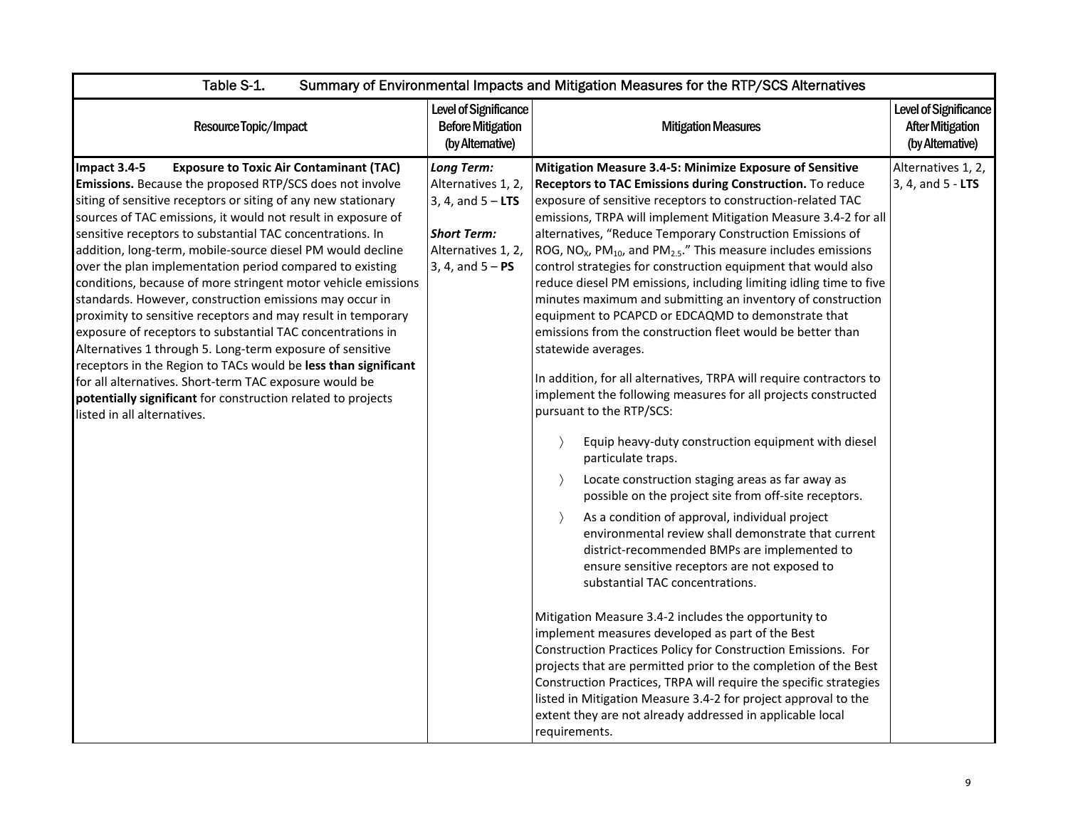| Table S-1. Summary of Environmental Impacts and Mitigation Measures for the RTP/SCS Alternatives | | | |
|---|---|---|---|
| Resource Topic/Impact | Level of Significance Before Mitigation (by Alternative) | Mitigation Measures | Level of Significance After Mitigation (by Alternative) |
| **Impact 3.4-5 Exposure to Toxic Air Contaminant (TAC) Emissions.** Because the proposed RTP/SCS does not involve siting of sensitive receptors or siting of any new stationary sources of TAC emissions, it would not result in exposure of sensitive receptors to substantial TAC concentrations. In addition, long-term, mobile-source diesel PM would decline over the plan implementation period compared to existing conditions, because of more stringent motor vehicle emissions standards. However, construction emissions may occur in proximity to sensitive receptors and may result in temporary exposure of receptors to substantial TAC concentrations in Alternatives 1 through 5. Long-term exposure of sensitive receptors in the Region to TACs would be **less than significant** for all alternatives. Short-term TAC exposure would be **potentially significant** for construction related to projects listed in all alternatives. | ***Long Term:*** Alternatives 1, 2, 3, 4, and 5 – **LTS**<br><br>***Short Term:*** Alternatives 1, 2, 3, 4, and 5 – **PS** | **Mitigation Measure 3.4-5: Minimize Exposure of Sensitive Receptors to TAC Emissions during Construction.** To reduce exposure of sensitive receptors to construction-related TAC emissions, TRPA will implement Mitigation Measure 3.4-2 for all alternatives, "Reduce Temporary Construction Emissions of ROG, $NO_X$, $PM_{10}$, and $PM_{2.5}$." This measure includes emissions control strategies for construction equipment that would also reduce diesel PM emissions, including limiting idling time to five minutes maximum and submitting an inventory of construction equipment to PCAPCD or EDCAQMD to demonstrate that emissions from the construction fleet would be better than statewide averages.<br><br>In addition, for all alternatives, TRPA will require contractors to implement the following measures for all projects constructed pursuant to the RTP/SCS:<br><br>〉 Equip heavy-duty construction equipment with diesel particulate traps.<br>〉 Locate construction staging areas as far away as possible on the project site from off-site receptors.<br>〉 As a condition of approval, individual project environmental review shall demonstrate that current district-recommended BMPs are implemented to ensure sensitive receptors are not exposed to substantial TAC concentrations.<br><br>Mitigation Measure 3.4-2 includes the opportunity to implement measures developed as part of the Best Construction Practices Policy for Construction Emissions. For projects that are permitted prior to the completion of the Best Construction Practices, TRPA will require the specific strategies listed in Mitigation Measure 3.4-2 for project approval to the extent they are not already addressed in applicable local requirements. | Alternatives 1, 2, 3, 4, and 5 - **LTS** |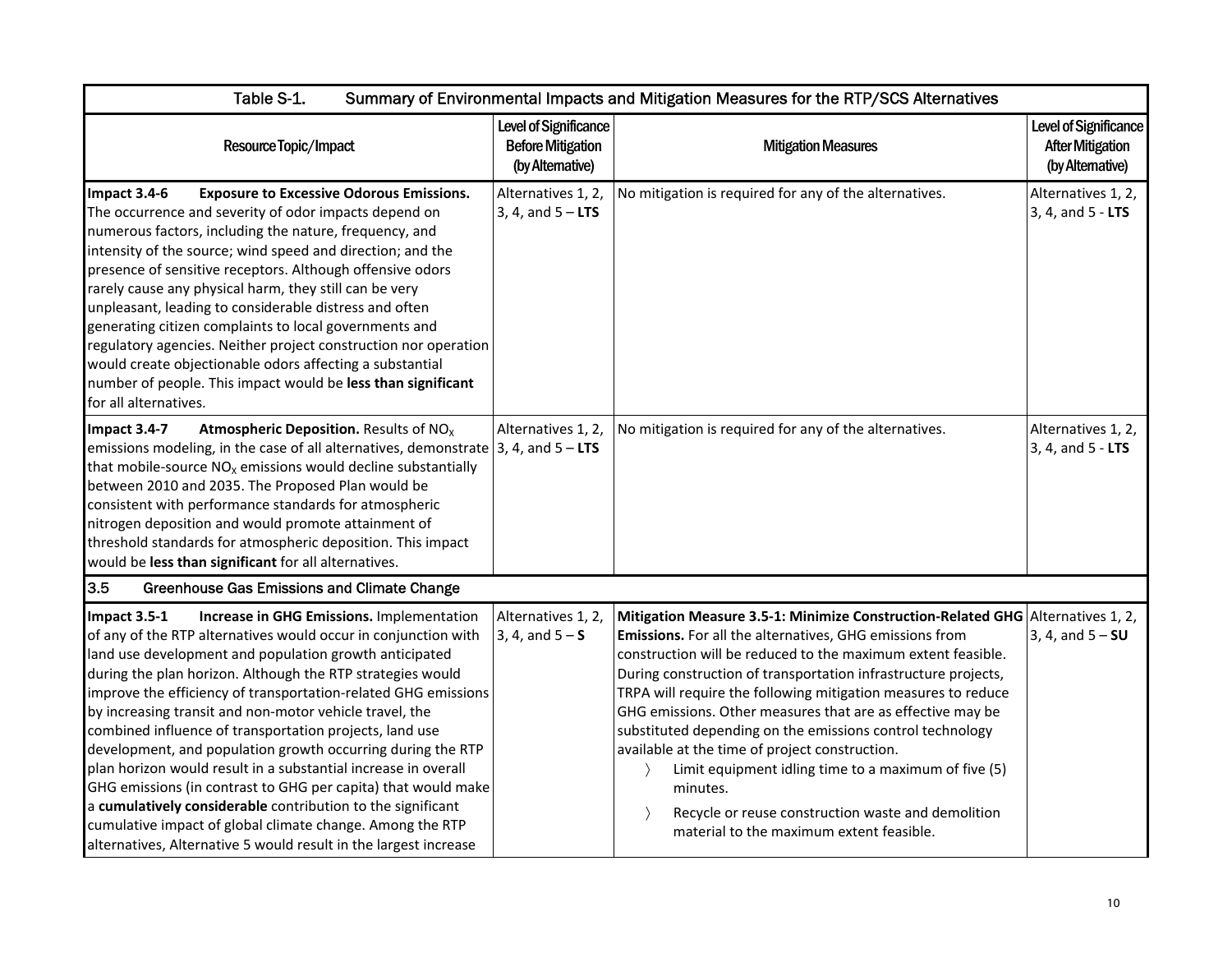| Table S-1. Summary of Environmental Impacts and Mitigation Measures for the RTP/SCS Alternatives | | | |
|---|---|---|---|
| Resource Topic/Impact | Level of Significance Before Mitigation (by Alternative) | Mitigation Measures | Level of Significance After Mitigation (by Alternative) |
| **Impact 3.4-6 Exposure to Excessive Odorous Emissions.** The occurrence and severity of odor impacts depend on numerous factors, including the nature, frequency, and intensity of the source; wind speed and direction; and the presence of sensitive receptors. Although offensive odors rarely cause any physical harm, they still can be very unpleasant, leading to considerable distress and often generating citizen complaints to local governments and regulatory agencies. Neither project construction nor operation would create objectionable odors affecting a substantial number of people. This impact would be **less than significant** for all alternatives. | Alternatives 1, 2, 3, 4, and 5 – **LTS** | No mitigation is required for any of the alternatives. | Alternatives 1, 2, 3, 4, and 5 - **LTS** |
| **Impact 3.4-7 Atmospheric Deposition.** Results of $NO_X$ emissions modeling, in the case of all alternatives, demonstrate that mobile-source $NO_X$ emissions would decline substantially between 2010 and 2035. The Proposed Plan would be consistent with performance standards for atmospheric nitrogen deposition and would promote attainment of threshold standards for atmospheric deposition. This impact would be **less than significant** for all alternatives. | Alternatives 1, 2, 3, 4, and 5 – **LTS** | No mitigation is required for any of the alternatives. | Alternatives 1, 2, 3, 4, and 5 - **LTS** |
| **3.5 Greenhouse Gas Emissions and Climate Change** | | | |
| **Impact 3.5-1 Increase in GHG Emissions.** Implementation of any of the RTP alternatives would occur in conjunction with land use development and population growth anticipated during the plan horizon. Although the RTP strategies would improve the efficiency of transportation-related GHG emissions by increasing transit and non-motor vehicle travel, the combined influence of transportation projects, land use development, and population growth occurring during the RTP plan horizon would result in a substantial increase in overall GHG emissions (in contrast to GHG per capita) that would make a **cumulatively considerable** contribution to the significant cumulative impact of global climate change. Among the RTP alternatives, Alternative 5 would result in the largest increase | Alternatives 1, 2, 3, 4, and 5 – **S** | **Mitigation Measure 3.5-1: Minimize Construction-Related GHG Emissions.** For all the alternatives, GHG emissions from construction will be reduced to the maximum extent feasible. During construction of transportation infrastructure projects, TRPA will require the following mitigation measures to reduce GHG emissions. Other measures that are as effective may be substituted depending on the emissions control technology available at the time of project construction.<br>〉 Limit equipment idling time to a maximum of five (5) minutes.<br>〉 Recycle or reuse construction waste and demolition material to the maximum extent feasible. | Alternatives 1, 2, 3, 4, and 5 – **SU** |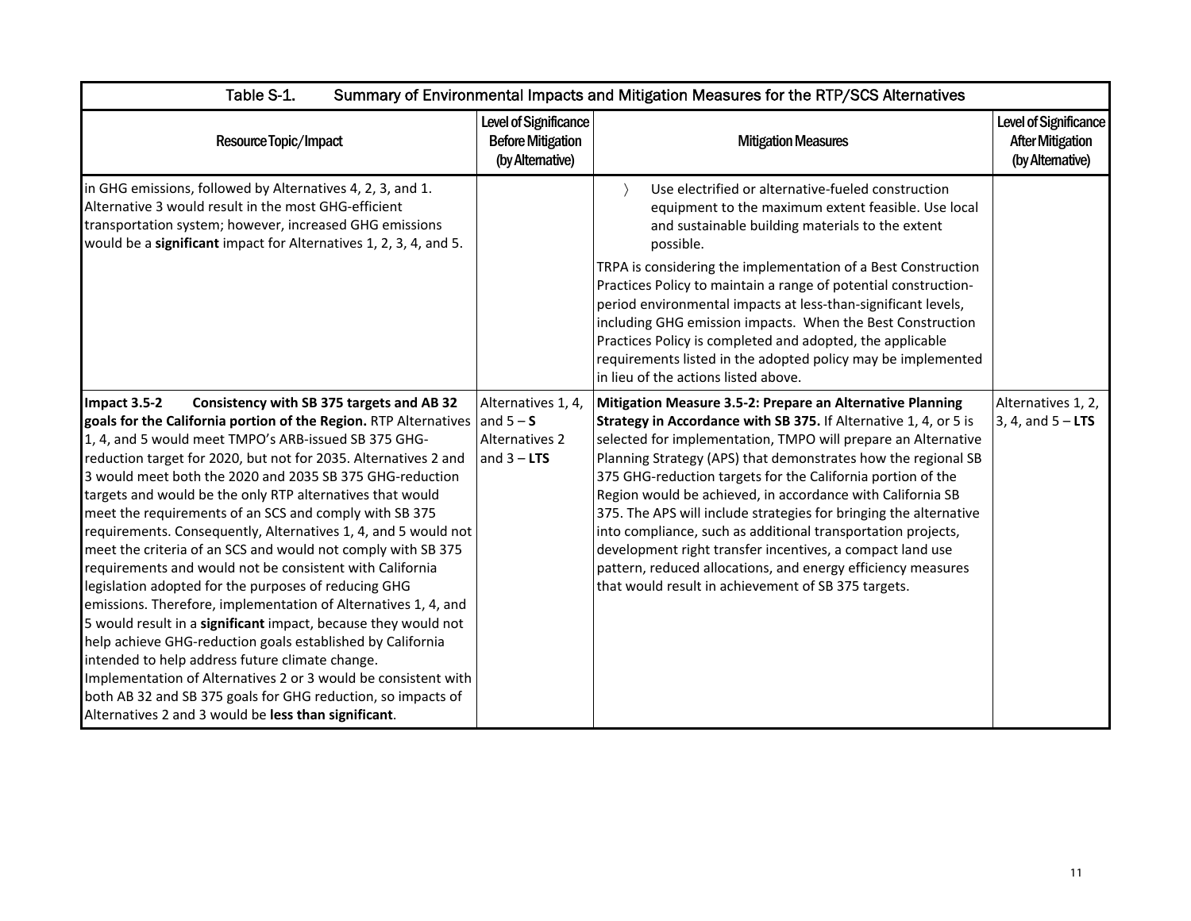| Table S-1. Summary of Environmental Impacts and Mitigation Measures for the RTP/SCS Alternatives | | | |
|---|---|---|---|
| **Resource Topic/Impact** | **Level of Significance Before Mitigation (by Alternative)** | **Mitigation Measures** | **Level of Significance After Mitigation (by Alternative)** |
| in GHG emissions, followed by Alternatives 4, 2, 3, and 1. Alternative 3 would result in the most GHG-efficient transportation system; however, increased GHG emissions would be a **significant** impact for Alternatives 1, 2, 3, 4, and 5. | | 〉 Use electrified or alternative-fueled construction equipment to the maximum extent feasible. Use local and sustainable building materials to the extent possible.<br><br>TRPA is considering the implementation of a Best Construction Practices Policy to maintain a range of potential construction-period environmental impacts at less-than-significant levels, including GHG emission impacts. When the Best Construction Practices Policy is completed and adopted, the applicable requirements listed in the adopted policy may be implemented in lieu of the actions listed above. | |
| **Impact 3.5-2 Consistency with SB 375 targets and AB 32 goals for the California portion of the Region.** RTP Alternatives 1, 4, and 5 would meet TMPO's ARB-issued SB 375 GHG-reduction target for 2020, but not for 2035. Alternatives 2 and 3 would meet both the 2020 and 2035 SB 375 GHG-reduction targets and would be the only RTP alternatives that would meet the requirements of an SCS and comply with SB 375 requirements. Consequently, Alternatives 1, 4, and 5 would not meet the criteria of an SCS and would not comply with SB 375 requirements and would not be consistent with California legislation adopted for the purposes of reducing GHG emissions. Therefore, implementation of Alternatives 1, 4, and 5 would result in a **significant** impact, because they would not help achieve GHG-reduction goals established by California intended to help address future climate change. Implementation of Alternatives 2 or 3 would be consistent with both AB 32 and SB 375 goals for GHG reduction, so impacts of Alternatives 2 and 3 would be **less than significant**. | Alternatives 1, 4, and 5 – **S**<br>Alternatives 2 and 3 – **LTS** | **Mitigation Measure 3.5-2: Prepare an Alternative Planning Strategy in Accordance with SB 375.** If Alternative 1, 4, or 5 is selected for implementation, TMPO will prepare an Alternative Planning Strategy (APS) that demonstrates how the regional SB 375 GHG-reduction targets for the California portion of the Region would be achieved, in accordance with California SB 375. The APS will include strategies for bringing the alternative into compliance, such as additional transportation projects, development right transfer incentives, a compact land use pattern, reduced allocations, and energy efficiency measures that would result in achievement of SB 375 targets. | Alternatives 1, 2, 3, 4, and 5 – **LTS** |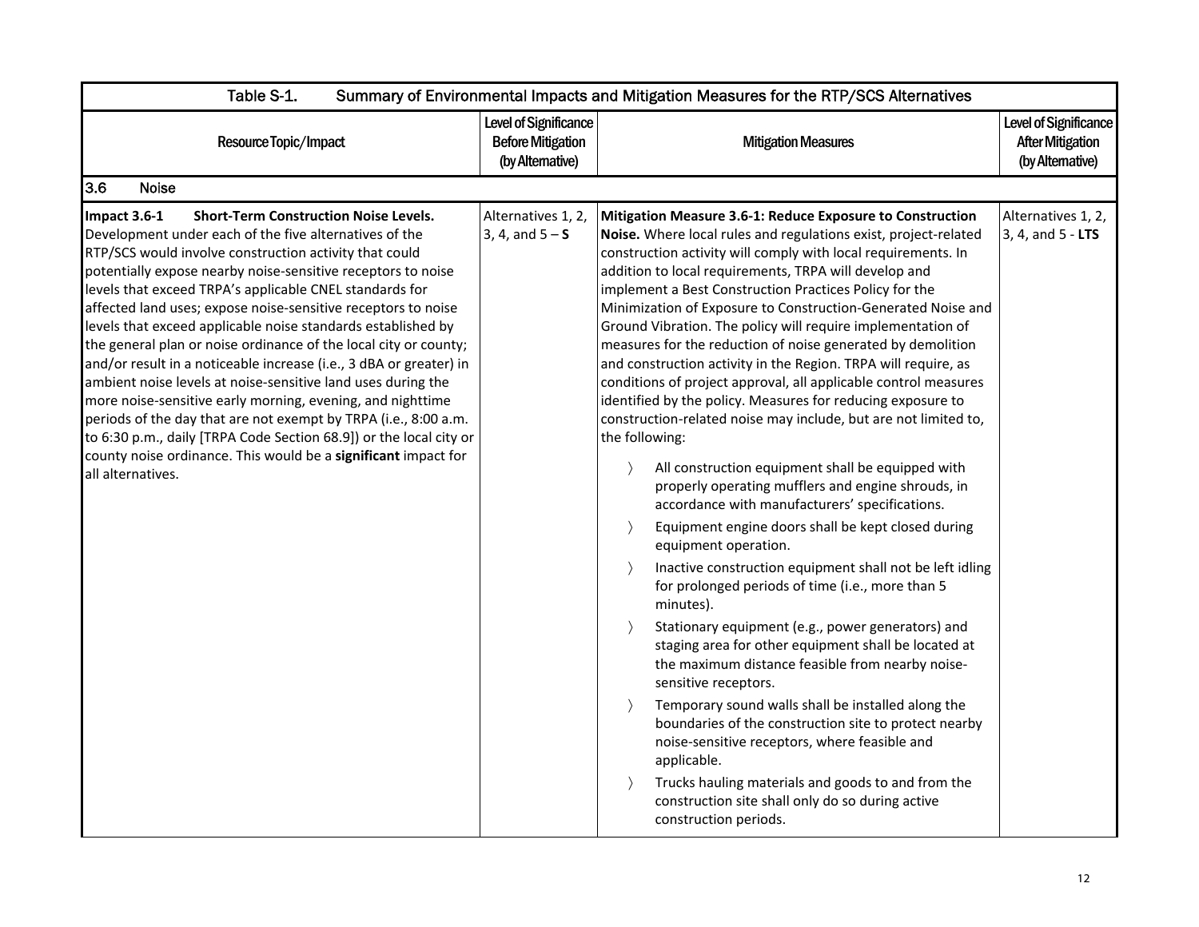| Table S-1. Summary of Environmental Impacts and Mitigation Measures for the RTP/SCS Alternatives | | | |
|---|---|---|---|
| Resource Topic/Impact | Level of Significance Before Mitigation (by Alternative) | Mitigation Measures | Level of Significance After Mitigation (by Alternative) |
| **3.6 Noise** | | | |
| **Impact 3.6-1 Short-Term Construction Noise Levels.** Development under each of the five alternatives of the RTP/SCS would involve construction activity that could potentially expose nearby noise-sensitive receptors to noise levels that exceed TRPA's applicable CNEL standards for affected land uses; expose noise-sensitive receptors to noise levels that exceed applicable noise standards established by the general plan or noise ordinance of the local city or county; and/or result in a noticeable increase (i.e., 3 dBA or greater) in ambient noise levels at noise-sensitive land uses during the more noise-sensitive early morning, evening, and nighttime periods of the day that are not exempt by TRPA (i.e., 8:00 a.m. to 6:30 p.m., daily [TRPA Code Section 68.9]) or the local city or county noise ordinance. This would be a **significant** impact for all alternatives. | Alternatives 1, 2, 3, 4, and 5 – **S** | **Mitigation Measure 3.6-1: Reduce Exposure to Construction Noise.** Where local rules and regulations exist, project-related construction activity will comply with local requirements. In addition to local requirements, TRPA will develop and implement a Best Construction Practices Policy for the Minimization of Exposure to Construction-Generated Noise and Ground Vibration. The policy will require implementation of measures for the reduction of noise generated by demolition and construction activity in the Region. TRPA will require, as conditions of project approval, all applicable control measures identified by the policy. Measures for reducing exposure to construction-related noise may include, but are not limited to, the following:<br><br>〉 All construction equipment shall be equipped with properly operating mufflers and engine shrouds, in accordance with manufacturers' specifications.<br>〉 Equipment engine doors shall be kept closed during equipment operation.<br>〉 Inactive construction equipment shall not be left idling for prolonged periods of time (i.e., more than 5 minutes).<br>〉 Stationary equipment (e.g., power generators) and staging area for other equipment shall be located at the maximum distance feasible from nearby noise-sensitive receptors.<br>〉 Temporary sound walls shall be installed along the boundaries of the construction site to protect nearby noise-sensitive receptors, where feasible and applicable.<br>〉 Trucks hauling materials and goods to and from the construction site shall only do so during active construction periods. | Alternatives 1, 2, 3, 4, and 5 - **LTS** |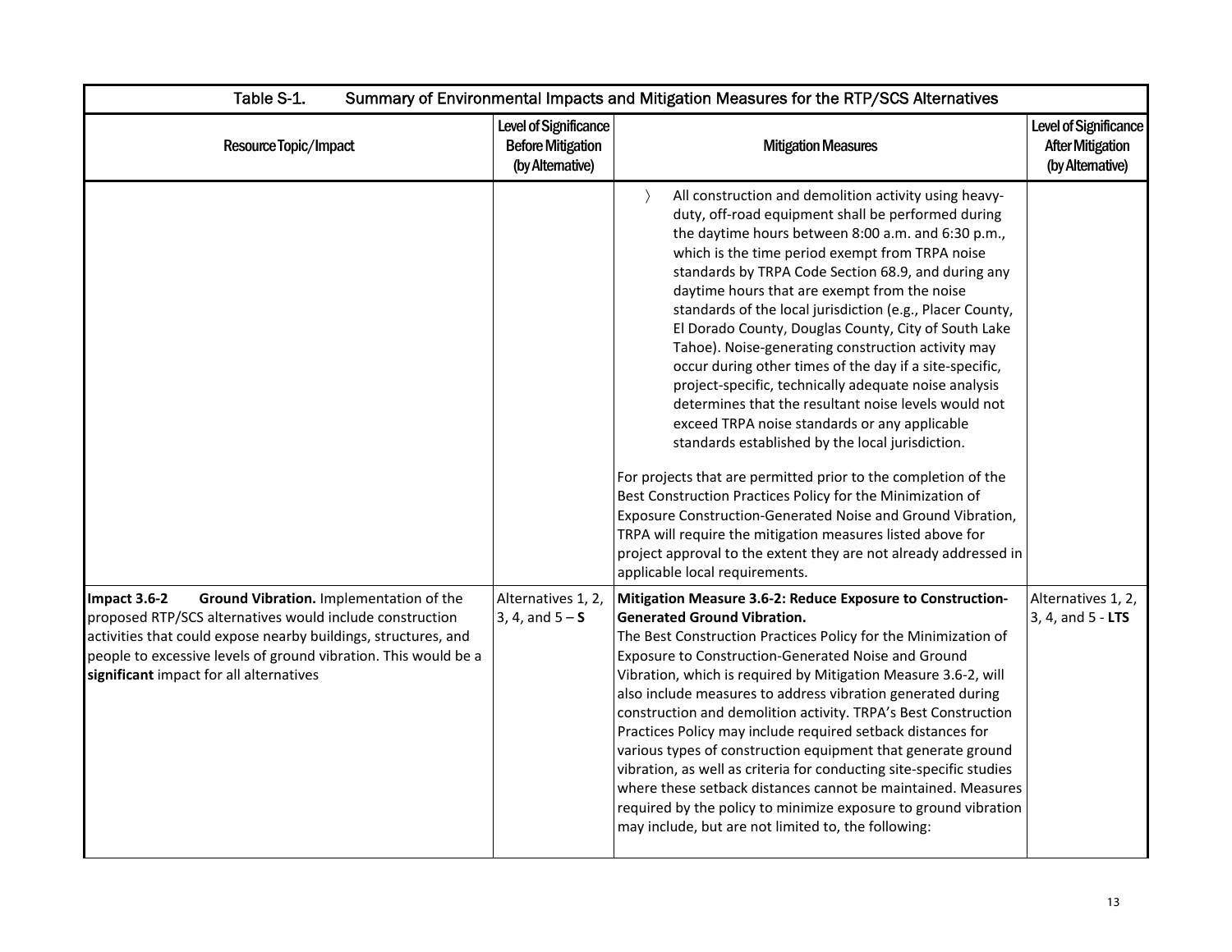| Table S-1. Summary of Environmental Impacts and Mitigation Measures for the RTP/SCS Alternatives | | | |
|---|---|---|---|
| Resource Topic/Impact | Level of Significance Before Mitigation (by Alternative) | Mitigation Measures | Level of Significance After Mitigation (by Alternative) |
| | | 〉 All construction and demolition activity using heavy-duty, off-road equipment shall be performed during the daytime hours between 8:00 a.m. and 6:30 p.m., which is the time period exempt from TRPA noise standards by TRPA Code Section 68.9, and during any daytime hours that are exempt from the noise standards of the local jurisdiction (e.g., Placer County, El Dorado County, Douglas County, City of South Lake Tahoe). Noise-generating construction activity may occur during other times of the day if a site-specific, project-specific, technically adequate noise analysis determines that the resultant noise levels would not exceed TRPA noise standards or any applicable standards established by the local jurisdiction.<br><br>For projects that are permitted prior to the completion of the Best Construction Practices Policy for the Minimization of Exposure Construction-Generated Noise and Ground Vibration, TRPA will require the mitigation measures listed above for project approval to the extent they are not already addressed in applicable local requirements. | |
| **Impact 3.6-2 Ground Vibration.** Implementation of the proposed RTP/SCS alternatives would include construction activities that could expose nearby buildings, structures, and people to excessive levels of ground vibration. This would be a **significant** impact for all alternatives | Alternatives 1, 2, 3, 4, and 5 – **S** | **Mitigation Measure 3.6-2: Reduce Exposure to Construction-Generated Ground Vibration.**<br>The Best Construction Practices Policy for the Minimization of Exposure to Construction-Generated Noise and Ground Vibration, which is required by Mitigation Measure 3.6-2, will also include measures to address vibration generated during construction and demolition activity. TRPA's Best Construction Practices Policy may include required setback distances for various types of construction equipment that generate ground vibration, as well as criteria for conducting site-specific studies where these setback distances cannot be maintained. Measures required by the policy to minimize exposure to ground vibration may include, but are not limited to, the following: | Alternatives 1, 2, 3, 4, and 5 - **LTS** |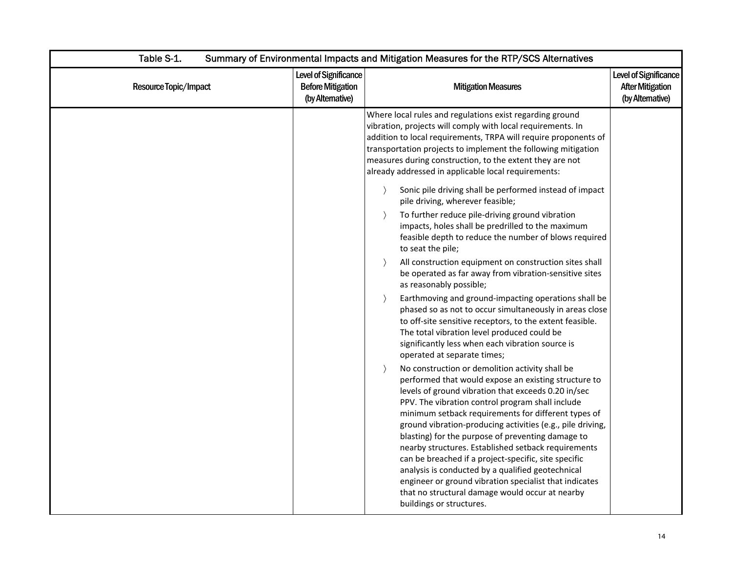Table S-1. Summary of Environmental Impacts and Mitigation Measures for the RTP/SCS Alternatives

| Resource Topic/Impact | Level of Significance Before Mitigation (by Alternative) | Mitigation Measures | Level of Significance After Mitigation (by Alternative) |
|---|---|---|---|
| | | Where local rules and regulations exist regarding ground vibration, projects will comply with local requirements. In addition to local requirements, TRPA will require proponents of transportation projects to implement the following mitigation measures during construction, to the extent they are not already addressed in applicable local requirements:<br><br>〉 Sonic pile driving shall be performed instead of impact pile driving, wherever feasible;<br>〉 To further reduce pile-driving ground vibration impacts, holes shall be predrilled to the maximum feasible depth to reduce the number of blows required to seat the pile;<br>〉 All construction equipment on construction sites shall be operated as far away from vibration-sensitive sites as reasonably possible;<br>〉 Earthmoving and ground-impacting operations shall be phased so as not to occur simultaneously in areas close to off-site sensitive receptors, to the extent feasible. The total vibration level produced could be significantly less when each vibration source is operated at separate times;<br>〉 No construction or demolition activity shall be performed that would expose an existing structure to levels of ground vibration that exceeds 0.20 in/sec PPV. The vibration control program shall include minimum setback requirements for different types of ground vibration-producing activities (e.g., pile driving, blasting) for the purpose of preventing damage to nearby structures. Established setback requirements can be breached if a project-specific, site specific analysis is conducted by a qualified geotechnical engineer or ground vibration specialist that indicates that no structural damage would occur at nearby buildings or structures. | |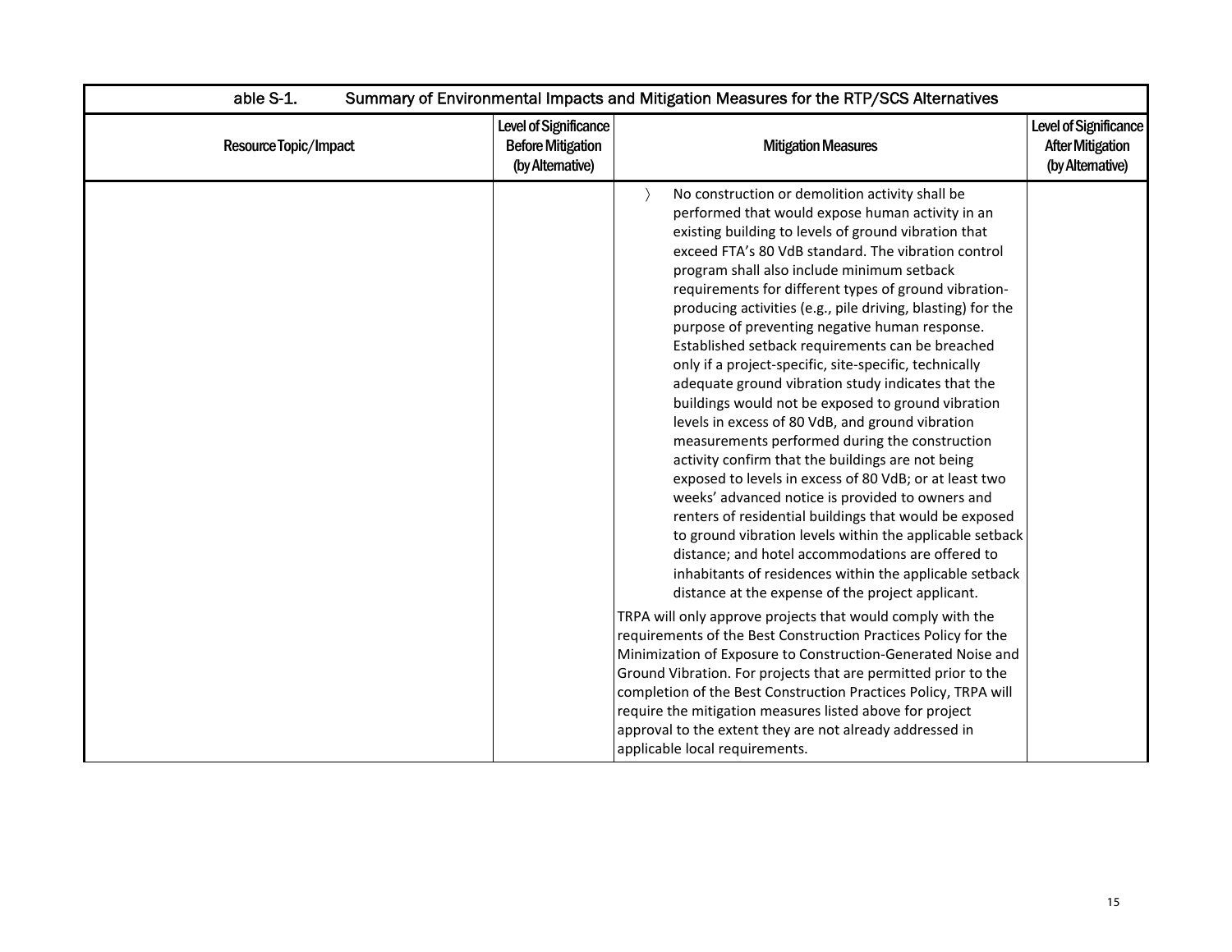| Resource Topic/Impact | Level of Significance Before Mitigation (by Alternative) | Mitigation Measures | Level of Significance After Mitigation (by Alternative) |
|---|---|---|---|
| | | 〉 No construction or demolition activity shall be performed that would expose human activity in an existing building to levels of ground vibration that exceed FTA's 80 VdB standard. The vibration control program shall also include minimum setback requirements for different types of ground vibration-producing activities (e.g., pile driving, blasting) for the purpose of preventing negative human response. Established setback requirements can be breached only if a project-specific, site-specific, technically adequate ground vibration study indicates that the buildings would not be exposed to ground vibration levels in excess of 80 VdB, and ground vibration measurements performed during the construction activity confirm that the buildings are not being exposed to levels in excess of 80 VdB; or at least two weeks' advanced notice is provided to owners and renters of residential buildings that would be exposed to ground vibration levels within the applicable setback distance; and hotel accommodations are offered to inhabitants of residences within the applicable setback distance at the expense of the project applicant.<br><br>TRPA will only approve projects that would comply with the requirements of the Best Construction Practices Policy for the Minimization of Exposure to Construction-Generated Noise and Ground Vibration. For projects that are permitted prior to the completion of the Best Construction Practices Policy, TRPA will require the mitigation measures listed above for project approval to the extent they are not already addressed in applicable local requirements. | |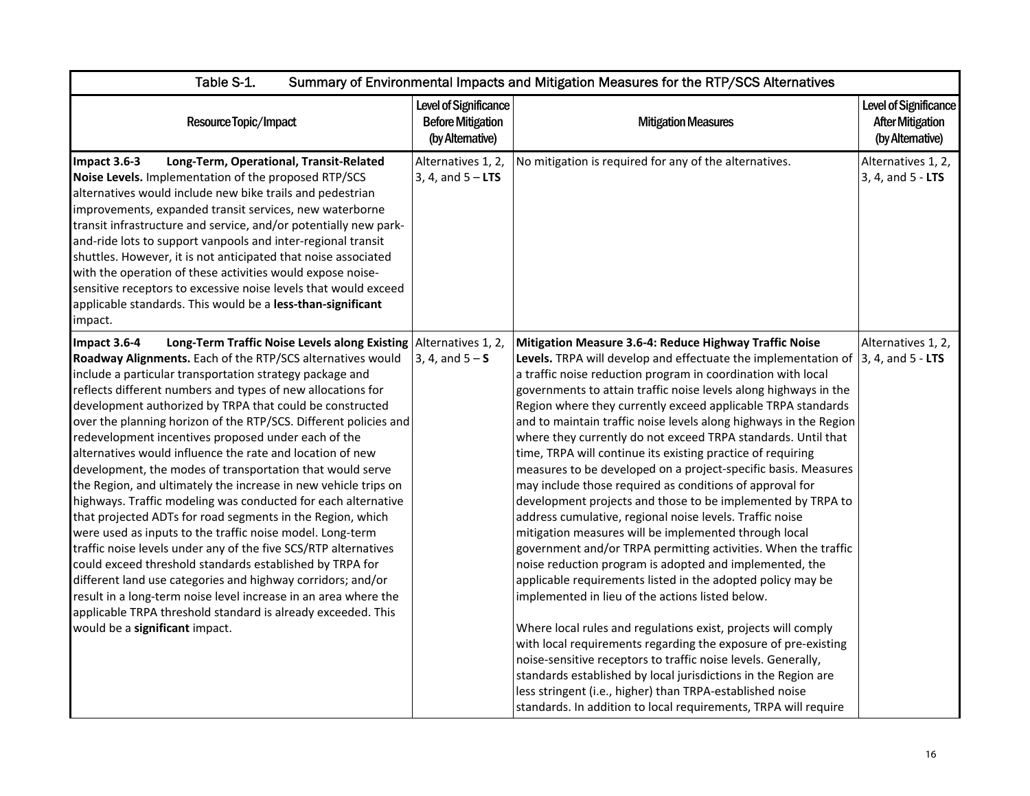| Table S-1. Summary of Environmental Impacts and Mitigation Measures for the RTP/SCS Alternatives | | | |
|---|---|---|---|
| Resource Topic/Impact | Level of Significance Before Mitigation (by Alternative) | Mitigation Measures | Level of Significance After Mitigation (by Alternative) |
| **Impact 3.6-3 Long-Term, Operational, Transit-Related Noise Levels.** Implementation of the proposed RTP/SCS alternatives would include new bike trails and pedestrian improvements, expanded transit services, new waterborne transit infrastructure and service, and/or potentially new park-and-ride lots to support vanpools and inter-regional transit shuttles. However, it is not anticipated that noise associated with the operation of these activities would expose noise-sensitive receptors to excessive noise levels that would exceed applicable standards. This would be a **less-than-significant** impact. | Alternatives 1, 2, 3, 4, and 5 – **LTS** | No mitigation is required for any of the alternatives. | Alternatives 1, 2, 3, 4, and 5 - **LTS** |
| **Impact 3.6-4 Long-Term Traffic Noise Levels along Existing Roadway Alignments.** Each of the RTP/SCS alternatives would include a particular transportation strategy package and reflects different numbers and types of new allocations for development authorized by TRPA that could be constructed over the planning horizon of the RTP/SCS. Different policies and redevelopment incentives proposed under each of the alternatives would influence the rate and location of new development, the modes of transportation that would serve the Region, and ultimately the increase in new vehicle trips on highways. Traffic modeling was conducted for each alternative that projected ADTs for road segments in the Region, which were used as inputs to the traffic noise model. Long-term traffic noise levels under any of the five SCS/RTP alternatives could exceed threshold standards established by TRPA for different land use categories and highway corridors; and/or result in a long-term noise level increase in an area where the applicable TRPA threshold standard is already exceeded. This would be a **significant** impact. | Alternatives 1, 2, 3, 4, and 5 – **S** | **Mitigation Measure 3.6-4: Reduce Highway Traffic Noise Levels.** TRPA will develop and effectuate the implementation of a traffic noise reduction program in coordination with local governments to attain traffic noise levels along highways in the Region where they currently exceed applicable TRPA standards and to maintain traffic noise levels along highways in the Region where they currently do not exceed TRPA standards. Until that time, TRPA will continue its existing practice of requiring measures to be developed on a project-specific basis. Measures may include those required as conditions of approval for development projects and those to be implemented by TRPA to address cumulative, regional noise levels. Traffic noise mitigation measures will be implemented through local government and/or TRPA permitting activities. When the traffic noise reduction program is adopted and implemented, the applicable requirements listed in the adopted policy may be implemented in lieu of the actions listed below.<br><br>Where local rules and regulations exist, projects will comply with local requirements regarding the exposure of pre-existing noise-sensitive receptors to traffic noise levels. Generally, standards established by local jurisdictions in the Region are less stringent (i.e., higher) than TRPA-established noise standards. In addition to local requirements, TRPA will require | Alternatives 1, 2, 3, 4, and 5 - **LTS** |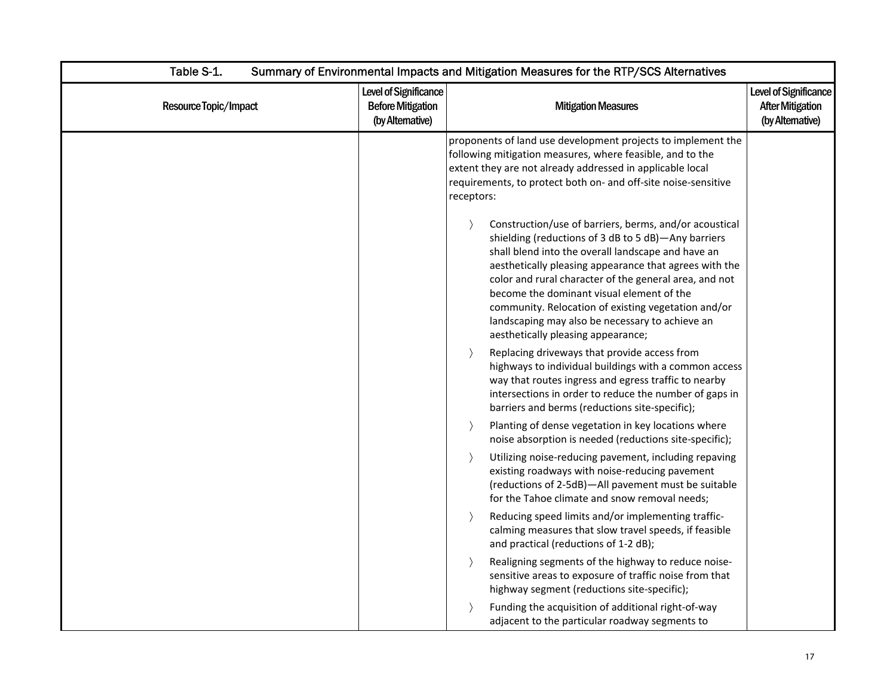Table S-1. Summary of Environmental Impacts and Mitigation Measures for the RTP/SCS Alternatives

| Resource Topic/Impact | Level of Significance Before Mitigation (by Alternative) | Mitigation Measures | Level of Significance After Mitigation (by Alternative) |
|---|---|---|---|
| | | proponents of land use development projects to implement the following mitigation measures, where feasible, and to the extent they are not already addressed in applicable local requirements, to protect both on- and off-site noise-sensitive receptors:<br><br>〉 Construction/use of barriers, berms, and/or acoustical shielding (reductions of 3 dB to 5 dB)—Any barriers shall blend into the overall landscape and have an aesthetically pleasing appearance that agrees with the color and rural character of the general area, and not become the dominant visual element of the community. Relocation of existing vegetation and/or landscaping may also be necessary to achieve an aesthetically pleasing appearance;<br>〉 Replacing driveways that provide access from highways to individual buildings with a common access way that routes ingress and egress traffic to nearby intersections in order to reduce the number of gaps in barriers and berms (reductions site-specific);<br>〉 Planting of dense vegetation in key locations where noise absorption is needed (reductions site-specific);<br>〉 Utilizing noise-reducing pavement, including repaving existing roadways with noise-reducing pavement (reductions of 2-5dB)—All pavement must be suitable for the Tahoe climate and snow removal needs;<br>〉 Reducing speed limits and/or implementing traffic-calming measures that slow travel speeds, if feasible and practical (reductions of 1-2 dB);<br>〉 Realigning segments of the highway to reduce noise-sensitive areas to exposure of traffic noise from that highway segment (reductions site-specific);<br>〉 Funding the acquisition of additional right-of-way adjacent to the particular roadway segments to | |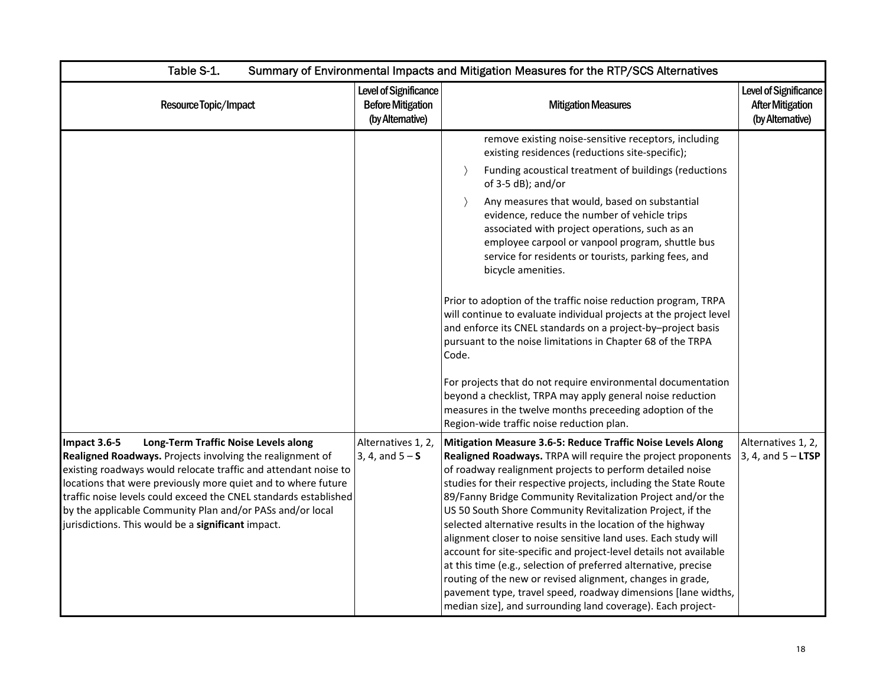Table S-1. Summary of Environmental Impacts and Mitigation Measures for the RTP/SCS Alternatives

| Resource Topic/Impact | Level of Significance Before Mitigation (by Alternative) | Mitigation Measures | Level of Significance After Mitigation (by Alternative) |
|---|---|---|---|
| | | remove existing noise-sensitive receptors, including existing residences (reductions site-specific);<br>〉 Funding acoustical treatment of buildings (reductions of 3-5 dB); and/or<br>〉 Any measures that would, based on substantial evidence, reduce the number of vehicle trips associated with project operations, such as an employee carpool or vanpool program, shuttle bus service for residents or tourists, parking fees, and bicycle amenities.<br><br>Prior to adoption of the traffic noise reduction program, TRPA will continue to evaluate individual projects at the project level and enforce its CNEL standards on a project-by–project basis pursuant to the noise limitations in Chapter 68 of the TRPA Code.<br><br>For projects that do not require environmental documentation beyond a checklist, TRPA may apply general noise reduction measures in the twelve months preceeding adoption of the Region-wide traffic noise reduction plan. | |
| **Impact 3.6-5 Long-Term Traffic Noise Levels along Realigned Roadways.** Projects involving the realignment of existing roadways would relocate traffic and attendant noise to locations that were previously more quiet and to where future traffic noise levels could exceed the CNEL standards established by the applicable Community Plan and/or PASs and/or local jurisdictions. This would be a **significant** impact. | Alternatives 1, 2, 3, 4, and 5 – **S** | **Mitigation Measure 3.6-5: Reduce Traffic Noise Levels Along Realigned Roadways.** TRPA will require the project proponents of roadway realignment projects to perform detailed noise studies for their respective projects, including the State Route 89/Fanny Bridge Community Revitalization Project and/or the US 50 South Shore Community Revitalization Project, if the selected alternative results in the location of the highway alignment closer to noise sensitive land uses. Each study will account for site-specific and project-level details not available at this time (e.g., selection of preferred alternative, precise routing of the new or revised alignment, changes in grade, pavement type, travel speed, roadway dimensions [lane widths, median size], and surrounding land coverage). Each project- | Alternatives 1, 2, 3, 4, and 5 – **LTSP** |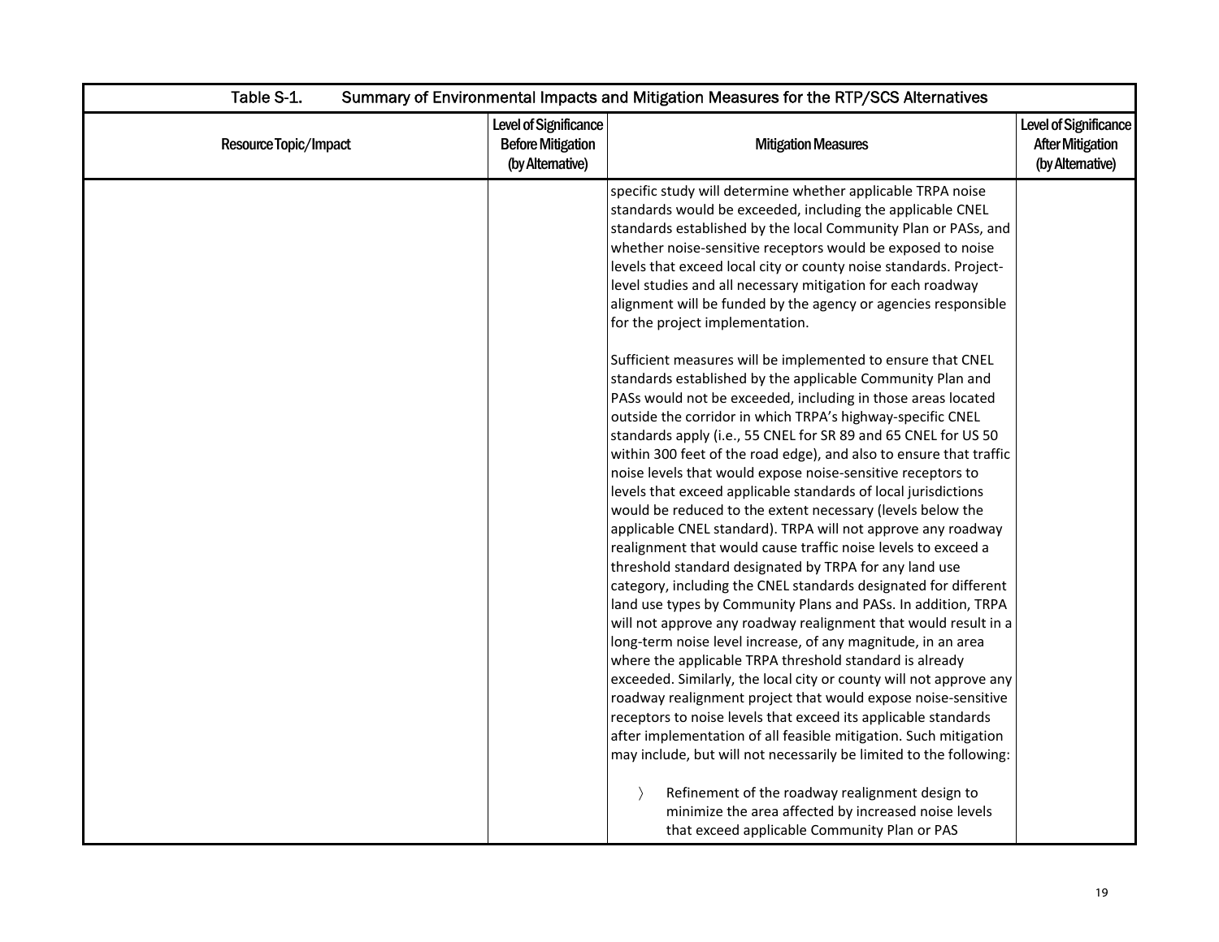| Table S-1. Summary of Environmental Impacts and Mitigation Measures for the RTP/SCS Alternatives | | | |
|---|---|---|---|
| Resource Topic/Impact | Level of Significance Before Mitigation (by Alternative) | Mitigation Measures | Level of Significance After Mitigation (by Alternative) |
| | | specific study will determine whether applicable TRPA noise standards would be exceeded, including the applicable CNEL standards established by the local Community Plan or PASs, and whether noise-sensitive receptors would be exposed to noise levels that exceed local city or county noise standards. Project-level studies and all necessary mitigation for each roadway alignment will be funded by the agency or agencies responsible for the project implementation.<br><br>Sufficient measures will be implemented to ensure that CNEL standards established by the applicable Community Plan and PASs would not be exceeded, including in those areas located outside the corridor in which TRPA's highway-specific CNEL standards apply (i.e., 55 CNEL for SR 89 and 65 CNEL for US 50 within 300 feet of the road edge), and also to ensure that traffic noise levels that would expose noise-sensitive receptors to levels that exceed applicable standards of local jurisdictions would be reduced to the extent necessary (levels below the applicable CNEL standard). TRPA will not approve any roadway realignment that would cause traffic noise levels to exceed a threshold standard designated by TRPA for any land use category, including the CNEL standards designated for different land use types by Community Plans and PASs. In addition, TRPA will not approve any roadway realignment that would result in a long-term noise level increase, of any magnitude, in an area where the applicable TRPA threshold standard is already exceeded. Similarly, the local city or county will not approve any roadway realignment project that would expose noise-sensitive receptors to noise levels that exceed its applicable standards after implementation of all feasible mitigation. Such mitigation may include, but will not necessarily be limited to the following:<br><br>〉 Refinement of the roadway realignment design to minimize the area affected by increased noise levels that exceed applicable Community Plan or PAS | |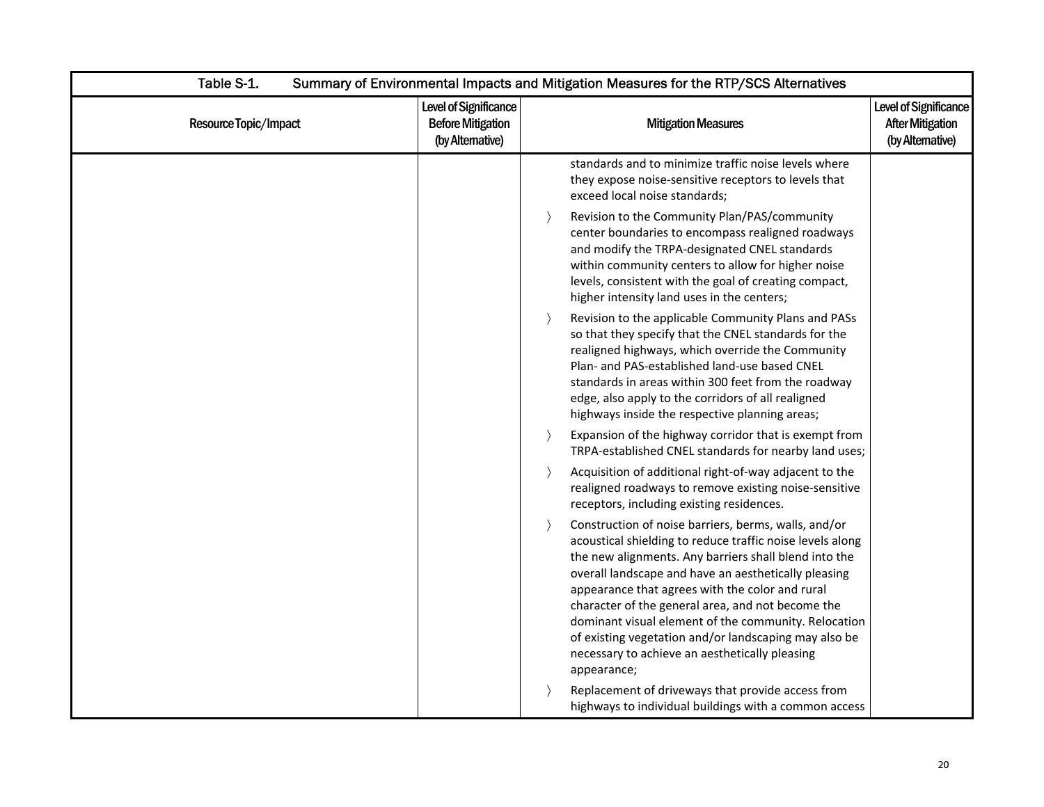Table S-1. Summary of Environmental Impacts and Mitigation Measures for the RTP/SCS Alternatives

| Resource Topic/Impact | Level of Significance Before Mitigation (by Alternative) | Mitigation Measures | Level of Significance After Mitigation (by Alternative) |
|---|---|---|---|
| | | standards and to minimize traffic noise levels where they expose noise-sensitive receptors to levels that exceed local noise standards;<br><br>〉 Revision to the Community Plan/PAS/community center boundaries to encompass realigned roadways and modify the TRPA-designated CNEL standards within community centers to allow for higher noise levels, consistent with the goal of creating compact, higher intensity land uses in the centers;<br><br>〉 Revision to the applicable Community Plans and PASs so that they specify that the CNEL standards for the realigned highways, which override the Community Plan- and PAS-established land-use based CNEL standards in areas within 300 feet from the roadway edge, also apply to the corridors of all realigned highways inside the respective planning areas;<br><br>〉 Expansion of the highway corridor that is exempt from TRPA-established CNEL standards for nearby land uses;<br><br>〉 Acquisition of additional right-of-way adjacent to the realigned roadways to remove existing noise-sensitive receptors, including existing residences.<br><br>〉 Construction of noise barriers, berms, walls, and/or acoustical shielding to reduce traffic noise levels along the new alignments. Any barriers shall blend into the overall landscape and have an aesthetically pleasing appearance that agrees with the color and rural character of the general area, and not become the dominant visual element of the community. Relocation of existing vegetation and/or landscaping may also be necessary to achieve an aesthetically pleasing appearance;<br><br>〉 Replacement of driveways that provide access from highways to individual buildings with a common access | |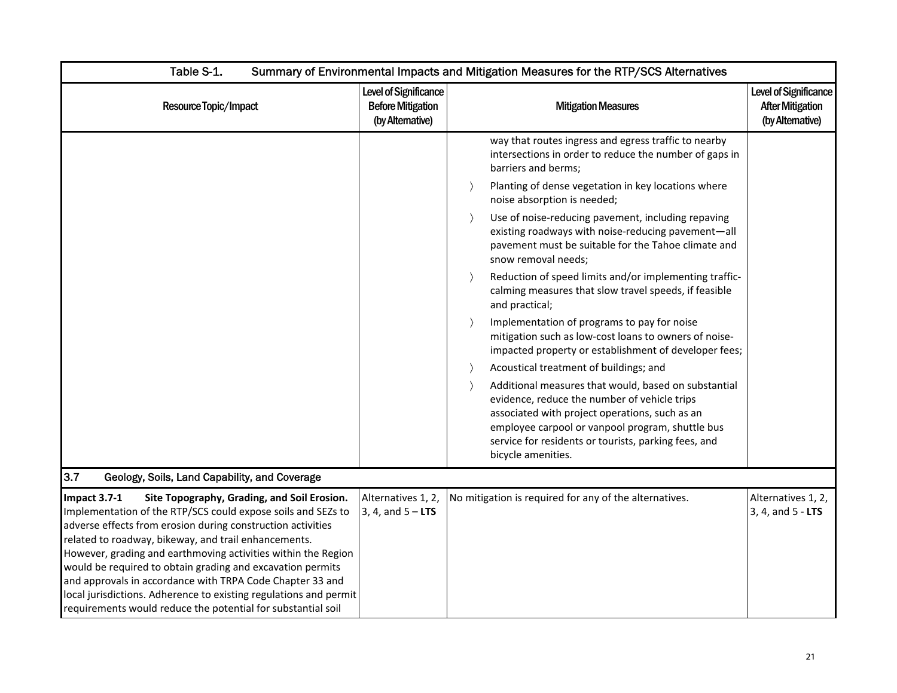| Table S-1. Summary of Environmental Impacts and Mitigation Measures for the RTP/SCS Alternatives | | | |
|---|---|---|---|
| Resource Topic/Impact | Level of Significance Before Mitigation (by Alternative) | Mitigation Measures | Level of Significance After Mitigation (by Alternative) |
| | | way that routes ingress and egress traffic to nearby intersections in order to reduce the number of gaps in barriers and berms;<br>〉 Planting of dense vegetation in key locations where noise absorption is needed;<br>〉 Use of noise-reducing pavement, including repaving existing roadways with noise-reducing pavement—all pavement must be suitable for the Tahoe climate and snow removal needs;<br>〉 Reduction of speed limits and/or implementing traffic-calming measures that slow travel speeds, if feasible and practical;<br>〉 Implementation of programs to pay for noise mitigation such as low-cost loans to owners of noise-impacted property or establishment of developer fees;<br>〉 Acoustical treatment of buildings; and<br>〉 Additional measures that would, based on substantial evidence, reduce the number of vehicle trips associated with project operations, such as an employee carpool or vanpool program, shuttle bus service for residents or tourists, parking fees, and bicycle amenities. | |
| **3.7 Geology, Soils, Land Capability, and Coverage** | | | |
| **Impact 3.7-1 Site Topography, Grading, and Soil Erosion.** Implementation of the RTP/SCS could expose soils and SEZs to adverse effects from erosion during construction activities related to roadway, bikeway, and trail enhancements. However, grading and earthmoving activities within the Region would be required to obtain grading and excavation permits and approvals in accordance with TRPA Code Chapter 33 and local jurisdictions. Adherence to existing regulations and permit requirements would reduce the potential for substantial soil | Alternatives 1, 2, 3, 4, and 5 – **LTS** | No mitigation is required for any of the alternatives. | Alternatives 1, 2, 3, 4, and 5 - **LTS** |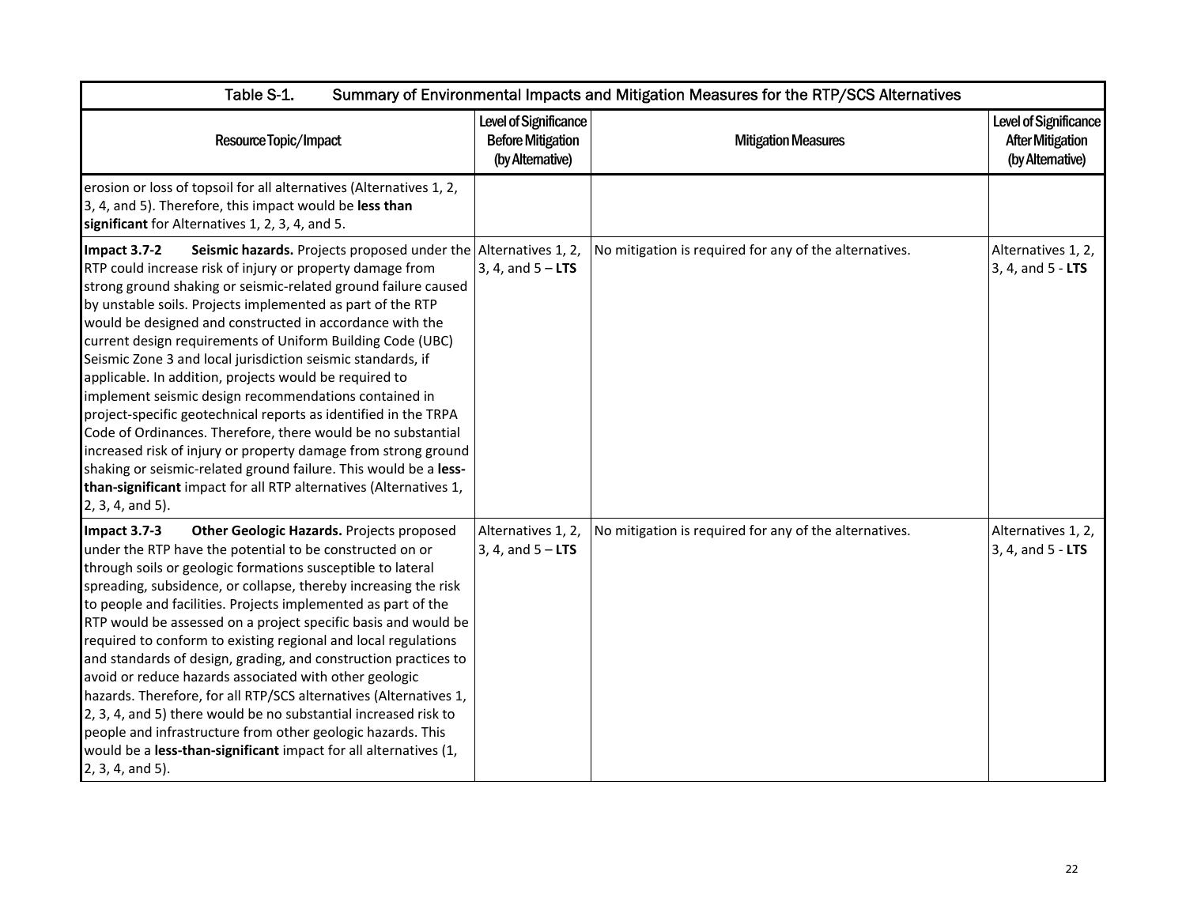| Table S-1. Summary of Environmental Impacts and Mitigation Measures for the RTP/SCS Alternatives | | | |
|---|---|---|---|
| Resource Topic/Impact | Level of Significance Before Mitigation (by Alternative) | Mitigation Measures | Level of Significance After Mitigation (by Alternative) |
| erosion or loss of topsoil for all alternatives (Alternatives 1, 2, 3, 4, and 5). Therefore, this impact would be **less than significant** for Alternatives 1, 2, 3, 4, and 5. | | | |
| **Impact 3.7-2 Seismic hazards.** Projects proposed under the RTP could increase risk of injury or property damage from strong ground shaking or seismic-related ground failure caused by unstable soils. Projects implemented as part of the RTP would be designed and constructed in accordance with the current design requirements of Uniform Building Code (UBC) Seismic Zone 3 and local jurisdiction seismic standards, if applicable. In addition, projects would be required to implement seismic design recommendations contained in project-specific geotechnical reports as identified in the TRPA Code of Ordinances. Therefore, there would be no substantial increased risk of injury or property damage from strong ground shaking or seismic-related ground failure. This would be a **less-than-significant** impact for all RTP alternatives (Alternatives 1, 2, 3, 4, and 5). | Alternatives 1, 2, 3, 4, and 5 – **LTS** | No mitigation is required for any of the alternatives. | Alternatives 1, 2, 3, 4, and 5 - **LTS** |
| **Impact 3.7-3 Other Geologic Hazards.** Projects proposed under the RTP have the potential to be constructed on or through soils or geologic formations susceptible to lateral spreading, subsidence, or collapse, thereby increasing the risk to people and facilities. Projects implemented as part of the RTP would be assessed on a project specific basis and would be required to conform to existing regional and local regulations and standards of design, grading, and construction practices to avoid or reduce hazards associated with other geologic hazards. Therefore, for all RTP/SCS alternatives (Alternatives 1, 2, 3, 4, and 5) there would be no substantial increased risk to people and infrastructure from other geologic hazards. This would be a **less-than-significant** impact for all alternatives (1, 2, 3, 4, and 5). | Alternatives 1, 2, 3, 4, and 5 – **LTS** | No mitigation is required for any of the alternatives. | Alternatives 1, 2, 3, 4, and 5 - **LTS** |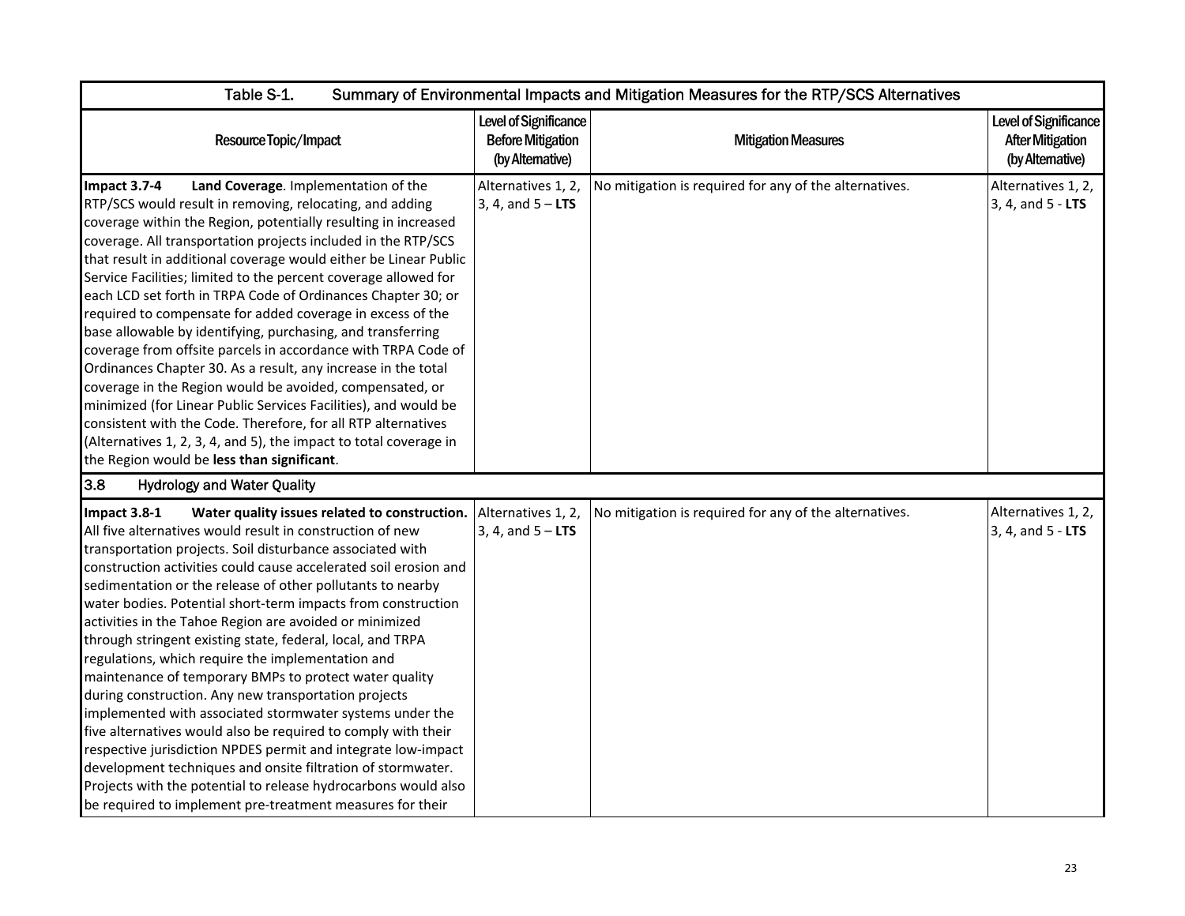| Table S-1. Summary of Environmental Impacts and Mitigation Measures for the RTP/SCS Alternatives | | | |
|---|---|---|---|
| Resource Topic/Impact | Level of Significance Before Mitigation (by Alternative) | Mitigation Measures | Level of Significance After Mitigation (by Alternative) |
| **Impact 3.7-4 Land Coverage**. Implementation of the RTP/SCS would result in removing, relocating, and adding coverage within the Region, potentially resulting in increased coverage. All transportation projects included in the RTP/SCS that result in additional coverage would either be Linear Public Service Facilities; limited to the percent coverage allowed for each LCD set forth in TRPA Code of Ordinances Chapter 30; or required to compensate for added coverage in excess of the base allowable by identifying, purchasing, and transferring coverage from offsite parcels in accordance with TRPA Code of Ordinances Chapter 30. As a result, any increase in the total coverage in the Region would be avoided, compensated, or minimized (for Linear Public Services Facilities), and would be consistent with the Code. Therefore, for all RTP alternatives (Alternatives 1, 2, 3, 4, and 5), the impact to total coverage in the Region would be **less than significant**. | Alternatives 1, 2, 3, 4, and 5 – **LTS** | No mitigation is required for any of the alternatives. | Alternatives 1, 2, 3, 4, and 5 - **LTS** |
| **3.8 Hydrology and Water Quality** | | | |
| **Impact 3.8-1 Water quality issues related to construction.** All five alternatives would result in construction of new transportation projects. Soil disturbance associated with construction activities could cause accelerated soil erosion and sedimentation or the release of other pollutants to nearby water bodies. Potential short-term impacts from construction activities in the Tahoe Region are avoided or minimized through stringent existing state, federal, local, and TRPA regulations, which require the implementation and maintenance of temporary BMPs to protect water quality during construction. Any new transportation projects implemented with associated stormwater systems under the five alternatives would also be required to comply with their respective jurisdiction NPDES permit and integrate low-impact development techniques and onsite filtration of stormwater. Projects with the potential to release hydrocarbons would also be required to implement pre-treatment measures for their | Alternatives 1, 2, 3, 4, and 5 – **LTS** | No mitigation is required for any of the alternatives. | Alternatives 1, 2, 3, 4, and 5 - **LTS** |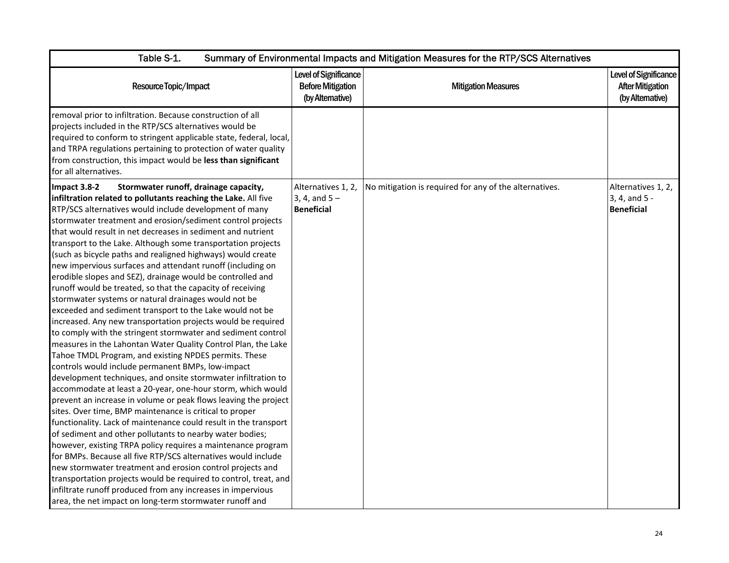| Table S-1. Summary of Environmental Impacts and Mitigation Measures for the RTP/SCS Alternatives | | | |
|---|---|---|---|
| Resource Topic/Impact | Level of Significance Before Mitigation (by Alternative) | Mitigation Measures | Level of Significance After Mitigation (by Alternative) |
| removal prior to infiltration. Because construction of all projects included in the RTP/SCS alternatives would be required to conform to stringent applicable state, federal, local, and TRPA regulations pertaining to protection of water quality from construction, this impact would be **less than significant** for all alternatives. | | | |
| **Impact 3.8-2 Stormwater runoff, drainage capacity, infiltration related to pollutants reaching the Lake.** All five RTP/SCS alternatives would include development of many stormwater treatment and erosion/sediment control projects that would result in net decreases in sediment and nutrient transport to the Lake. Although some transportation projects (such as bicycle paths and realigned highways) would create new impervious surfaces and attendant runoff (including on erodible slopes and SEZ), drainage would be controlled and runoff would be treated, so that the capacity of receiving stormwater systems or natural drainages would not be exceeded and sediment transport to the Lake would not be increased. Any new transportation projects would be required to comply with the stringent stormwater and sediment control measures in the Lahontan Water Quality Control Plan, the Lake Tahoe TMDL Program, and existing NPDES permits. These controls would include permanent BMPs, low-impact development techniques, and onsite stormwater infiltration to accommodate at least a 20-year, one-hour storm, which would prevent an increase in volume or peak flows leaving the project sites. Over time, BMP maintenance is critical to proper functionality. Lack of maintenance could result in the transport of sediment and other pollutants to nearby water bodies; however, existing TRPA policy requires a maintenance program for BMPs. Because all five RTP/SCS alternatives would include new stormwater treatment and erosion control projects and transportation projects would be required to control, treat, and infiltrate runoff produced from any increases in impervious area, the net impact on long-term stormwater runoff and | Alternatives 1, 2, 3, 4, and 5 – **Beneficial** | No mitigation is required for any of the alternatives. | Alternatives 1, 2, 3, 4, and 5 - **Beneficial** |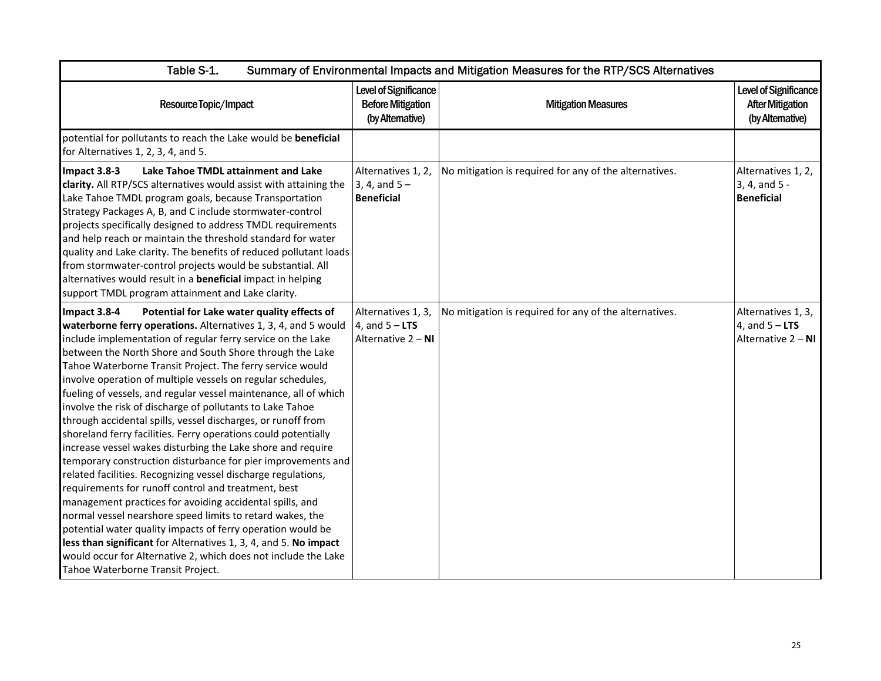| Table S-1. Summary of Environmental Impacts and Mitigation Measures for the RTP/SCS Alternatives | | | |
|---|---|---|---|
| Resource Topic/Impact | Level of Significance Before Mitigation (by Alternative) | Mitigation Measures | Level of Significance After Mitigation (by Alternative) |
| potential for pollutants to reach the Lake would be **beneficial** for Alternatives 1, 2, 3, 4, and 5. | | | |
| **Impact 3.8-3 Lake Tahoe TMDL attainment and Lake clarity.** All RTP/SCS alternatives would assist with attaining the Lake Tahoe TMDL program goals, because Transportation Strategy Packages A, B, and C include stormwater-control projects specifically designed to address TMDL requirements and help reach or maintain the threshold standard for water quality and Lake clarity. The benefits of reduced pollutant loads from stormwater-control projects would be substantial. All alternatives would result in a **beneficial** impact in helping support TMDL program attainment and Lake clarity. | Alternatives 1, 2, 3, 4, and 5 – **Beneficial** | No mitigation is required for any of the alternatives. | Alternatives 1, 2, 3, 4, and 5 - **Beneficial** |
| **Impact 3.8-4 Potential for Lake water quality effects of waterborne ferry operations.** Alternatives 1, 3, 4, and 5 would include implementation of regular ferry service on the Lake between the North Shore and South Shore through the Lake Tahoe Waterborne Transit Project. The ferry service would involve operation of multiple vessels on regular schedules, fueling of vessels, and regular vessel maintenance, all of which involve the risk of discharge of pollutants to Lake Tahoe through accidental spills, vessel discharges, or runoff from shoreland ferry facilities. Ferry operations could potentially increase vessel wakes disturbing the Lake shore and require temporary construction disturbance for pier improvements and related facilities. Recognizing vessel discharge regulations, requirements for runoff control and treatment, best management practices for avoiding accidental spills, and normal vessel nearshore speed limits to retard wakes, the potential water quality impacts of ferry operation would be **less than significant** for Alternatives 1, 3, 4, and 5. **No impact** would occur for Alternative 2, which does not include the Lake Tahoe Waterborne Transit Project. | Alternatives 1, 3, 4, and 5 – **LTS**<br>Alternative 2 – **NI** | No mitigation is required for any of the alternatives. | Alternatives 1, 3, 4, and 5 – **LTS**<br>Alternative 2 – **NI** |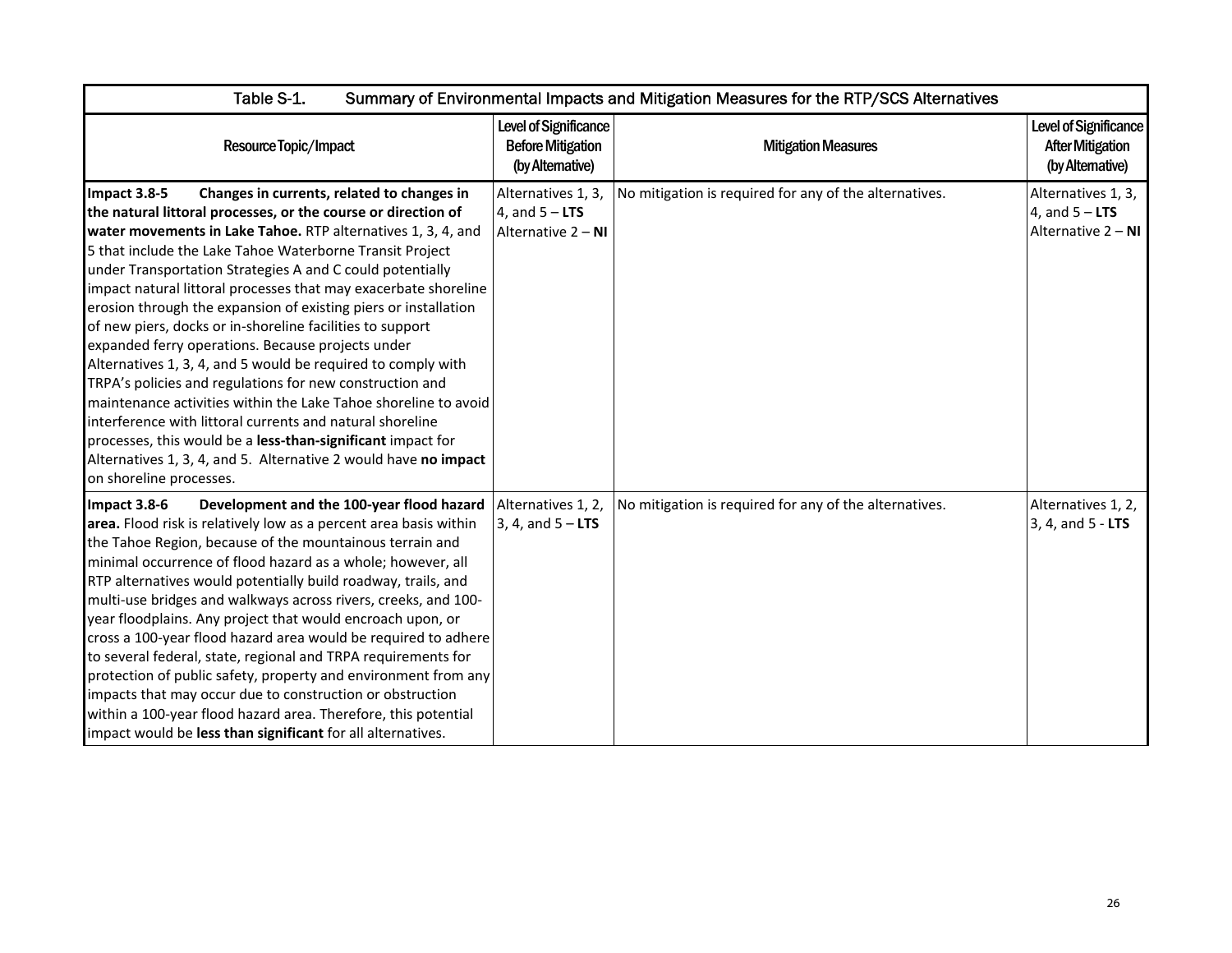| Table S-1. Summary of Environmental Impacts and Mitigation Measures for the RTP/SCS Alternatives | | | |
|---|---|---|---|
| Resource Topic/Impact | Level of Significance Before Mitigation (by Alternative) | Mitigation Measures | Level of Significance After Mitigation (by Alternative) |
| **Impact 3.8-5 Changes in currents, related to changes in the natural littoral processes, or the course or direction of water movements in Lake Tahoe.** RTP alternatives 1, 3, 4, and 5 that include the Lake Tahoe Waterborne Transit Project under Transportation Strategies A and C could potentially impact natural littoral processes that may exacerbate shoreline erosion through the expansion of existing piers or installation of new piers, docks or in-shoreline facilities to support expanded ferry operations. Because projects under Alternatives 1, 3, 4, and 5 would be required to comply with TRPA's policies and regulations for new construction and maintenance activities within the Lake Tahoe shoreline to avoid interference with littoral currents and natural shoreline processes, this would be a **less-than-significant** impact for Alternatives 1, 3, 4, and 5. Alternative 2 would have **no impact** on shoreline processes. | Alternatives 1, 3, 4, and 5 – **LTS**<br>Alternative 2 – **NI** | No mitigation is required for any of the alternatives. | Alternatives 1, 3, 4, and 5 – **LTS**<br>Alternative 2 – **NI** |
| **Impact 3.8-6 Development and the 100-year flood hazard area.** Flood risk is relatively low as a percent area basis within the Tahoe Region, because of the mountainous terrain and minimal occurrence of flood hazard as a whole; however, all RTP alternatives would potentially build roadway, trails, and multi-use bridges and walkways across rivers, creeks, and 100-year floodplains. Any project that would encroach upon, or cross a 100-year flood hazard area would be required to adhere to several federal, state, regional and TRPA requirements for protection of public safety, property and environment from any impacts that may occur due to construction or obstruction within a 100-year flood hazard area. Therefore, this potential impact would be **less than significant** for all alternatives. | Alternatives 1, 2, 3, 4, and 5 – **LTS** | No mitigation is required for any of the alternatives. | Alternatives 1, 2, 3, 4, and 5 - **LTS** |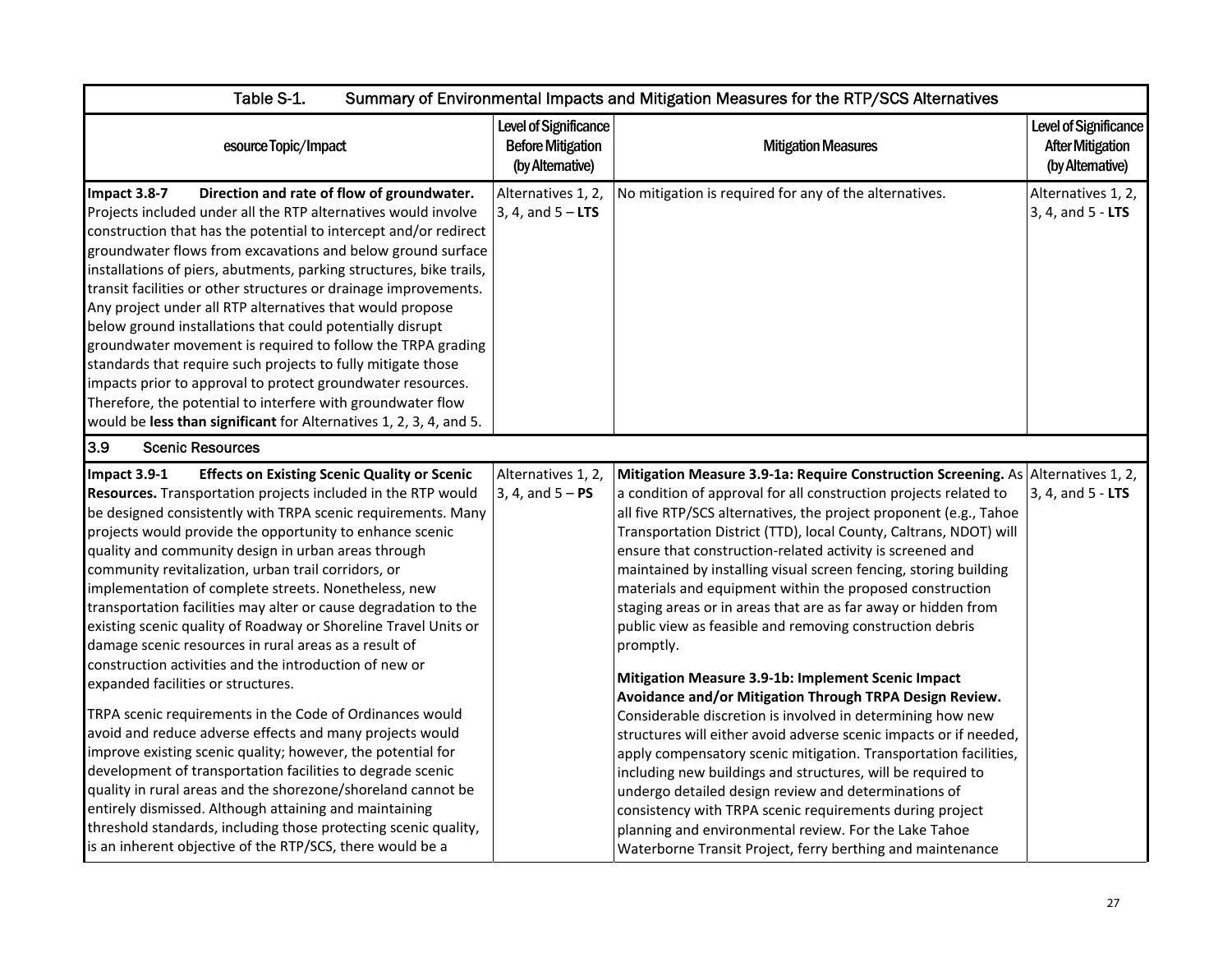| Table S-1. Summary of Environmental Impacts and Mitigation Measures for the RTP/SCS Alternatives | | | |
|---|---|---|---|
| esource Topic/Impact | Level of Significance Before Mitigation (by Alternative) | Mitigation Measures | Level of Significance After Mitigation (by Alternative) |
| **Impact 3.8-7 Direction and rate of flow of groundwater.** Projects included under all the RTP alternatives would involve construction that has the potential to intercept and/or redirect groundwater flows from excavations and below ground surface installations of piers, abutments, parking structures, bike trails, transit facilities or other structures or drainage improvements. Any project under all RTP alternatives that would propose below ground installations that could potentially disrupt groundwater movement is required to follow the TRPA grading standards that require such projects to fully mitigate those impacts prior to approval to protect groundwater resources. Therefore, the potential to interfere with groundwater flow would be **less than significant** for Alternatives 1, 2, 3, 4, and 5. | Alternatives 1, 2, 3, 4, and 5 – **LTS** | No mitigation is required for any of the alternatives. | Alternatives 1, 2, 3, 4, and 5 - **LTS** |
| **3.9 Scenic Resources** | | | |
| **Impact 3.9-1 Effects on Existing Scenic Quality or Scenic Resources.** Transportation projects included in the RTP would be designed consistently with TRPA scenic requirements. Many projects would provide the opportunity to enhance scenic quality and community design in urban areas through community revitalization, urban trail corridors, or implementation of complete streets. Nonetheless, new transportation facilities may alter or cause degradation to the existing scenic quality of Roadway or Shoreline Travel Units or damage scenic resources in rural areas as a result of construction activities and the introduction of new or expanded facilities or structures.<br><br>TRPA scenic requirements in the Code of Ordinances would avoid and reduce adverse effects and many projects would improve existing scenic quality; however, the potential for development of transportation facilities to degrade scenic quality in rural areas and the shorezone/shoreland cannot be entirely dismissed. Although attaining and maintaining threshold standards, including those protecting scenic quality, is an inherent objective of the RTP/SCS, there would be a | Alternatives 1, 2, 3, 4, and 5 – **PS** | **Mitigation Measure 3.9-1a: Require Construction Screening.** As a condition of approval for all construction projects related to all five RTP/SCS alternatives, the project proponent (e.g., Tahoe Transportation District (TTD), local County, Caltrans, NDOT) will ensure that construction-related activity is screened and maintained by installing visual screen fencing, storing building materials and equipment within the proposed construction staging areas or in areas that are as far away or hidden from public view as feasible and removing construction debris promptly.<br><br>**Mitigation Measure 3.9-1b: Implement Scenic Impact Avoidance and/or Mitigation Through TRPA Design Review.** Considerable discretion is involved in determining how new structures will either avoid adverse scenic impacts or if needed, apply compensatory scenic mitigation. Transportation facilities, including new buildings and structures, will be required to undergo detailed design review and determinations of consistency with TRPA scenic requirements during project planning and environmental review. For the Lake Tahoe Waterborne Transit Project, ferry berthing and maintenance | Alternatives 1, 2, 3, 4, and 5 - **LTS** |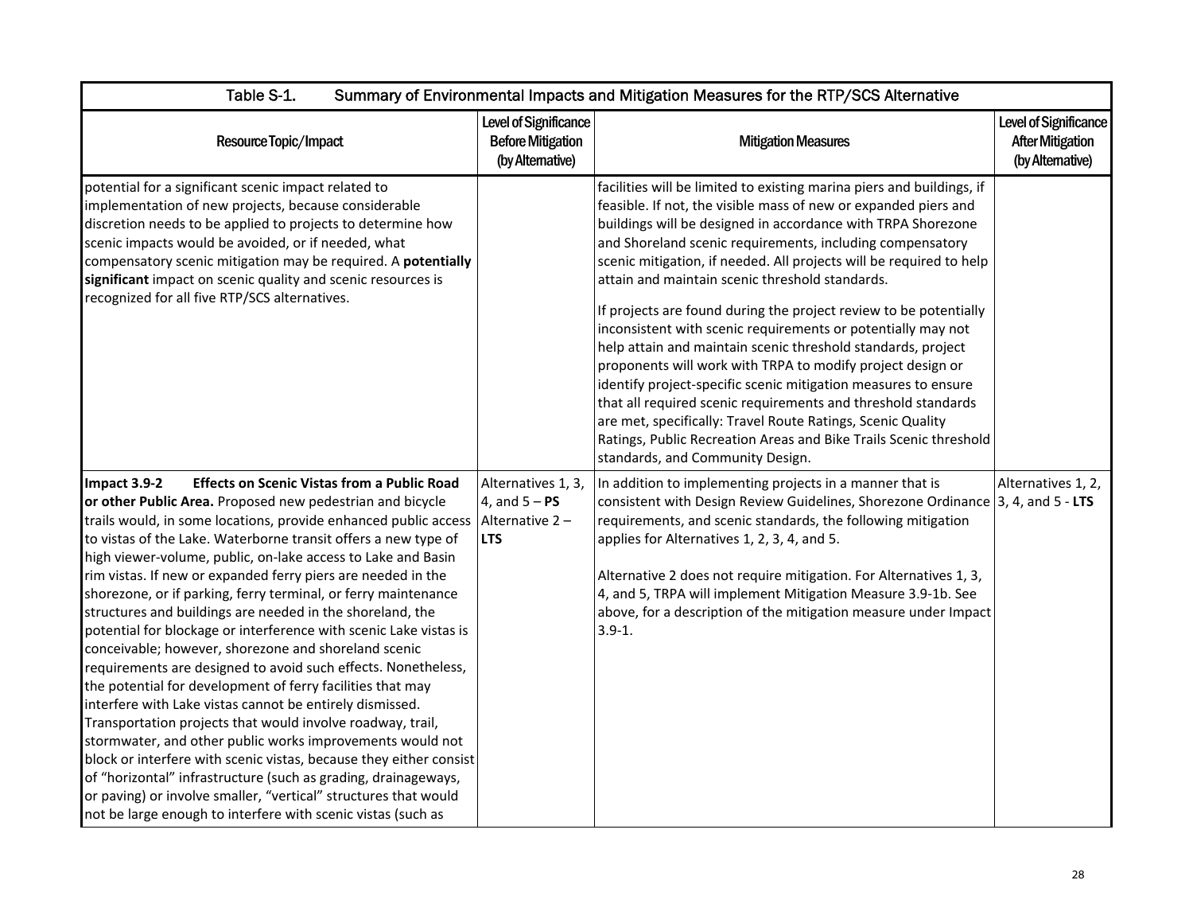| Table S-1. Summary of Environmental Impacts and Mitigation Measures for the RTP/SCS Alternative | | | |
|---|---|---|---|
| Resource Topic/Impact | Level of Significance Before Mitigation (by Alternative) | Mitigation Measures | Level of Significance After Mitigation (by Alternative) |
| potential for a significant scenic impact related to implementation of new projects, because considerable discretion needs to be applied to projects to determine how scenic impacts would be avoided, or if needed, what compensatory scenic mitigation may be required. A **potentially significant** impact on scenic quality and scenic resources is recognized for all five RTP/SCS alternatives. | | facilities will be limited to existing marina piers and buildings, if feasible. If not, the visible mass of new or expanded piers and buildings will be designed in accordance with TRPA Shorezone and Shoreland scenic requirements, including compensatory scenic mitigation, if needed. All projects will be required to help attain and maintain scenic threshold standards.<br><br>If projects are found during the project review to be potentially inconsistent with scenic requirements or potentially may not help attain and maintain scenic threshold standards, project proponents will work with TRPA to modify project design or identify project-specific scenic mitigation measures to ensure that all required scenic requirements and threshold standards are met, specifically: Travel Route Ratings, Scenic Quality Ratings, Public Recreation Areas and Bike Trails Scenic threshold standards, and Community Design. | |
| **Impact 3.9-2 Effects on Scenic Vistas from a Public Road or other Public Area.** Proposed new pedestrian and bicycle trails would, in some locations, provide enhanced public access to vistas of the Lake. Waterborne transit offers a new type of high viewer-volume, public, on-lake access to Lake and Basin rim vistas. If new or expanded ferry piers are needed in the shorezone, or if parking, ferry terminal, or ferry maintenance structures and buildings are needed in the shoreland, the potential for blockage or interference with scenic Lake vistas is conceivable; however, shorezone and shoreland scenic requirements are designed to avoid such effects. Nonetheless, the potential for development of ferry facilities that may interfere with Lake vistas cannot be entirely dismissed. Transportation projects that would involve roadway, trail, stormwater, and other public works improvements would not block or interfere with scenic vistas, because they either consist of "horizontal" infrastructure (such as grading, drainageways, or paving) or involve smaller, "vertical" structures that would not be large enough to interfere with scenic vistas (such as | Alternatives 1, 3, 4, and 5 – **PS**<br>Alternative 2 – **LTS** | In addition to implementing projects in a manner that is consistent with Design Review Guidelines, Shorezone Ordinance requirements, and scenic standards, the following mitigation applies for Alternatives 1, 2, 3, 4, and 5.<br><br>Alternative 2 does not require mitigation. For Alternatives 1, 3, 4, and 5, TRPA will implement Mitigation Measure 3.9-1b. See above, for a description of the mitigation measure under Impact 3.9-1. | Alternatives 1, 2, 3, 4, and 5 - **LTS** |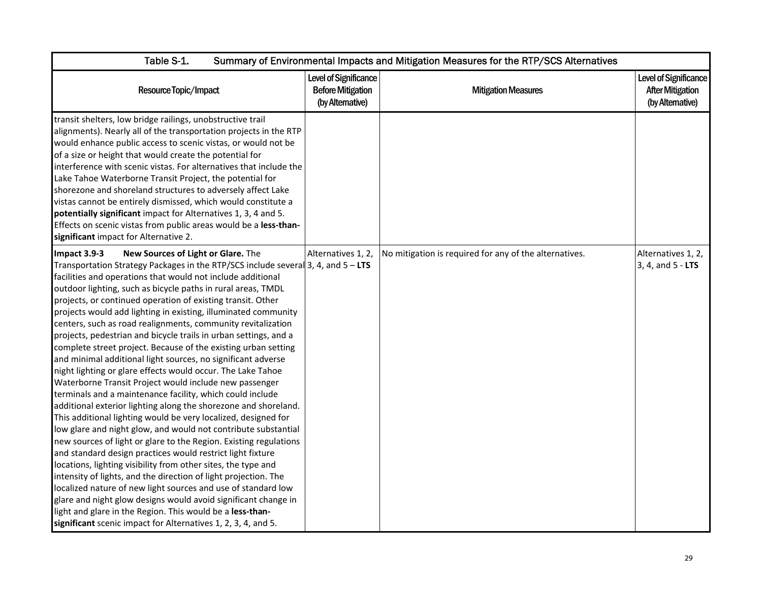Table S-1. Summary of Environmental Impacts and Mitigation Measures for the RTP/SCS Alternatives

| Resource Topic/Impact | Level of Significance Before Mitigation (by Alternative) | Mitigation Measures | Level of Significance After Mitigation (by Alternative) |
|---|---|---|---|
| transit shelters, low bridge railings, unobstructive trail alignments). Nearly all of the transportation projects in the RTP would enhance public access to scenic vistas, or would not be of a size or height that would create the potential for interference with scenic vistas. For alternatives that include the Lake Tahoe Waterborne Transit Project, the potential for shorezone and shoreland structures to adversely affect Lake vistas cannot be entirely dismissed, which would constitute a **potentially significant** impact for Alternatives 1, 3, 4 and 5. Effects on scenic vistas from public areas would be a **less-than-significant** impact for Alternative 2. | | | |
| **Impact 3.9-3 New Sources of Light or Glare.** The Transportation Strategy Packages in the RTP/SCS include several facilities and operations that would not include additional outdoor lighting, such as bicycle paths in rural areas, TMDL projects, or continued operation of existing transit. Other projects would add lighting in existing, illuminated community centers, such as road realignments, community revitalization projects, pedestrian and bicycle trails in urban settings, and a complete street project. Because of the existing urban setting and minimal additional light sources, no significant adverse night lighting or glare effects would occur. The Lake Tahoe Waterborne Transit Project would include new passenger terminals and a maintenance facility, which could include additional exterior lighting along the shorezone and shoreland. This additional lighting would be very localized, designed for low glare and night glow, and would not contribute substantial new sources of light or glare to the Region. Existing regulations and standard design practices would restrict light fixture locations, lighting visibility from other sites, the type and intensity of lights, and the direction of light projection. The localized nature of new light sources and use of standard low glare and night glow designs would avoid significant change in light and glare in the Region. This would be a **less-than-significant** scenic impact for Alternatives 1, 2, 3, 4, and 5. | Alternatives 1, 2, 3, 4, and 5 – **LTS** | No mitigation is required for any of the alternatives. | Alternatives 1, 2, 3, 4, and 5 - **LTS** |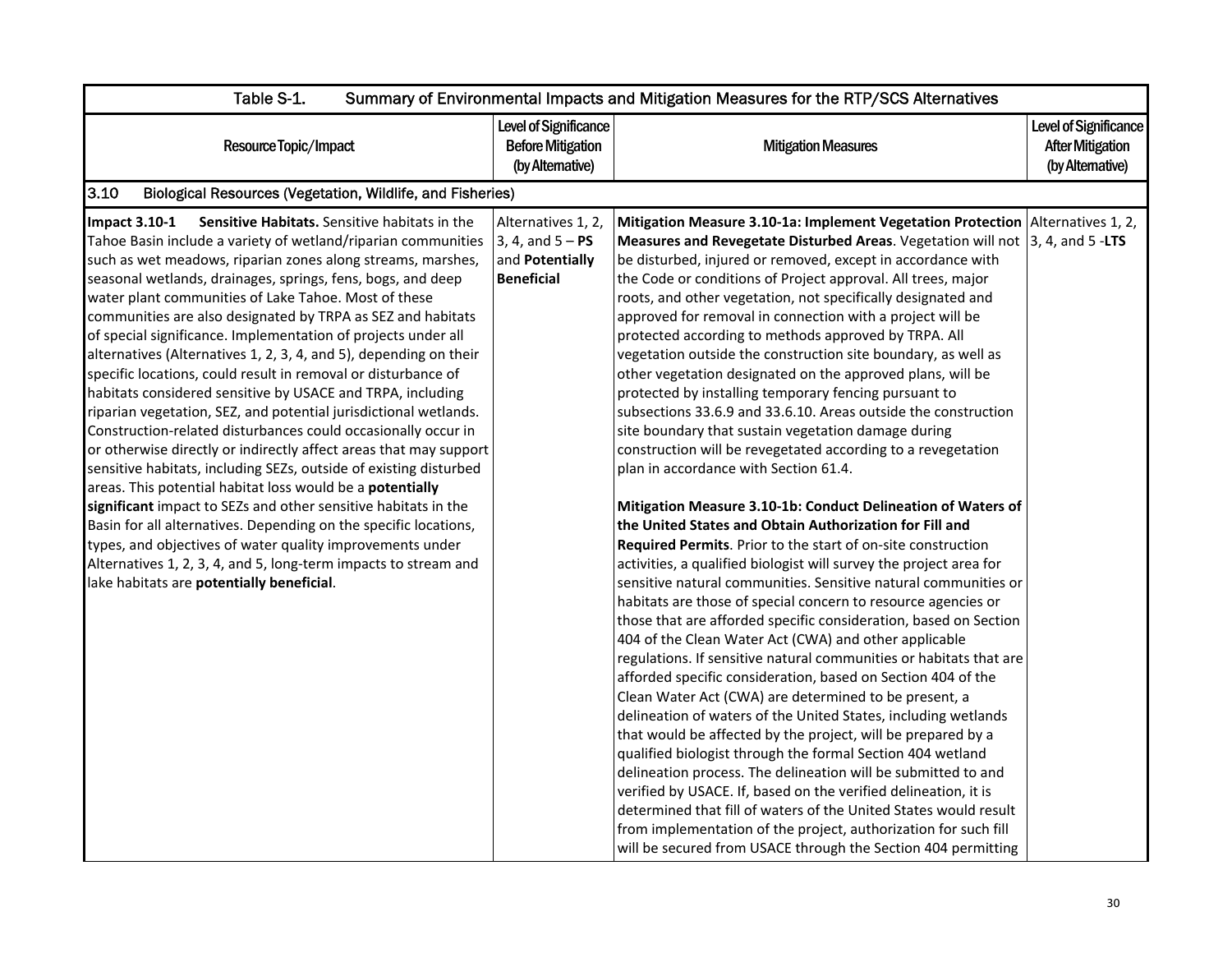Table S-1. Summary of Environmental Impacts and Mitigation Measures for the RTP/SCS Alternatives

| Resource Topic/Impact | Level of Significance Before Mitigation (by Alternative) | Mitigation Measures | Level of Significance After Mitigation (by Alternative) |
|---|---|---|---|
| **3.10 Biological Resources (Vegetation, Wildlife, and Fisheries)** | | | |
| **Impact 3.10-1 Sensitive Habitats.** Sensitive habitats in the Tahoe Basin include a variety of wetland/riparian communities such as wet meadows, riparian zones along streams, marshes, seasonal wetlands, drainages, springs, fens, bogs, and deep water plant communities of Lake Tahoe. Most of these communities are also designated by TRPA as SEZ and habitats of special significance. Implementation of projects under all alternatives (Alternatives 1, 2, 3, 4, and 5), depending on their specific locations, could result in removal or disturbance of habitats considered sensitive by USACE and TRPA, including riparian vegetation, SEZ, and potential jurisdictional wetlands. Construction-related disturbances could occasionally occur in or otherwise directly or indirectly affect areas that may support sensitive habitats, including SEZs, outside of existing disturbed areas. This potential habitat loss would be a **potentially significant** impact to SEZs and other sensitive habitats in the Basin for all alternatives. Depending on the specific locations, types, and objectives of water quality improvements under Alternatives 1, 2, 3, 4, and 5, long-term impacts to stream and lake habitats are **potentially beneficial**. | Alternatives 1, 2, 3, 4, and 5 – **PS** and **Potentially Beneficial** | **Mitigation Measure 3.10-1a: Implement Vegetation Protection Measures and Revegetate Disturbed Areas**. Vegetation will not be disturbed, injured or removed, except in accordance with the Code or conditions of Project approval. All trees, major roots, and other vegetation, not specifically designated and approved for removal in connection with a project will be protected according to methods approved by TRPA. All vegetation outside the construction site boundary, as well as other vegetation designated on the approved plans, will be protected by installing temporary fencing pursuant to subsections 33.6.9 and 33.6.10. Areas outside the construction site boundary that sustain vegetation damage during construction will be revegetated according to a revegetation plan in accordance with Section 61.4.<br><br>**Mitigation Measure 3.10-1b: Conduct Delineation of Waters of the United States and Obtain Authorization for Fill and Required Permits**. Prior to the start of on-site construction activities, a qualified biologist will survey the project area for sensitive natural communities. Sensitive natural communities or habitats are those of special concern to resource agencies or those that are afforded specific consideration, based on Section 404 of the Clean Water Act (CWA) and other applicable regulations. If sensitive natural communities or habitats that are afforded specific consideration, based on Section 404 of the Clean Water Act (CWA) are determined to be present, a delineation of waters of the United States, including wetlands that would be affected by the project, will be prepared by a qualified biologist through the formal Section 404 wetland delineation process. The delineation will be submitted to and verified by USACE. If, based on the verified delineation, it is determined that fill of waters of the United States would result from implementation of the project, authorization for such fill will be secured from USACE through the Section 404 permitting | Alternatives 1, 2, 3, 4, and 5 -**LTS** |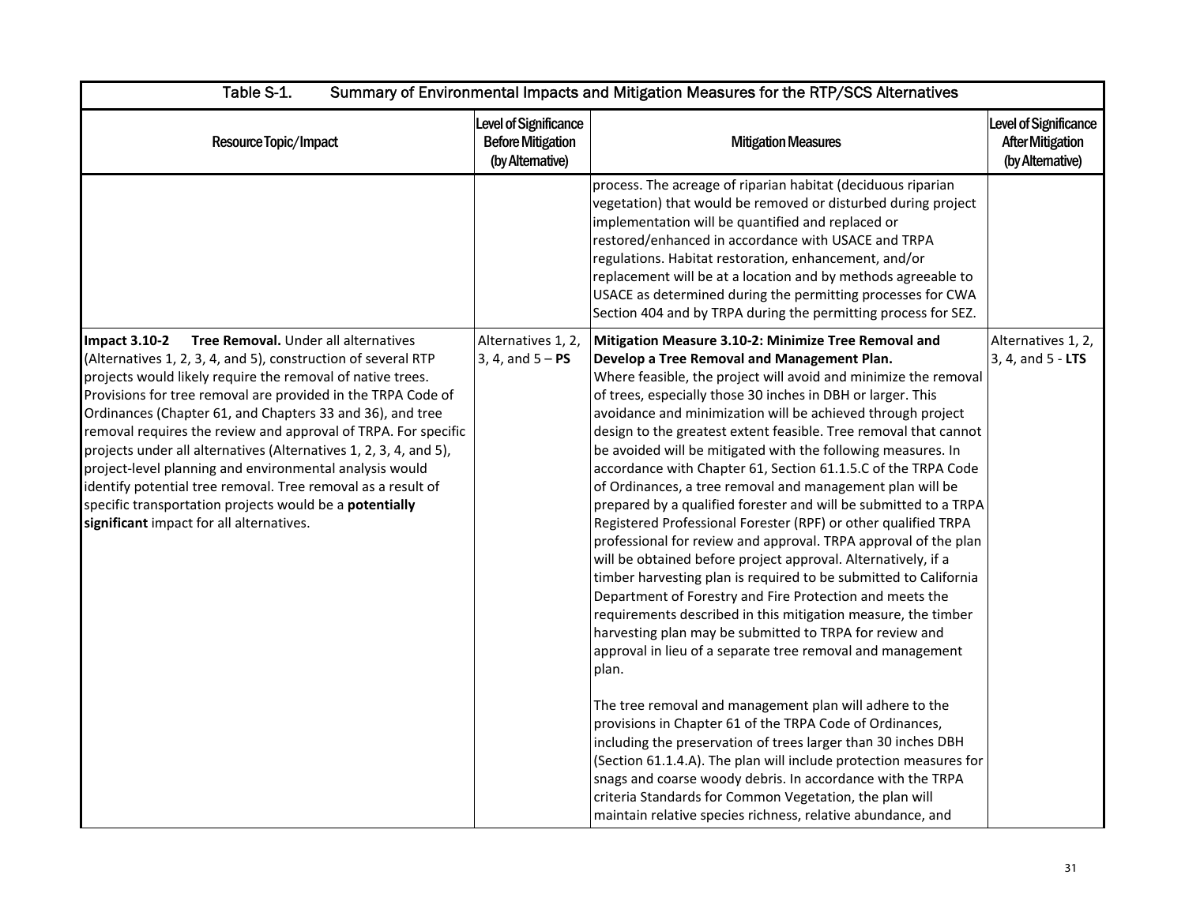| Table S-1. Summary of Environmental Impacts and Mitigation Measures for the RTP/SCS Alternatives | | | |
|---|---|---|---|
| Resource Topic/Impact | Level of Significance Before Mitigation (by Alternative) | Mitigation Measures | Level of Significance After Mitigation (by Alternative) |
| | | process. The acreage of riparian habitat (deciduous riparian vegetation) that would be removed or disturbed during project implementation will be quantified and replaced or restored/enhanced in accordance with USACE and TRPA regulations. Habitat restoration, enhancement, and/or replacement will be at a location and by methods agreeable to USACE as determined during the permitting processes for CWA Section 404 and by TRPA during the permitting process for SEZ. | |
| **Impact 3.10-2 Tree Removal.** Under all alternatives (Alternatives 1, 2, 3, 4, and 5), construction of several RTP projects would likely require the removal of native trees. Provisions for tree removal are provided in the TRPA Code of Ordinances (Chapter 61, and Chapters 33 and 36), and tree removal requires the review and approval of TRPA. For specific projects under all alternatives (Alternatives 1, 2, 3, 4, and 5), project-level planning and environmental analysis would identify potential tree removal. Tree removal as a result of specific transportation projects would be a **potentially significant** impact for all alternatives. | Alternatives 1, 2, 3, 4, and 5 – **PS** | **Mitigation Measure 3.10-2: Minimize Tree Removal and Develop a Tree Removal and Management Plan.**<br>Where feasible, the project will avoid and minimize the removal of trees, especially those 30 inches in DBH or larger. This avoidance and minimization will be achieved through project design to the greatest extent feasible. Tree removal that cannot be avoided will be mitigated with the following measures. In accordance with Chapter 61, Section 61.1.5.C of the TRPA Code of Ordinances, a tree removal and management plan will be prepared by a qualified forester and will be submitted to a TRPA Registered Professional Forester (RPF) or other qualified TRPA professional for review and approval. TRPA approval of the plan will be obtained before project approval. Alternatively, if a timber harvesting plan is required to be submitted to California Department of Forestry and Fire Protection and meets the requirements described in this mitigation measure, the timber harvesting plan may be submitted to TRPA for review and approval in lieu of a separate tree removal and management plan.<br><br>The tree removal and management plan will adhere to the provisions in Chapter 61 of the TRPA Code of Ordinances, including the preservation of trees larger than 30 inches DBH (Section 61.1.4.A). The plan will include protection measures for snags and coarse woody debris. In accordance with the TRPA criteria Standards for Common Vegetation, the plan will maintain relative species richness, relative abundance, and | Alternatives 1, 2, 3, 4, and 5 - **LTS** |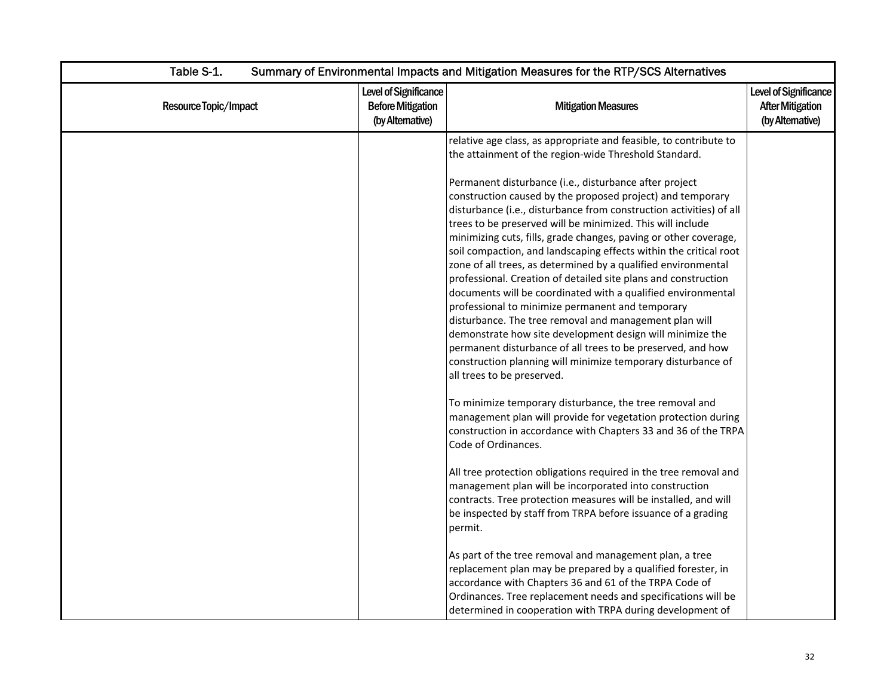| Table S-1. Summary of Environmental Impacts and Mitigation Measures for the RTP/SCS Alternatives | | | |
|---|---|---|---|
| Resource Topic/Impact | Level of Significance Before Mitigation (by Alternative) | Mitigation Measures | Level of Significance After Mitigation (by Alternative) |
| | | relative age class, as appropriate and feasible, to contribute to the attainment of the region-wide Threshold Standard.<br><br>Permanent disturbance (i.e., disturbance after project construction caused by the proposed project) and temporary disturbance (i.e., disturbance from construction activities) of all trees to be preserved will be minimized. This will include minimizing cuts, fills, grade changes, paving or other coverage, soil compaction, and landscaping effects within the critical root zone of all trees, as determined by a qualified environmental professional. Creation of detailed site plans and construction documents will be coordinated with a qualified environmental professional to minimize permanent and temporary disturbance. The tree removal and management plan will demonstrate how site development design will minimize the permanent disturbance of all trees to be preserved, and how construction planning will minimize temporary disturbance of all trees to be preserved.<br><br>To minimize temporary disturbance, the tree removal and management plan will provide for vegetation protection during construction in accordance with Chapters 33 and 36 of the TRPA Code of Ordinances.<br><br>All tree protection obligations required in the tree removal and management plan will be incorporated into construction contracts. Tree protection measures will be installed, and will be inspected by staff from TRPA before issuance of a grading permit.<br><br>As part of the tree removal and management plan, a tree replacement plan may be prepared by a qualified forester, in accordance with Chapters 36 and 61 of the TRPA Code of Ordinances. Tree replacement needs and specifications will be determined in cooperation with TRPA during development of | |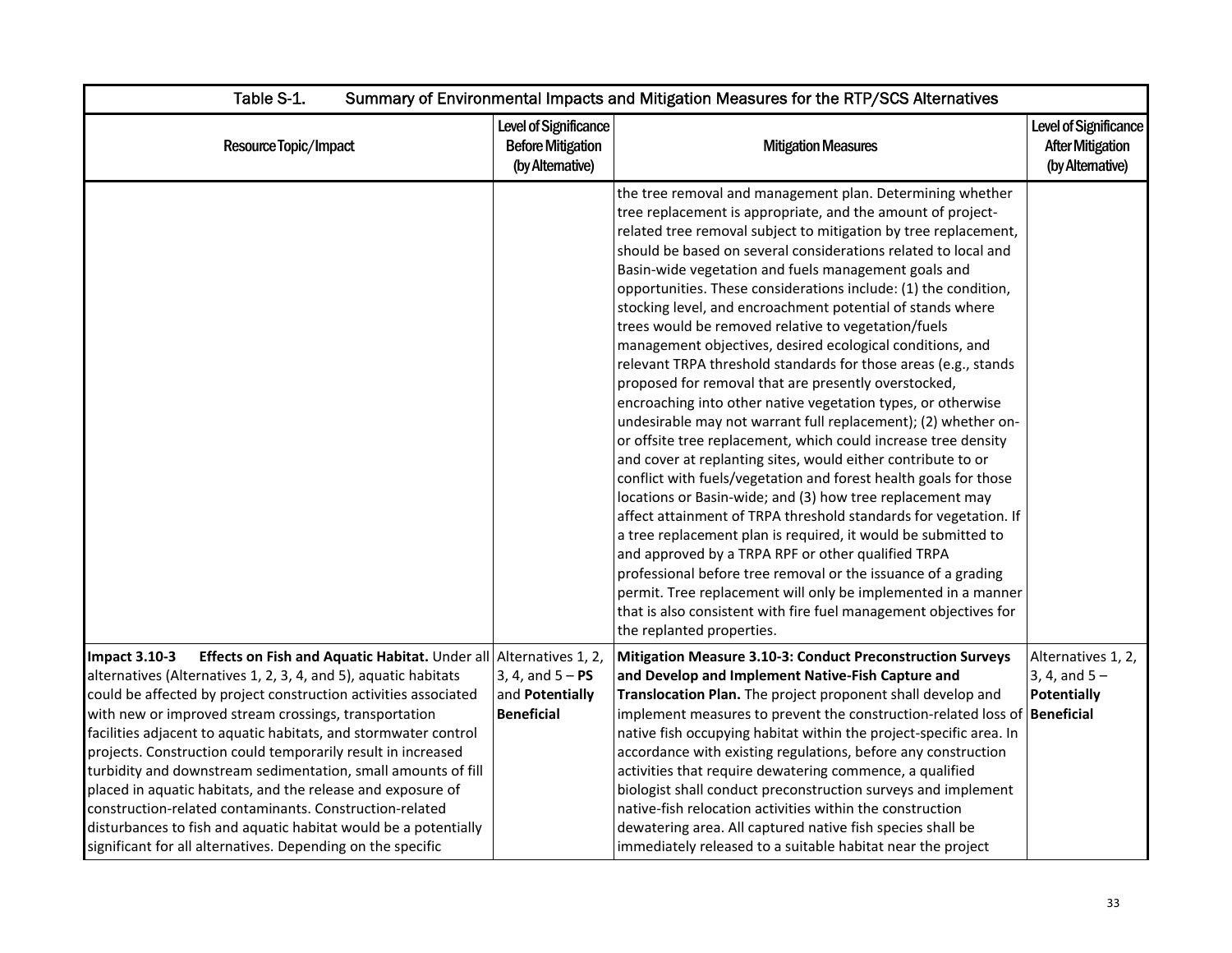| Table S-1. Summary of Environmental Impacts and Mitigation Measures for the RTP/SCS Alternatives | | | |
|---|---|---|---|
| Resource Topic/Impact | Level of Significance Before Mitigation (by Alternative) | Mitigation Measures | Level of Significance After Mitigation (by Alternative) |
| | | the tree removal and management plan. Determining whether tree replacement is appropriate, and the amount of project-related tree removal subject to mitigation by tree replacement, should be based on several considerations related to local and Basin-wide vegetation and fuels management goals and opportunities. These considerations include: (1) the condition, stocking level, and encroachment potential of stands where trees would be removed relative to vegetation/fuels management objectives, desired ecological conditions, and relevant TRPA threshold standards for those areas (e.g., stands proposed for removal that are presently overstocked, encroaching into other native vegetation types, or otherwise undesirable may not warrant full replacement); (2) whether on- or offsite tree replacement, which could increase tree density and cover at replanting sites, would either contribute to or conflict with fuels/vegetation and forest health goals for those locations or Basin-wide; and (3) how tree replacement may affect attainment of TRPA threshold standards for vegetation. If a tree replacement plan is required, it would be submitted to and approved by a TRPA RPF or other qualified TRPA professional before tree removal or the issuance of a grading permit. Tree replacement will only be implemented in a manner that is also consistent with fire fuel management objectives for the replanted properties. | |
| **Impact 3.10-3 Effects on Fish and Aquatic Habitat.** Under all alternatives (Alternatives 1, 2, 3, 4, and 5), aquatic habitats could be affected by project construction activities associated with new or improved stream crossings, transportation facilities adjacent to aquatic habitats, and stormwater control projects. Construction could temporarily result in increased turbidity and downstream sedimentation, small amounts of fill placed in aquatic habitats, and the release and exposure of construction-related contaminants. Construction-related disturbances to fish and aquatic habitat would be a potentially significant for all alternatives. Depending on the specific | Alternatives 1, 2, 3, 4, and 5 – **PS** and **Potentially Beneficial** | **Mitigation Measure 3.10-3: Conduct Preconstruction Surveys and Develop and Implement Native-Fish Capture and Translocation Plan.** The project proponent shall develop and implement measures to prevent the construction-related loss of native fish occupying habitat within the project-specific area. In accordance with existing regulations, before any construction activities that require dewatering commence, a qualified biologist shall conduct preconstruction surveys and implement native-fish relocation activities within the construction dewatering area. All captured native fish species shall be immediately released to a suitable habitat near the project | Alternatives 1, 2, 3, 4, and 5 – **Potentially Beneficial** |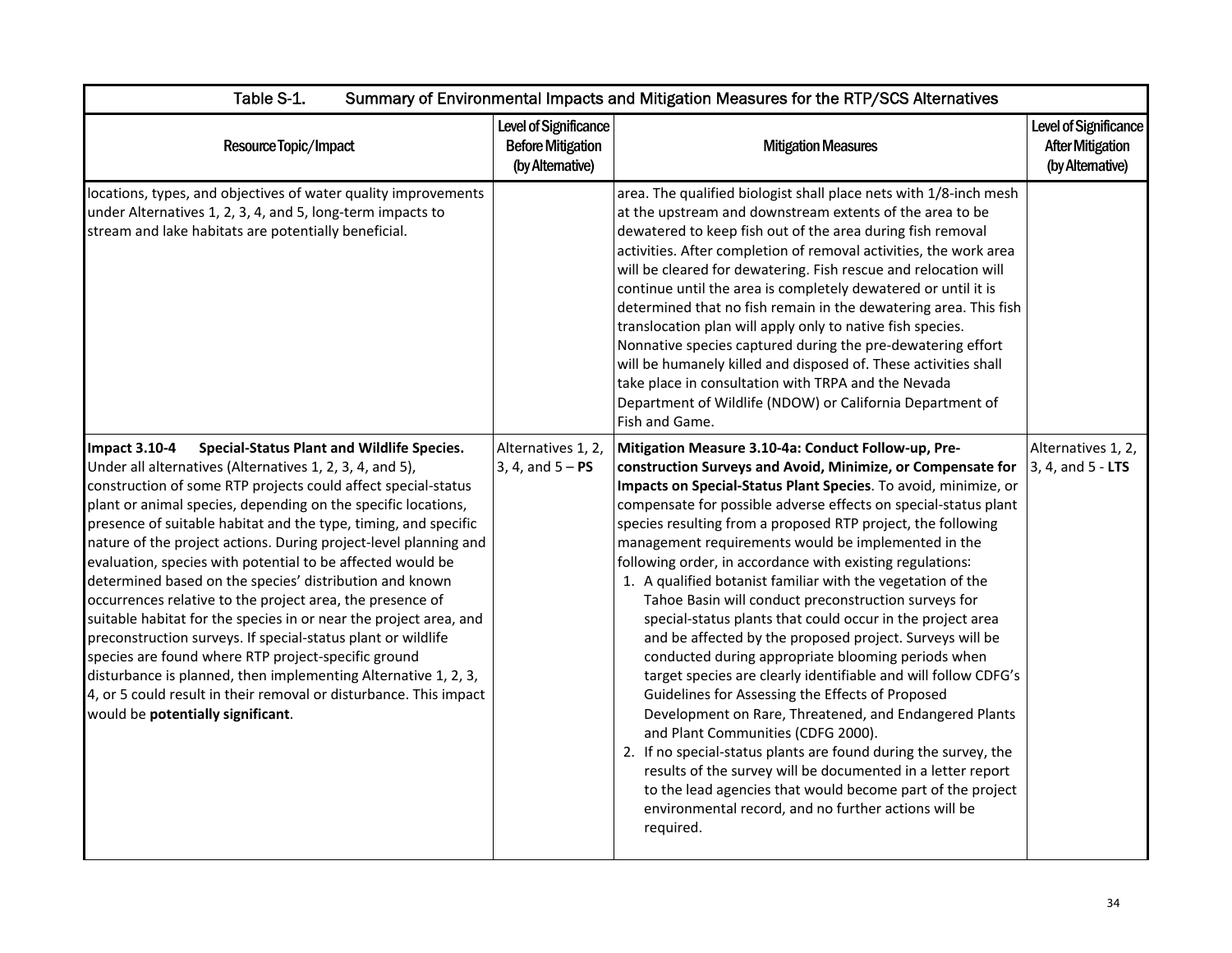| Table S-1. Summary of Environmental Impacts and Mitigation Measures for the RTP/SCS Alternatives | | | |
|---|---|---|---|
| Resource Topic/Impact | Level of Significance Before Mitigation (by Alternative) | Mitigation Measures | Level of Significance After Mitigation (by Alternative) |
| locations, types, and objectives of water quality improvements under Alternatives 1, 2, 3, 4, and 5, long-term impacts to stream and lake habitats are potentially beneficial. | | area. The qualified biologist shall place nets with 1/8-inch mesh at the upstream and downstream extents of the area to be dewatered to keep fish out of the area during fish removal activities. After completion of removal activities, the work area will be cleared for dewatering. Fish rescue and relocation will continue until the area is completely dewatered or until it is determined that no fish remain in the dewatering area. This fish translocation plan will apply only to native fish species. Nonnative species captured during the pre-dewatering effort will be humanely killed and disposed of. These activities shall take place in consultation with TRPA and the Nevada Department of Wildlife (NDOW) or California Department of Fish and Game. | |
| **Impact 3.10-4 Special-Status Plant and Wildlife Species.** Under all alternatives (Alternatives 1, 2, 3, 4, and 5), construction of some RTP projects could affect special-status plant or animal species, depending on the specific locations, presence of suitable habitat and the type, timing, and specific nature of the project actions. During project-level planning and evaluation, species with potential to be affected would be determined based on the species' distribution and known occurrences relative to the project area, the presence of suitable habitat for the species in or near the project area, and preconstruction surveys. If special-status plant or wildlife species are found where RTP project-specific ground disturbance is planned, then implementing Alternative 1, 2, 3, 4, or 5 could result in their removal or disturbance. This impact would be **potentially significant**. | Alternatives 1, 2, 3, 4, and 5 – **PS** | **Mitigation Measure 3.10-4a: Conduct Follow-up, Pre-construction Surveys and Avoid, Minimize, or Compensate for Impacts on Special-Status Plant Species**. To avoid, minimize, or compensate for possible adverse effects on special-status plant species resulting from a proposed RTP project, the following management requirements would be implemented in the following order, in accordance with existing regulations:<br>1. A qualified botanist familiar with the vegetation of the Tahoe Basin will conduct preconstruction surveys for special-status plants that could occur in the project area and be affected by the proposed project. Surveys will be conducted during appropriate blooming periods when target species are clearly identifiable and will follow CDFG's Guidelines for Assessing the Effects of Proposed Development on Rare, Threatened, and Endangered Plants and Plant Communities (CDFG 2000).<br>2. If no special-status plants are found during the survey, the results of the survey will be documented in a letter report to the lead agencies that would become part of the project environmental record, and no further actions will be required. | Alternatives 1, 2, 3, 4, and 5 - **LTS** |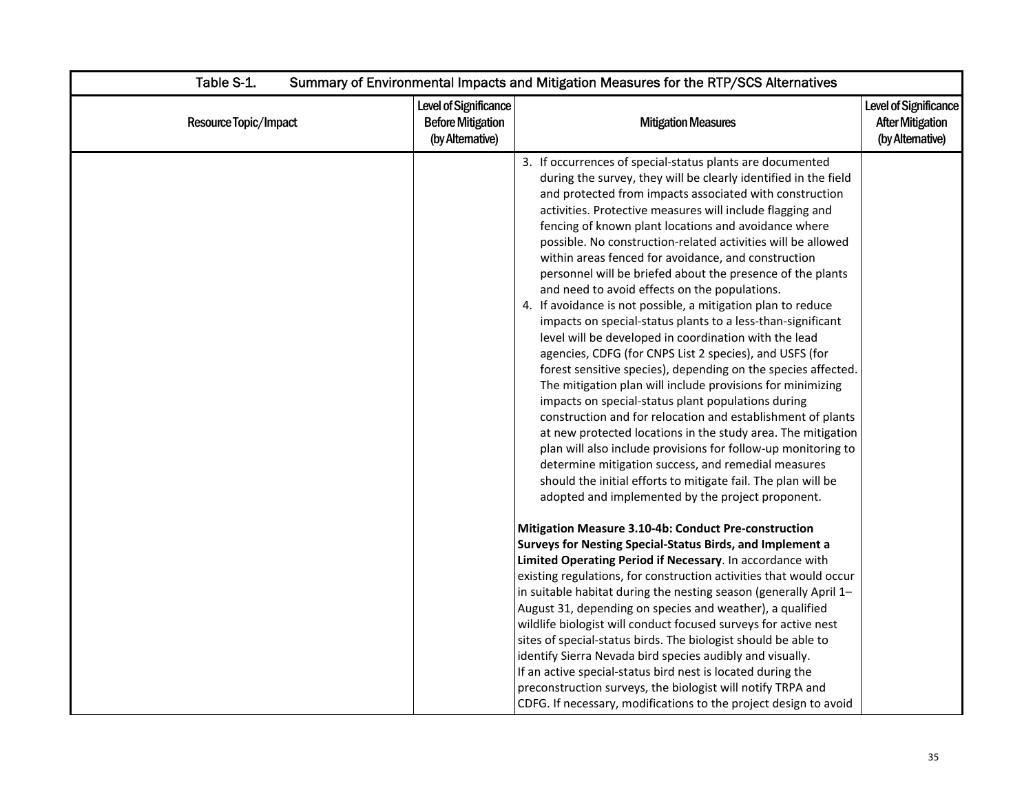Table S-1. Summary of Environmental Impacts and Mitigation Measures for the RTP/SCS Alternatives

| Resource Topic/Impact | Level of Significance Before Mitigation (by Alternative) | Mitigation Measures | Level of Significance After Mitigation (by Alternative) |
|---|---|---|---|
| | | 3. If occurrences of special-status plants are documented during the survey, they will be clearly identified in the field and protected from impacts associated with construction activities. Protective measures will include flagging and fencing of known plant locations and avoidance where possible. No construction-related activities will be allowed within areas fenced for avoidance, and construction personnel will be briefed about the presence of the plants and need to avoid effects on the populations.<br>4. If avoidance is not possible, a mitigation plan to reduce impacts on special-status plants to a less-than-significant level will be developed in coordination with the lead agencies, CDFG (for CNPS List 2 species), and USFS (for forest sensitive species), depending on the species affected. The mitigation plan will include provisions for minimizing impacts on special-status plant populations during construction and for relocation and establishment of plants at new protected locations in the study area. The mitigation plan will also include provisions for follow-up monitoring to determine mitigation success, and remedial measures should the initial efforts to mitigate fail. The plan will be adopted and implemented by the project proponent.<br><br>**Mitigation Measure 3.10-4b: Conduct Pre-construction Surveys for Nesting Special-Status Birds, and Implement a Limited Operating Period if Necessary**. In accordance with existing regulations, for construction activities that would occur in suitable habitat during the nesting season (generally April 1–August 31, depending on species and weather), a qualified wildlife biologist will conduct focused surveys for active nest sites of special-status birds. The biologist should be able to identify Sierra Nevada bird species audibly and visually.<br>If an active special-status bird nest is located during the preconstruction surveys, the biologist will notify TRPA and CDFG. If necessary, modifications to the project design to avoid | |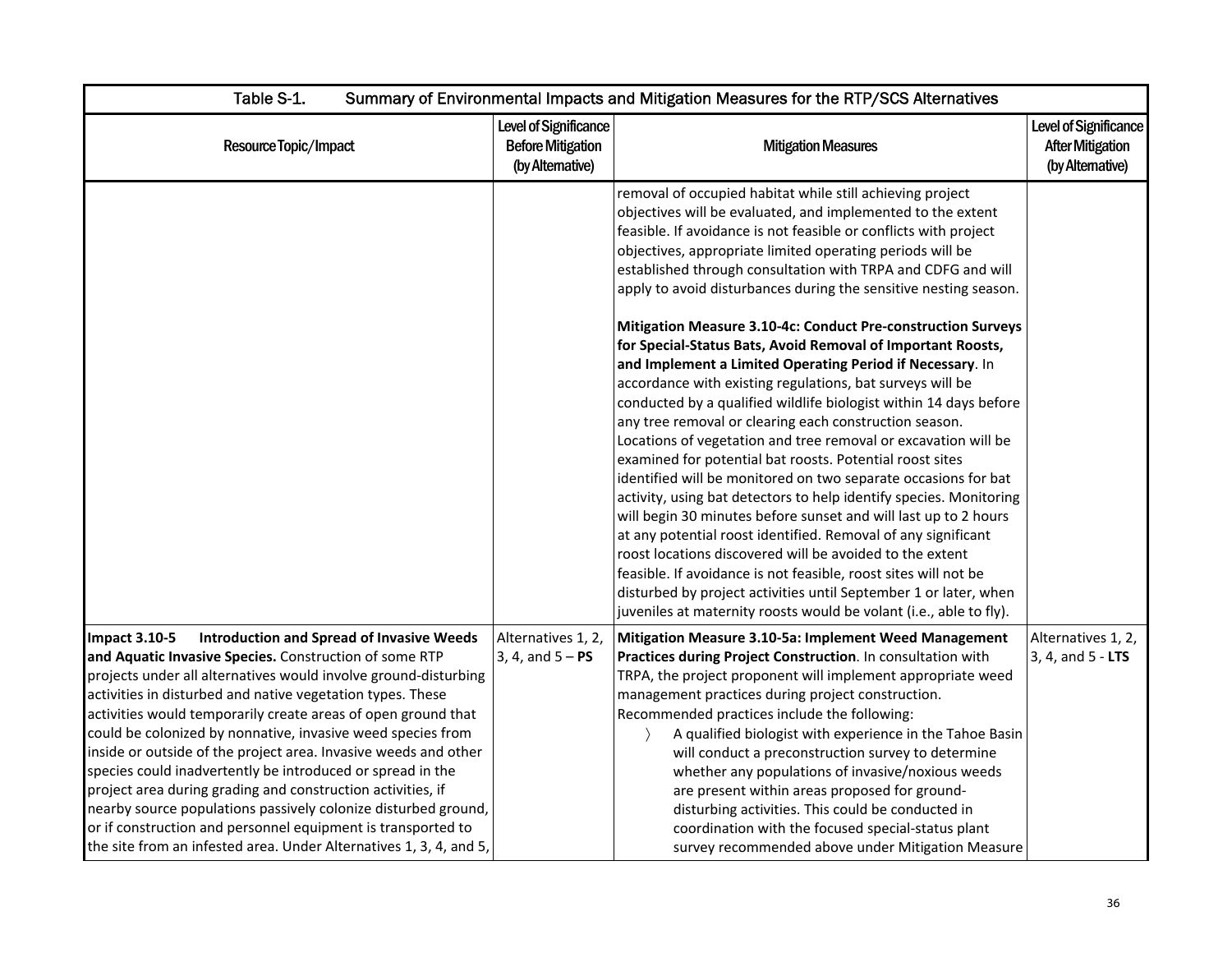| Table S-1. Summary of Environmental Impacts and Mitigation Measures for the RTP/SCS Alternatives | | | |
|---|---|---|---|
| Resource Topic/Impact | Level of Significance Before Mitigation (by Alternative) | Mitigation Measures | Level of Significance After Mitigation (by Alternative) |
| | | removal of occupied habitat while still achieving project objectives will be evaluated, and implemented to the extent feasible. If avoidance is not feasible or conflicts with project objectives, appropriate limited operating periods will be established through consultation with TRPA and CDFG and will apply to avoid disturbances during the sensitive nesting season.<br><br>**Mitigation Measure 3.10-4c: Conduct Pre-construction Surveys for Special-Status Bats, Avoid Removal of Important Roosts, and Implement a Limited Operating Period if Necessary**. In accordance with existing regulations, bat surveys will be conducted by a qualified wildlife biologist within 14 days before any tree removal or clearing each construction season. Locations of vegetation and tree removal or excavation will be examined for potential bat roosts. Potential roost sites identified will be monitored on two separate occasions for bat activity, using bat detectors to help identify species. Monitoring will begin 30 minutes before sunset and will last up to 2 hours at any potential roost identified. Removal of any significant roost locations discovered will be avoided to the extent feasible. If avoidance is not feasible, roost sites will not be disturbed by project activities until September 1 or later, when juveniles at maternity roosts would be volant (i.e., able to fly). | |
| **Impact 3.10-5 Introduction and Spread of Invasive Weeds and Aquatic Invasive Species.** Construction of some RTP projects under all alternatives would involve ground-disturbing activities in disturbed and native vegetation types. These activities would temporarily create areas of open ground that could be colonized by nonnative, invasive weed species from inside or outside of the project area. Invasive weeds and other species could inadvertently be introduced or spread in the project area during grading and construction activities, if nearby source populations passively colonize disturbed ground, or if construction and personnel equipment is transported to the site from an infested area. Under Alternatives 1, 3, 4, and 5, | Alternatives 1, 2, 3, 4, and 5 – **PS** | **Mitigation Measure 3.10-5a: Implement Weed Management Practices during Project Construction**. In consultation with TRPA, the project proponent will implement appropriate weed management practices during project construction. Recommended practices include the following:<br>〉 A qualified biologist with experience in the Tahoe Basin will conduct a preconstruction survey to determine whether any populations of invasive/noxious weeds are present within areas proposed for ground-disturbing activities. This could be conducted in coordination with the focused special-status plant survey recommended above under Mitigation Measure | Alternatives 1, 2, 3, 4, and 5 - **LTS** |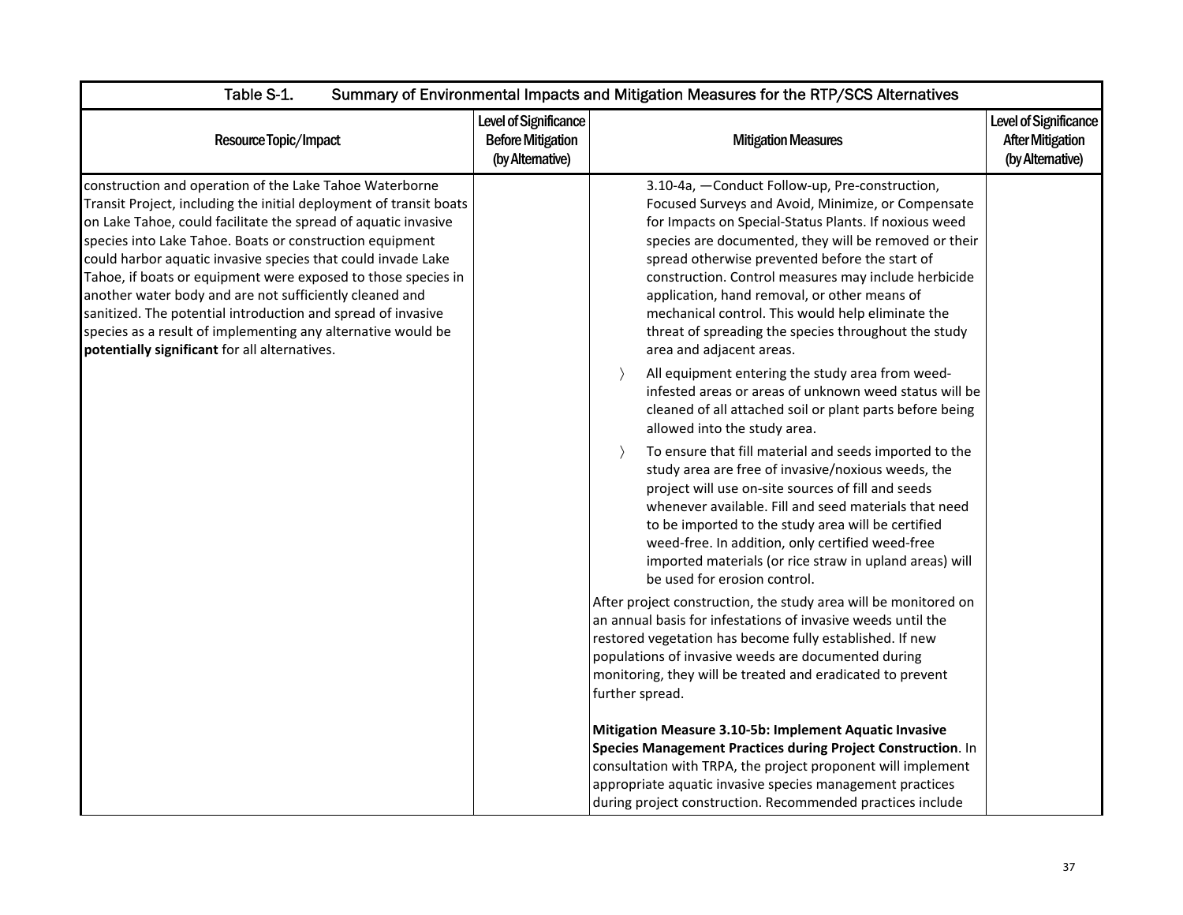| Table S-1. Summary of Environmental Impacts and Mitigation Measures for the RTP/SCS Alternatives | | | |
|---|---|---|---|
| **Resource Topic/Impact** | **Level of Significance Before Mitigation (by Alternative)** | **Mitigation Measures** | **Level of Significance After Mitigation (by Alternative)** |
| construction and operation of the Lake Tahoe Waterborne Transit Project, including the initial deployment of transit boats on Lake Tahoe, could facilitate the spread of aquatic invasive species into Lake Tahoe. Boats or construction equipment could harbor aquatic invasive species that could invade Lake Tahoe, if boats or equipment were exposed to those species in another water body and are not sufficiently cleaned and sanitized. The potential introduction and spread of invasive species as a result of implementing any alternative would be **potentially significant** for all alternatives. | | 3.10-4a, —Conduct Follow-up, Pre-construction, Focused Surveys and Avoid, Minimize, or Compensate for Impacts on Special-Status Plants. If noxious weed species are documented, they will be removed or their spread otherwise prevented before the start of construction. Control measures may include herbicide application, hand removal, or other means of mechanical control. This would help eliminate the threat of spreading the species throughout the study area and adjacent areas.<br>〉 All equipment entering the study area from weed-infested areas or areas of unknown weed status will be cleaned of all attached soil or plant parts before being allowed into the study area.<br>〉 To ensure that fill material and seeds imported to the study area are free of invasive/noxious weeds, the project will use on-site sources of fill and seeds whenever available. Fill and seed materials that need to be imported to the study area will be certified weed-free. In addition, only certified weed-free imported materials (or rice straw in upland areas) will be used for erosion control.<br>After project construction, the study area will be monitored on an annual basis for infestations of invasive weeds until the restored vegetation has become fully established. If new populations of invasive weeds are documented during monitoring, they will be treated and eradicated to prevent further spread.<br><br>**Mitigation Measure 3.10-5b: Implement Aquatic Invasive Species Management Practices during Project Construction**. In consultation with TRPA, the project proponent will implement appropriate aquatic invasive species management practices during project construction. Recommended practices include | |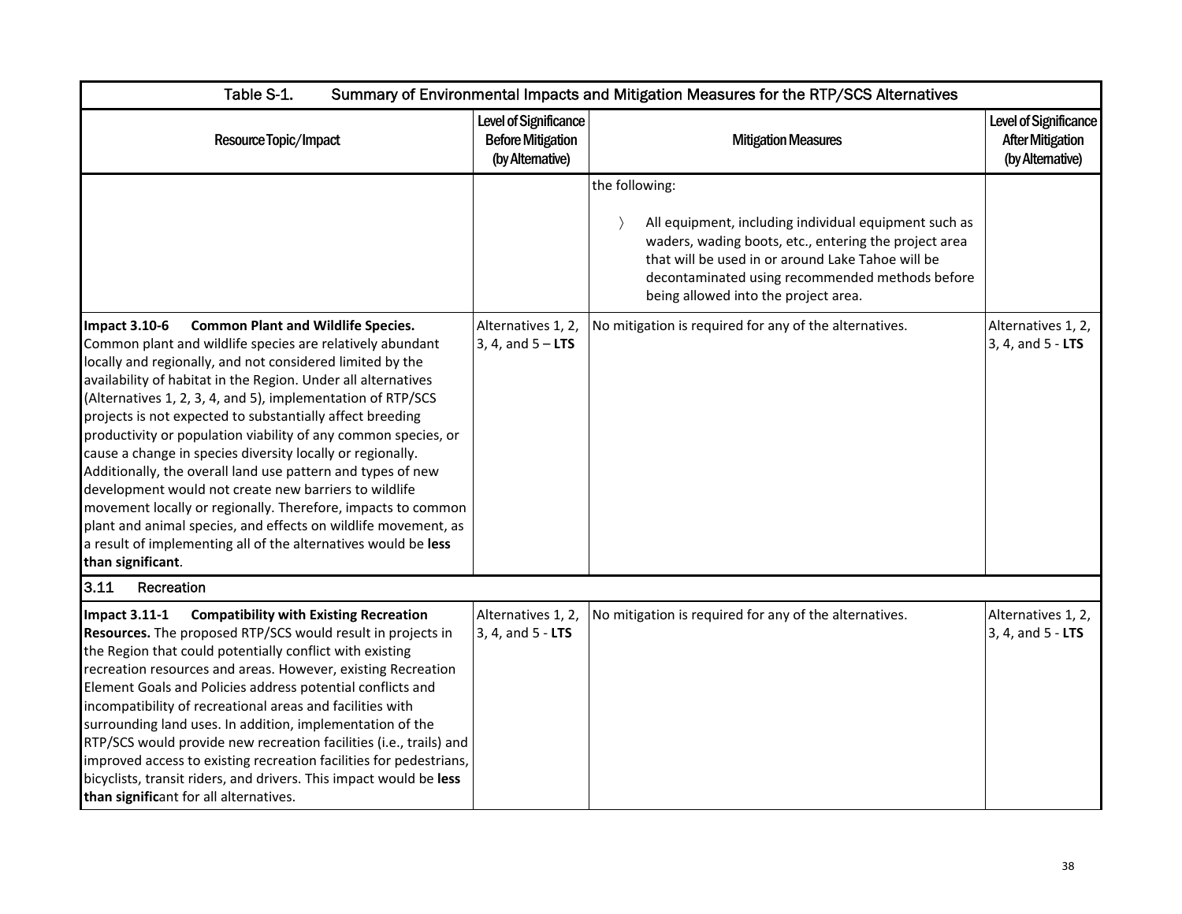| Table S-1. Summary of Environmental Impacts and Mitigation Measures for the RTP/SCS Alternatives | | | |
|---|---|---|---|
| Resource Topic/Impact | Level of Significance Before Mitigation (by Alternative) | Mitigation Measures | Level of Significance After Mitigation (by Alternative) |
| | | the following:<br><br>〉 All equipment, including individual equipment such as waders, wading boots, etc., entering the project area that will be used in or around Lake Tahoe will be decontaminated using recommended methods before being allowed into the project area. | |
| **Impact 3.10-6 Common Plant and Wildlife Species.** Common plant and wildlife species are relatively abundant locally and regionally, and not considered limited by the availability of habitat in the Region. Under all alternatives (Alternatives 1, 2, 3, 4, and 5), implementation of RTP/SCS projects is not expected to substantially affect breeding productivity or population viability of any common species, or cause a change in species diversity locally or regionally. Additionally, the overall land use pattern and types of new development would not create new barriers to wildlife movement locally or regionally. Therefore, impacts to common plant and animal species, and effects on wildlife movement, as a result of implementing all of the alternatives would be **less than significant**. | Alternatives 1, 2, 3, 4, and 5 – **LTS** | No mitigation is required for any of the alternatives. | Alternatives 1, 2, 3, 4, and 5 - **LTS** |
| **3.11 Recreation** | | | |
| **Impact 3.11-1 Compatibility with Existing Recreation Resources.** The proposed RTP/SCS would result in projects in the Region that could potentially conflict with existing recreation resources and areas. However, existing Recreation Element Goals and Policies address potential conflicts and incompatibility of recreational areas and facilities with surrounding land uses. In addition, implementation of the RTP/SCS would provide new recreation facilities (i.e., trails) and improved access to existing recreation facilities for pedestrians, bicyclists, transit riders, and drivers. This impact would be **less than significant** for all alternatives. | Alternatives 1, 2, 3, 4, and 5 - **LTS** | No mitigation is required for any of the alternatives. | Alternatives 1, 2, 3, 4, and 5 - **LTS** |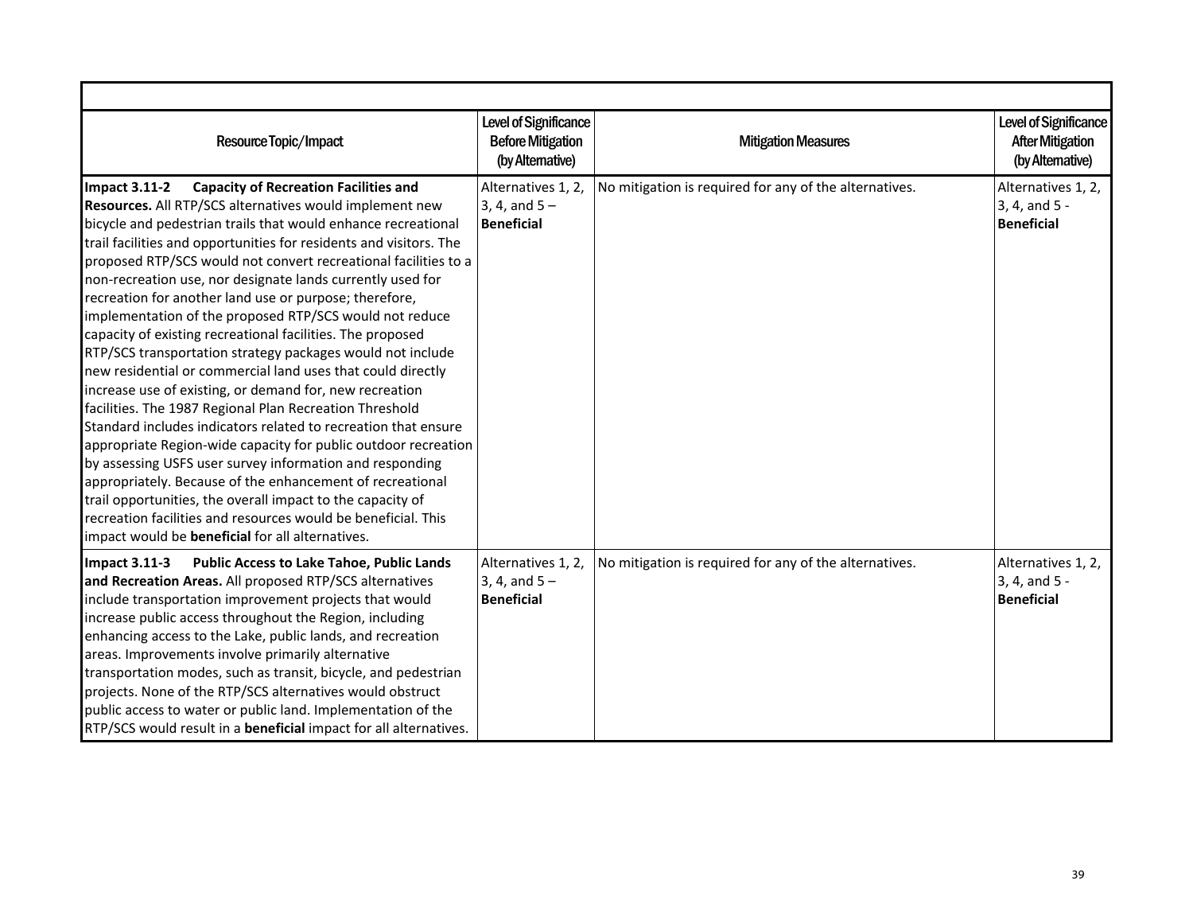| Resource Topic/Impact | Level of Significance Before Mitigation (by Alternative) | Mitigation Measures | Level of Significance After Mitigation (by Alternative) |
|---|---|---|---|
| **Impact 3.11-2 Capacity of Recreation Facilities and Resources.** All RTP/SCS alternatives would implement new bicycle and pedestrian trails that would enhance recreational trail facilities and opportunities for residents and visitors. The proposed RTP/SCS would not convert recreational facilities to a non-recreation use, nor designate lands currently used for recreation for another land use or purpose; therefore, implementation of the proposed RTP/SCS would not reduce capacity of existing recreational facilities. The proposed RTP/SCS transportation strategy packages would not include new residential or commercial land uses that could directly increase use of existing, or demand for, new recreation facilities. The 1987 Regional Plan Recreation Threshold Standard includes indicators related to recreation that ensure appropriate Region-wide capacity for public outdoor recreation by assessing USFS user survey information and responding appropriately. Because of the enhancement of recreational trail opportunities, the overall impact to the capacity of recreation facilities and resources would be beneficial. This impact would be **beneficial** for all alternatives. | Alternatives 1, 2, 3, 4, and 5 – **Beneficial** | No mitigation is required for any of the alternatives. | Alternatives 1, 2, 3, 4, and 5 - **Beneficial** |
| **Impact 3.11-3 Public Access to Lake Tahoe, Public Lands and Recreation Areas.** All proposed RTP/SCS alternatives include transportation improvement projects that would increase public access throughout the Region, including enhancing access to the Lake, public lands, and recreation areas. Improvements involve primarily alternative transportation modes, such as transit, bicycle, and pedestrian projects. None of the RTP/SCS alternatives would obstruct public access to water or public land. Implementation of the RTP/SCS would result in a **beneficial** impact for all alternatives. | Alternatives 1, 2, 3, 4, and 5 – **Beneficial** | No mitigation is required for any of the alternatives. | Alternatives 1, 2, 3, 4, and 5 - **Beneficial** |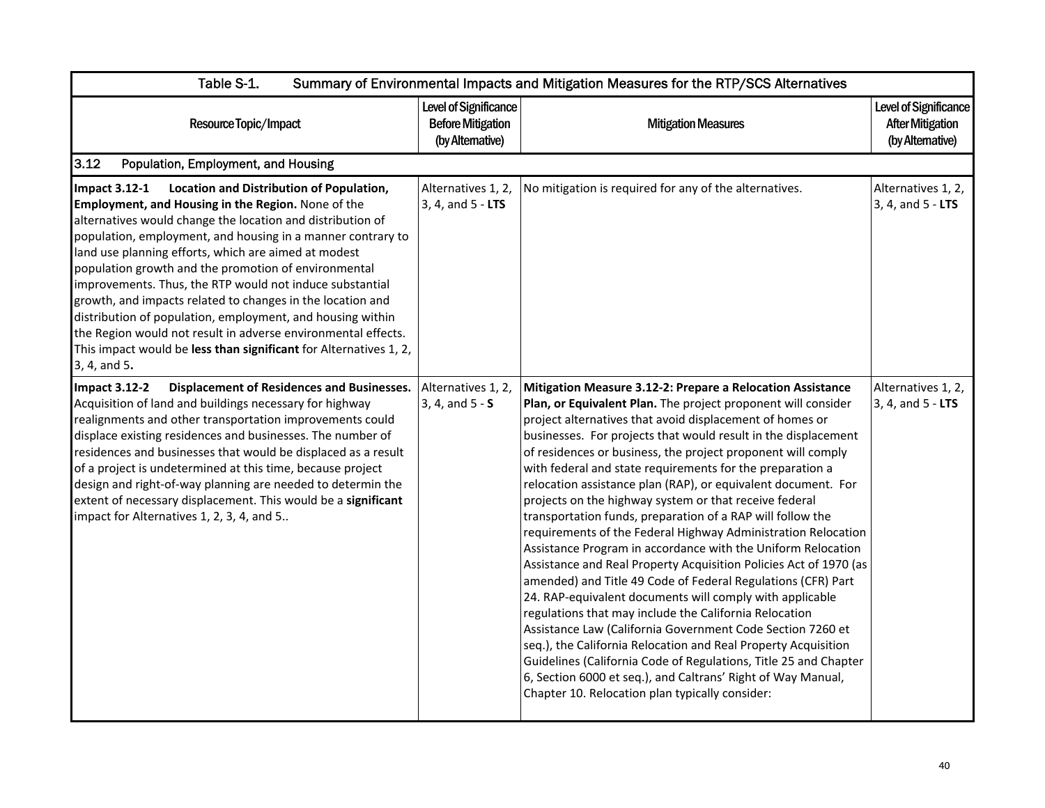| Table S-1. Summary of Environmental Impacts and Mitigation Measures for the RTP/SCS Alternatives | | | |
|---|---|---|---|
| Resource Topic/Impact | Level of Significance Before Mitigation (by Alternative) | Mitigation Measures | Level of Significance After Mitigation (by Alternative) |
| **3.12 Population, Employment, and Housing** | | | |
| **Impact 3.12-1 Location and Distribution of Population, Employment, and Housing in the Region.** None of the alternatives would change the location and distribution of population, employment, and housing in a manner contrary to land use planning efforts, which are aimed at modest population growth and the promotion of environmental improvements. Thus, the RTP would not induce substantial growth, and impacts related to changes in the location and distribution of population, employment, and housing within the Region would not result in adverse environmental effects. This impact would be **less than significant** for Alternatives 1, 2, 3, 4, and 5**.** | Alternatives 1, 2, 3, 4, and 5 - **LTS** | No mitigation is required for any of the alternatives. | Alternatives 1, 2, 3, 4, and 5 - **LTS** |
| **Impact 3.12-2 Displacement of Residences and Businesses.** Acquisition of land and buildings necessary for highway realignments and other transportation improvements could displace existing residences and businesses. The number of residences and businesses that would be displaced as a result of a project is undetermined at this time, because project design and right-of-way planning are needed to determin the extent of necessary displacement. This would be a **significant** impact for Alternatives 1, 2, 3, 4, and 5.. | Alternatives 1, 2, 3, 4, and 5 - **S** | **Mitigation Measure 3.12-2: Prepare a Relocation Assistance Plan, or Equivalent Plan.** The project proponent will consider project alternatives that avoid displacement of homes or businesses. For projects that would result in the displacement of residences or business, the project proponent will comply with federal and state requirements for the preparation a relocation assistance plan (RAP), or equivalent document. For projects on the highway system or that receive federal transportation funds, preparation of a RAP will follow the requirements of the Federal Highway Administration Relocation Assistance Program in accordance with the Uniform Relocation Assistance and Real Property Acquisition Policies Act of 1970 (as amended) and Title 49 Code of Federal Regulations (CFR) Part 24. RAP-equivalent documents will comply with applicable regulations that may include the California Relocation Assistance Law (California Government Code Section 7260 et seq.), the California Relocation and Real Property Acquisition Guidelines (California Code of Regulations, Title 25 and Chapter 6, Section 6000 et seq.), and Caltrans' Right of Way Manual, Chapter 10. Relocation plan typically consider: | Alternatives 1, 2, 3, 4, and 5 - **LTS** |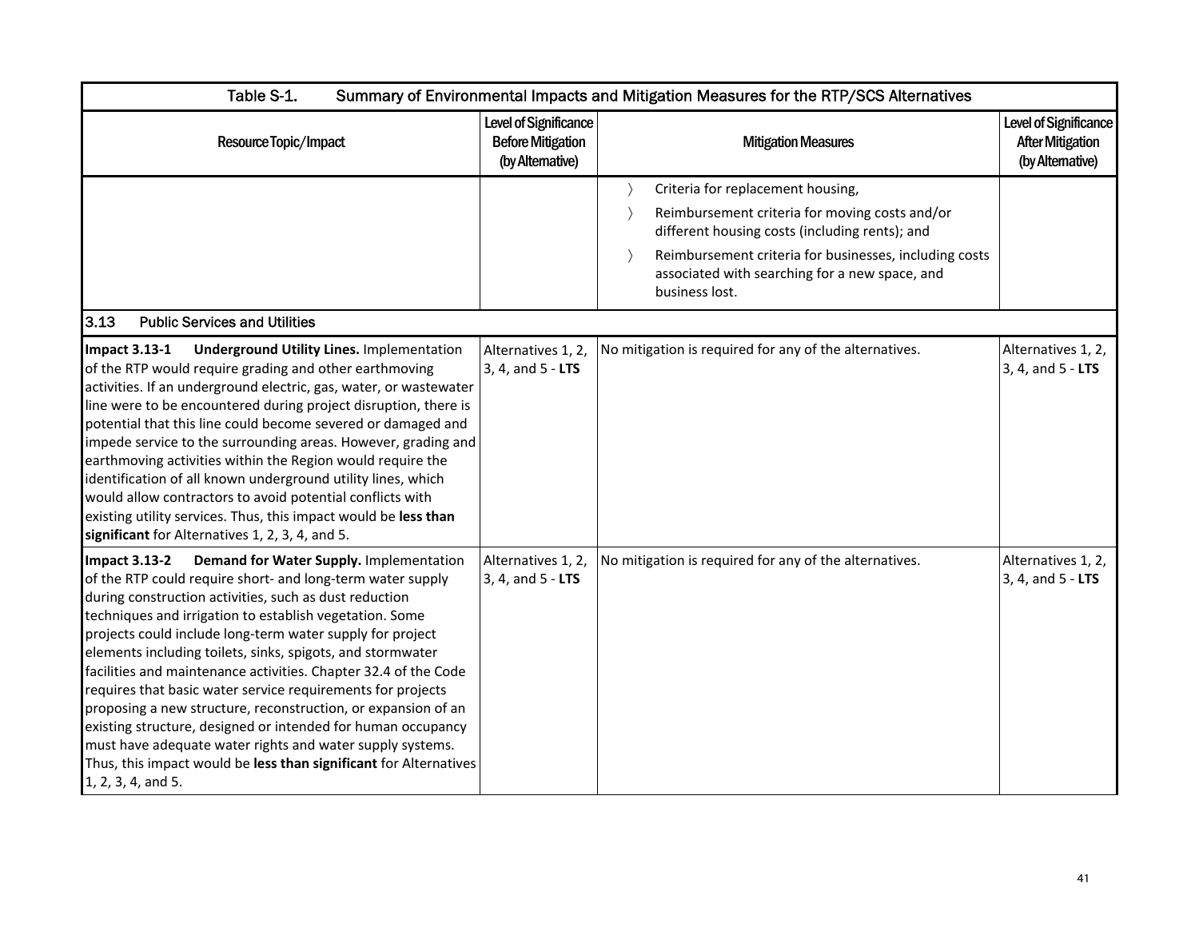| Table S-1. Summary of Environmental Impacts and Mitigation Measures for the RTP/SCS Alternatives | | | |
|---|---|---|---|
| **Resource Topic/Impact** | **Level of Significance Before Mitigation (by Alternative)** | **Mitigation Measures** | **Level of Significance After Mitigation (by Alternative)** |
| | | 〉 Criteria for replacement housing,<br>〉 Reimbursement criteria for moving costs and/or different housing costs (including rents); and<br>〉 Reimbursement criteria for businesses, including costs associated with searching for a new space, and business lost. | |
| **3.13 Public Services and Utilities** | | | |
| **Impact 3.13-1 Underground Utility Lines.** Implementation of the RTP would require grading and other earthmoving activities. If an underground electric, gas, water, or wastewater line were to be encountered during project disruption, there is potential that this line could become severed or damaged and impede service to the surrounding areas. However, grading and earthmoving activities within the Region would require the identification of all known underground utility lines, which would allow contractors to avoid potential conflicts with existing utility services. Thus, this impact would be **less than significant** for Alternatives 1, 2, 3, 4, and 5. | Alternatives 1, 2, 3, 4, and 5 - **LTS** | No mitigation is required for any of the alternatives. | Alternatives 1, 2, 3, 4, and 5 - **LTS** |
| **Impact 3.13-2 Demand for Water Supply.** Implementation of the RTP could require short- and long-term water supply during construction activities, such as dust reduction techniques and irrigation to establish vegetation. Some projects could include long-term water supply for project elements including toilets, sinks, spigots, and stormwater facilities and maintenance activities. Chapter 32.4 of the Code requires that basic water service requirements for projects proposing a new structure, reconstruction, or expansion of an existing structure, designed or intended for human occupancy must have adequate water rights and water supply systems. Thus, this impact would be **less than significant** for Alternatives 1, 2, 3, 4, and 5. | Alternatives 1, 2, 3, 4, and 5 - **LTS** | No mitigation is required for any of the alternatives. | Alternatives 1, 2, 3, 4, and 5 - **LTS** |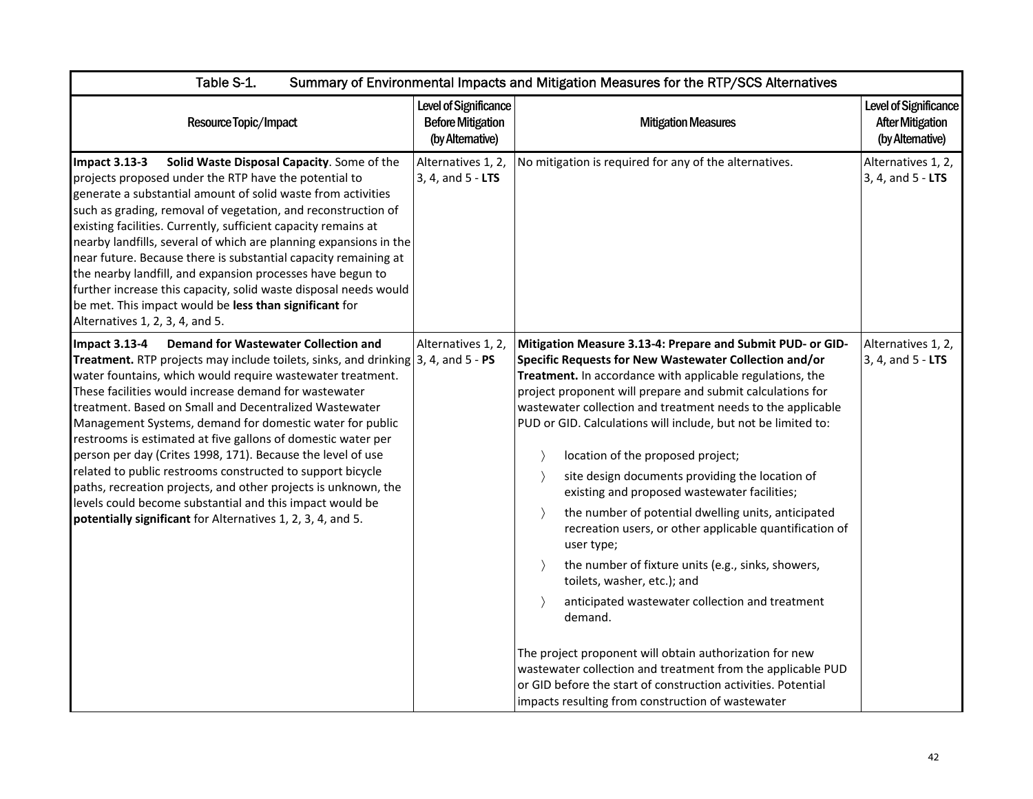| Table S-1. Summary of Environmental Impacts and Mitigation Measures for the RTP/SCS Alternatives | | | |
|---|---|---|---|
| Resource Topic/Impact | Level of Significance Before Mitigation (by Alternative) | Mitigation Measures | Level of Significance After Mitigation (by Alternative) |
| **Impact 3.13-3 Solid Waste Disposal Capacity**. Some of the projects proposed under the RTP have the potential to generate a substantial amount of solid waste from activities such as grading, removal of vegetation, and reconstruction of existing facilities. Currently, sufficient capacity remains at nearby landfills, several of which are planning expansions in the near future. Because there is substantial capacity remaining at the nearby landfill, and expansion processes have begun to further increase this capacity, solid waste disposal needs would be met. This impact would be **less than significant** for Alternatives 1, 2, 3, 4, and 5. | Alternatives 1, 2, 3, 4, and 5 - **LTS** | No mitigation is required for any of the alternatives. | Alternatives 1, 2, 3, 4, and 5 - **LTS** |
| **Impact 3.13-4 Demand for Wastewater Collection and Treatment.** RTP projects may include toilets, sinks, and drinking water fountains, which would require wastewater treatment. These facilities would increase demand for wastewater treatment. Based on Small and Decentralized Wastewater Management Systems, demand for domestic water for public restrooms is estimated at five gallons of domestic water per person per day (Crites 1998, 171). Because the level of use related to public restrooms constructed to support bicycle paths, recreation projects, and other projects is unknown, the levels could become substantial and this impact would be **potentially significant** for Alternatives 1, 2, 3, 4, and 5. | Alternatives 1, 2, 3, 4, and 5 - **PS** | **Mitigation Measure 3.13-4: Prepare and Submit PUD- or GID-Specific Requests for New Wastewater Collection and/or Treatment.** In accordance with applicable regulations, the project proponent will prepare and submit calculations for wastewater collection and treatment needs to the applicable PUD or GID. Calculations will include, but not be limited to:<br>〉 location of the proposed project;<br>〉 site design documents providing the location of existing and proposed wastewater facilities;<br>〉 the number of potential dwelling units, anticipated recreation users, or other applicable quantification of user type;<br>〉 the number of fixture units (e.g., sinks, showers, toilets, washer, etc.); and<br>〉 anticipated wastewater collection and treatment demand.<br><br>The project proponent will obtain authorization for new wastewater collection and treatment from the applicable PUD or GID before the start of construction activities. Potential impacts resulting from construction of wastewater | Alternatives 1, 2, 3, 4, and 5 - **LTS** |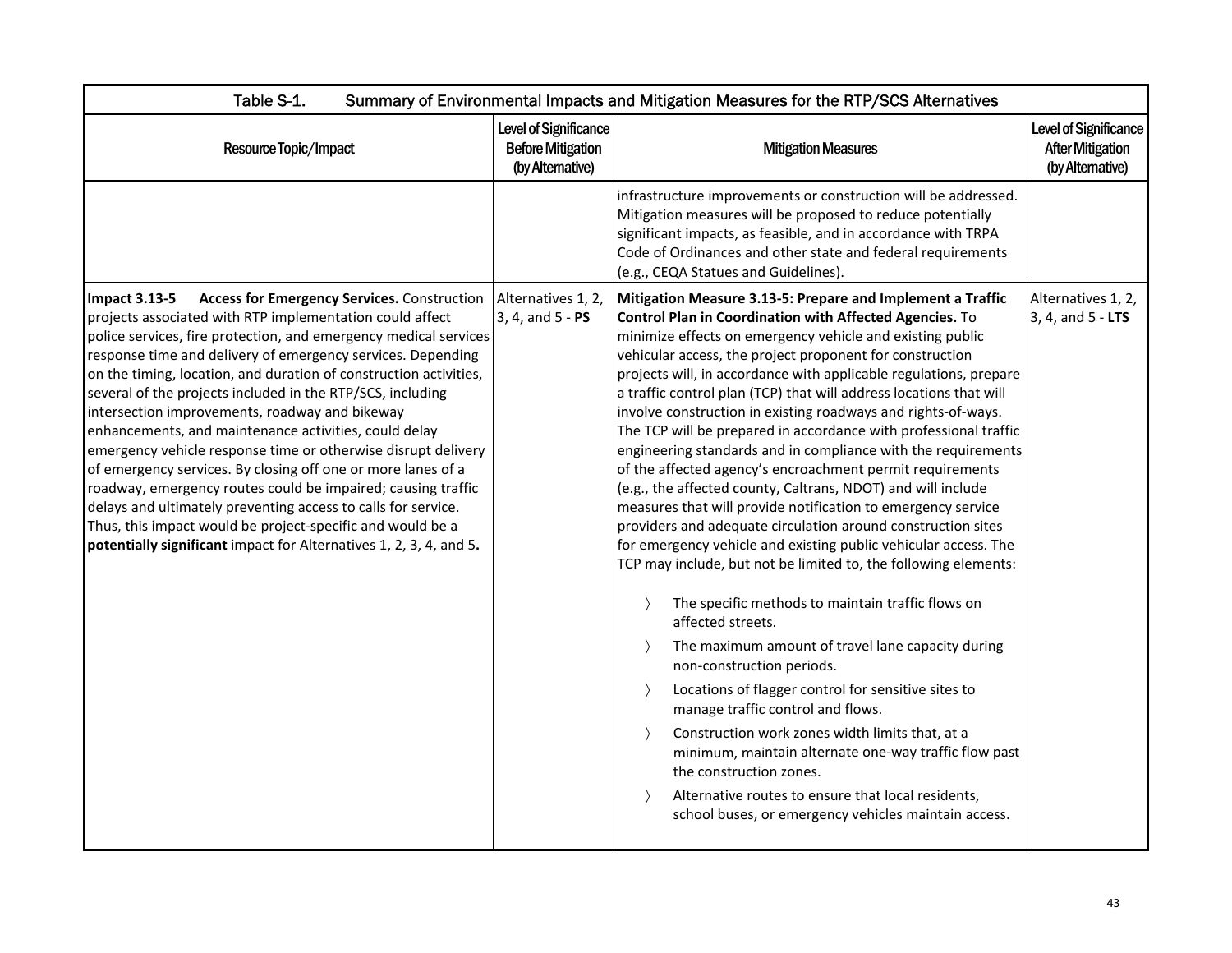| Table S-1. Summary of Environmental Impacts and Mitigation Measures for the RTP/SCS Alternatives | | | |
|---|---|---|---|
| Resource Topic/Impact | Level of Significance Before Mitigation (by Alternative) | Mitigation Measures | Level of Significance After Mitigation (by Alternative) |
| | | infrastructure improvements or construction will be addressed. Mitigation measures will be proposed to reduce potentially significant impacts, as feasible, and in accordance with TRPA Code of Ordinances and other state and federal requirements (e.g., CEQA Statues and Guidelines). | |
| **Impact 3.13-5 Access for Emergency Services.** Construction projects associated with RTP implementation could affect police services, fire protection, and emergency medical services response time and delivery of emergency services. Depending on the timing, location, and duration of construction activities, several of the projects included in the RTP/SCS, including intersection improvements, roadway and bikeway enhancements, and maintenance activities, could delay emergency vehicle response time or otherwise disrupt delivery of emergency services. By closing off one or more lanes of a roadway, emergency routes could be impaired; causing traffic delays and ultimately preventing access to calls for service. Thus, this impact would be project-specific and would be a **potentially significant** impact for Alternatives 1, 2, 3, 4, and 5**.** | Alternatives 1, 2, 3, 4, and 5 - **PS** | **Mitigation Measure 3.13-5: Prepare and Implement a Traffic Control Plan in Coordination with Affected Agencies.** To minimize effects on emergency vehicle and existing public vehicular access, the project proponent for construction projects will, in accordance with applicable regulations, prepare a traffic control plan (TCP) that will address locations that will involve construction in existing roadways and rights-of-ways. The TCP will be prepared in accordance with professional traffic engineering standards and in compliance with the requirements of the affected agency's encroachment permit requirements (e.g., the affected county, Caltrans, NDOT) and will include measures that will provide notification to emergency service providers and adequate circulation around construction sites for emergency vehicle and existing public vehicular access. The TCP may include, but not be limited to, the following elements:<br><br>〉 The specific methods to maintain traffic flows on affected streets.<br>〉 The maximum amount of travel lane capacity during non-construction periods.<br>〉 Locations of flagger control for sensitive sites to manage traffic control and flows.<br>〉 Construction work zones width limits that, at a minimum, maintain alternate one-way traffic flow past the construction zones.<br>〉 Alternative routes to ensure that local residents, school buses, or emergency vehicles maintain access. | Alternatives 1, 2, 3, 4, and 5 - **LTS** |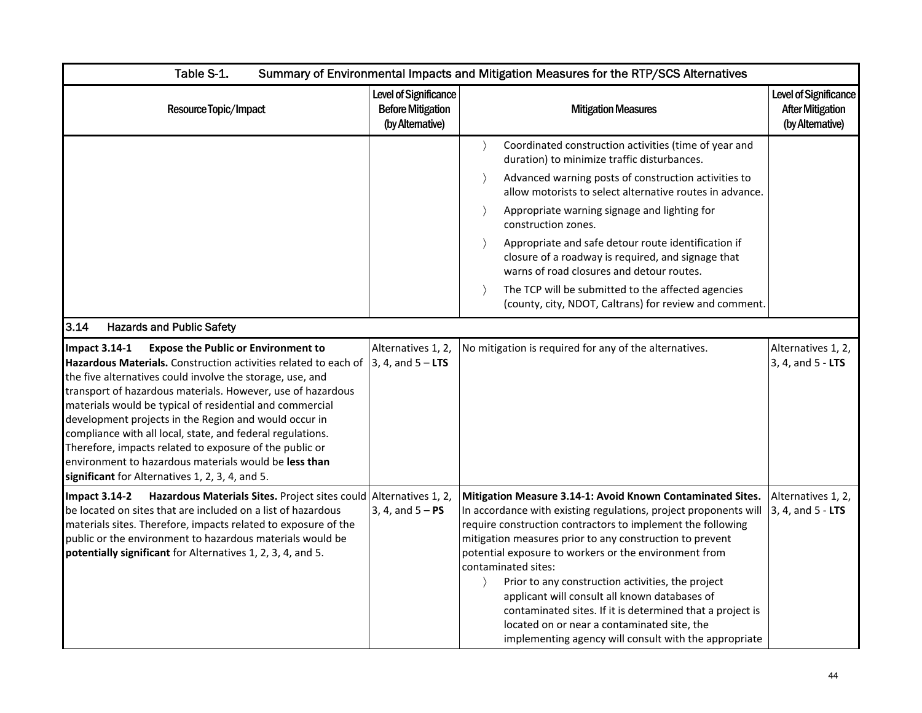| Table S-1. Summary of Environmental Impacts and Mitigation Measures for the RTP/SCS Alternatives | | | |
|---|---|---|---|
| Resource Topic/Impact | Level of Significance Before Mitigation (by Alternative) | Mitigation Measures | Level of Significance After Mitigation (by Alternative) |
| | | 〉 Coordinated construction activities (time of year and duration) to minimize traffic disturbances.<br>〉 Advanced warning posts of construction activities to allow motorists to select alternative routes in advance.<br>〉 Appropriate warning signage and lighting for construction zones.<br>〉 Appropriate and safe detour route identification if closure of a roadway is required, and signage that warns of road closures and detour routes.<br>〉 The TCP will be submitted to the affected agencies (county, city, NDOT, Caltrans) for review and comment. | |
| **3.14 Hazards and Public Safety** | | | |
| **Impact 3.14-1 Expose the Public or Environment to Hazardous Materials.** Construction activities related to each of the five alternatives could involve the storage, use, and transport of hazardous materials. However, use of hazardous materials would be typical of residential and commercial development projects in the Region and would occur in compliance with all local, state, and federal regulations. Therefore, impacts related to exposure of the public or environment to hazardous materials would be **less than significant** for Alternatives 1, 2, 3, 4, and 5. | Alternatives 1, 2, 3, 4, and 5 – **LTS** | No mitigation is required for any of the alternatives. | Alternatives 1, 2, 3, 4, and 5 - **LTS** |
| **Impact 3.14-2 Hazardous Materials Sites.** Project sites could be located on sites that are included on a list of hazardous materials sites. Therefore, impacts related to exposure of the public or the environment to hazardous materials would be **potentially significant** for Alternatives 1, 2, 3, 4, and 5. | Alternatives 1, 2, 3, 4, and 5 – **PS** | **Mitigation Measure 3.14-1: Avoid Known Contaminated Sites.** In accordance with existing regulations, project proponents will require construction contractors to implement the following mitigation measures prior to any construction to prevent potential exposure to workers or the environment from contaminated sites:<br>〉 Prior to any construction activities, the project applicant will consult all known databases of contaminated sites. If it is determined that a project is located on or near a contaminated site, the implementing agency will consult with the appropriate | Alternatives 1, 2, 3, 4, and 5 - **LTS** |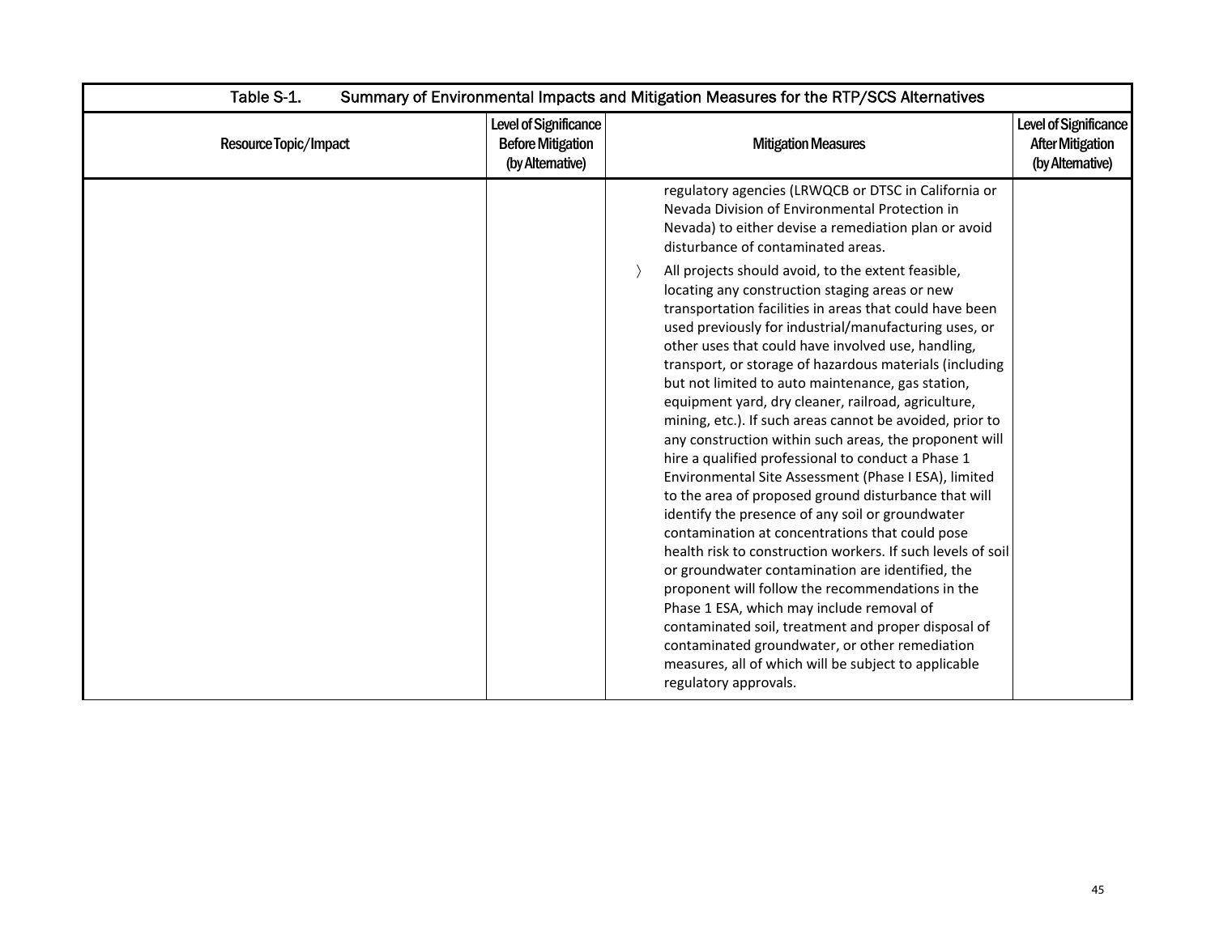| Table S-1. Summary of Environmental Impacts and Mitigation Measures for the RTP/SCS Alternatives | | | |
|---|---|---|---|
| Resource Topic/Impact | Level of Significance Before Mitigation (by Alternative) | Mitigation Measures | Level of Significance After Mitigation (by Alternative) |
| | | regulatory agencies (LRWQCB or DTSC in California or Nevada Division of Environmental Protection in Nevada) to either devise a remediation plan or avoid disturbance of contaminated areas.<br>〉 All projects should avoid, to the extent feasible, locating any construction staging areas or new transportation facilities in areas that could have been used previously for industrial/manufacturing uses, or other uses that could have involved use, handling, transport, or storage of hazardous materials (including but not limited to auto maintenance, gas station, equipment yard, dry cleaner, railroad, agriculture, mining, etc.). If such areas cannot be avoided, prior to any construction within such areas, the proponent will hire a qualified professional to conduct a Phase 1 Environmental Site Assessment (Phase I ESA), limited to the area of proposed ground disturbance that will identify the presence of any soil or groundwater contamination at concentrations that could pose health risk to construction workers. If such levels of soil or groundwater contamination are identified, the proponent will follow the recommendations in the Phase 1 ESA, which may include removal of contaminated soil, treatment and proper disposal of contaminated groundwater, or other remediation measures, all of which will be subject to applicable regulatory approvals. | |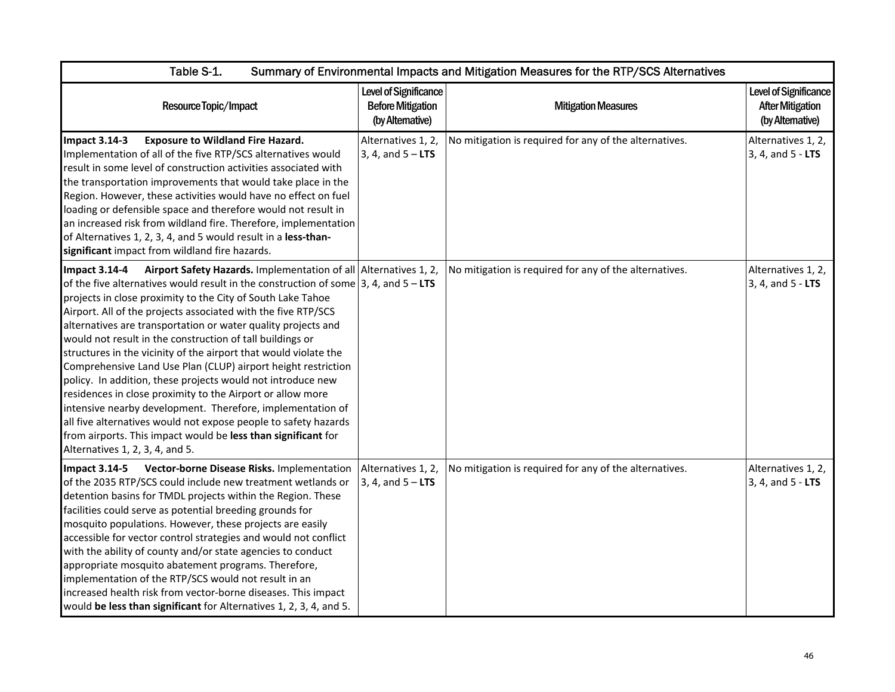| Table S-1. Summary of Environmental Impacts and Mitigation Measures for the RTP/SCS Alternatives | | | |
|---|---|---|---|
| Resource Topic/Impact | Level of Significance Before Mitigation (by Alternative) | Mitigation Measures | Level of Significance After Mitigation (by Alternative) |
| **Impact 3.14-3 Exposure to Wildland Fire Hazard.** Implementation of all of the five RTP/SCS alternatives would result in some level of construction activities associated with the transportation improvements that would take place in the Region. However, these activities would have no effect on fuel loading or defensible space and therefore would not result in an increased risk from wildland fire. Therefore, implementation of Alternatives 1, 2, 3, 4, and 5 would result in a **less-than-significant** impact from wildland fire hazards. | Alternatives 1, 2, 3, 4, and 5 – **LTS** | No mitigation is required for any of the alternatives. | Alternatives 1, 2, 3, 4, and 5 - **LTS** |
| **Impact 3.14-4 Airport Safety Hazards.** Implementation of all of the five alternatives would result in the construction of some projects in close proximity to the City of South Lake Tahoe Airport. All of the projects associated with the five RTP/SCS alternatives are transportation or water quality projects and would not result in the construction of tall buildings or structures in the vicinity of the airport that would violate the Comprehensive Land Use Plan (CLUP) airport height restriction policy. In addition, these projects would not introduce new residences in close proximity to the Airport or allow more intensive nearby development. Therefore, implementation of all five alternatives would not expose people to safety hazards from airports. This impact would be **less than significant** for Alternatives 1, 2, 3, 4, and 5. | Alternatives 1, 2, 3, 4, and 5 – **LTS** | No mitigation is required for any of the alternatives. | Alternatives 1, 2, 3, 4, and 5 - **LTS** |
| **Impact 3.14-5 Vector-borne Disease Risks.** Implementation of the 2035 RTP/SCS could include new treatment wetlands or detention basins for TMDL projects within the Region. These facilities could serve as potential breeding grounds for mosquito populations. However, these projects are easily accessible for vector control strategies and would not conflict with the ability of county and/or state agencies to conduct appropriate mosquito abatement programs. Therefore, implementation of the RTP/SCS would not result in an increased health risk from vector-borne diseases. This impact would **be less than significant** for Alternatives 1, 2, 3, 4, and 5. | Alternatives 1, 2, 3, 4, and 5 – **LTS** | No mitigation is required for any of the alternatives. | Alternatives 1, 2, 3, 4, and 5 - **LTS** |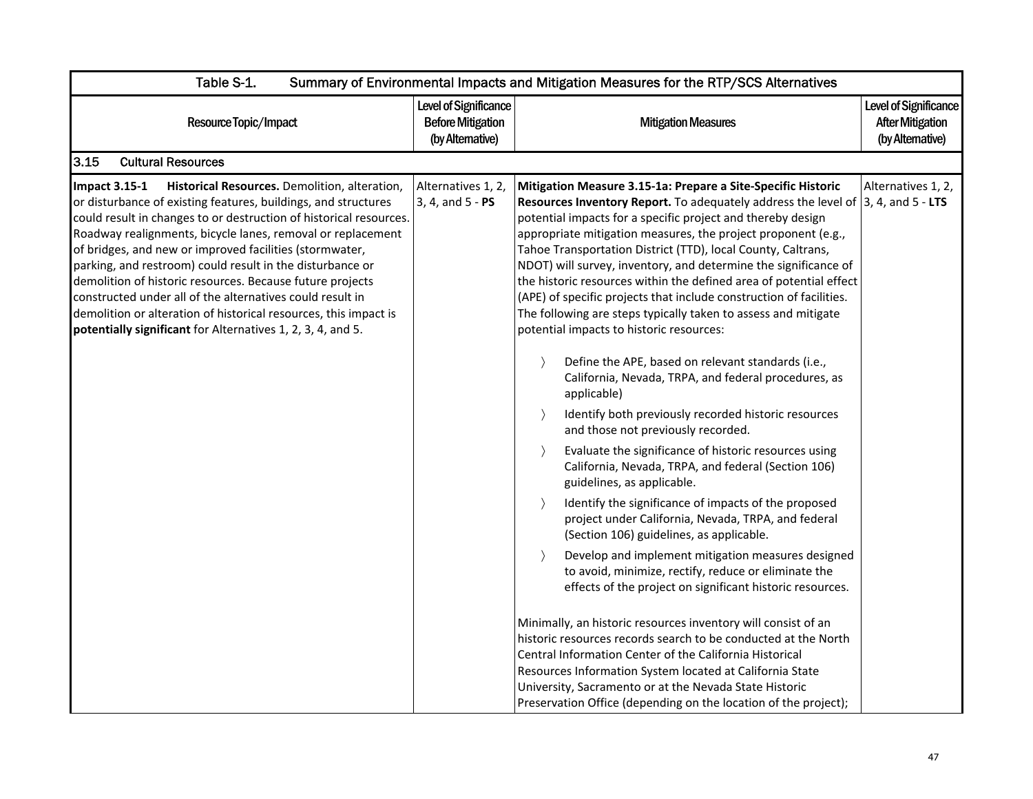| Table S-1. Summary of Environmental Impacts and Mitigation Measures for the RTP/SCS Alternatives | | | |
|---|---|---|---|
| Resource Topic/Impact | Level of Significance Before Mitigation (by Alternative) | Mitigation Measures | Level of Significance After Mitigation (by Alternative) |
| **3.15 Cultural Resources** | | | |
| **Impact 3.15-1 Historical Resources.** Demolition, alteration, or disturbance of existing features, buildings, and structures could result in changes to or destruction of historical resources. Roadway realignments, bicycle lanes, removal or replacement of bridges, and new or improved facilities (stormwater, parking, and restroom) could result in the disturbance or demolition of historic resources. Because future projects constructed under all of the alternatives could result in demolition or alteration of historical resources, this impact is **potentially significant** for Alternatives 1, 2, 3, 4, and 5. | Alternatives 1, 2, 3, 4, and 5 - **PS** | **Mitigation Measure 3.15-1a: Prepare a Site-Specific Historic Resources Inventory Report.** To adequately address the level of potential impacts for a specific project and thereby design appropriate mitigation measures, the project proponent (e.g., Tahoe Transportation District (TTD), local County, Caltrans, NDOT) will survey, inventory, and determine the significance of the historic resources within the defined area of potential effect (APE) of specific projects that include construction of facilities. The following are steps typically taken to assess and mitigate potential impacts to historic resources:<br><br>〉 Define the APE, based on relevant standards (i.e., California, Nevada, TRPA, and federal procedures, as applicable)<br>〉 Identify both previously recorded historic resources and those not previously recorded.<br>〉 Evaluate the significance of historic resources using California, Nevada, TRPA, and federal (Section 106) guidelines, as applicable.<br>〉 Identify the significance of impacts of the proposed project under California, Nevada, TRPA, and federal (Section 106) guidelines, as applicable.<br>〉 Develop and implement mitigation measures designed to avoid, minimize, rectify, reduce or eliminate the effects of the project on significant historic resources.<br><br>Minimally, an historic resources inventory will consist of an historic resources records search to be conducted at the North Central Information Center of the California Historical Resources Information System located at California State University, Sacramento or at the Nevada State Historic Preservation Office (depending on the location of the project); | Alternatives 1, 2, 3, 4, and 5 - **LTS** |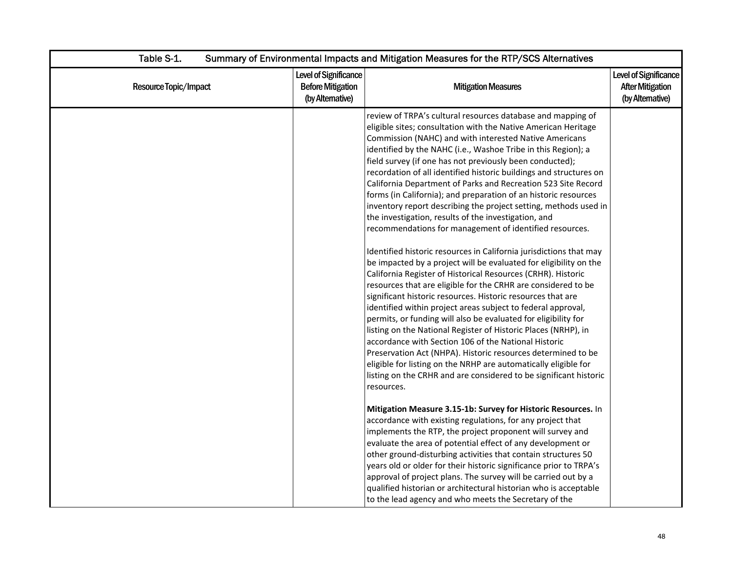Table S-1. Summary of Environmental Impacts and Mitigation Measures for the RTP/SCS Alternatives

| Resource Topic/Impact | Level of Significance Before Mitigation (by Alternative) | Mitigation Measures | Level of Significance After Mitigation (by Alternative) |
|---|---|---|---|
| | | review of TRPA's cultural resources database and mapping of eligible sites; consultation with the Native American Heritage Commission (NAHC) and with interested Native Americans identified by the NAHC (i.e., Washoe Tribe in this Region); a field survey (if one has not previously been conducted); recordation of all identified historic buildings and structures on California Department of Parks and Recreation 523 Site Record forms (in California); and preparation of an historic resources inventory report describing the project setting, methods used in the investigation, results of the investigation, and recommendations for management of identified resources.<br><br>Identified historic resources in California jurisdictions that may be impacted by a project will be evaluated for eligibility on the California Register of Historical Resources (CRHR). Historic resources that are eligible for the CRHR are considered to be significant historic resources. Historic resources that are identified within project areas subject to federal approval, permits, or funding will also be evaluated for eligibility for listing on the National Register of Historic Places (NRHP), in accordance with Section 106 of the National Historic Preservation Act (NHPA). Historic resources determined to be eligible for listing on the NRHP are automatically eligible for listing on the CRHR and are considered to be significant historic resources.<br><br>**Mitigation Measure 3.15-1b: Survey for Historic Resources.** In accordance with existing regulations, for any project that implements the RTP, the project proponent will survey and evaluate the area of potential effect of any development or other ground-disturbing activities that contain structures 50 years old or older for their historic significance prior to TRPA's approval of project plans. The survey will be carried out by a qualified historian or architectural historian who is acceptable to the lead agency and who meets the Secretary of the | |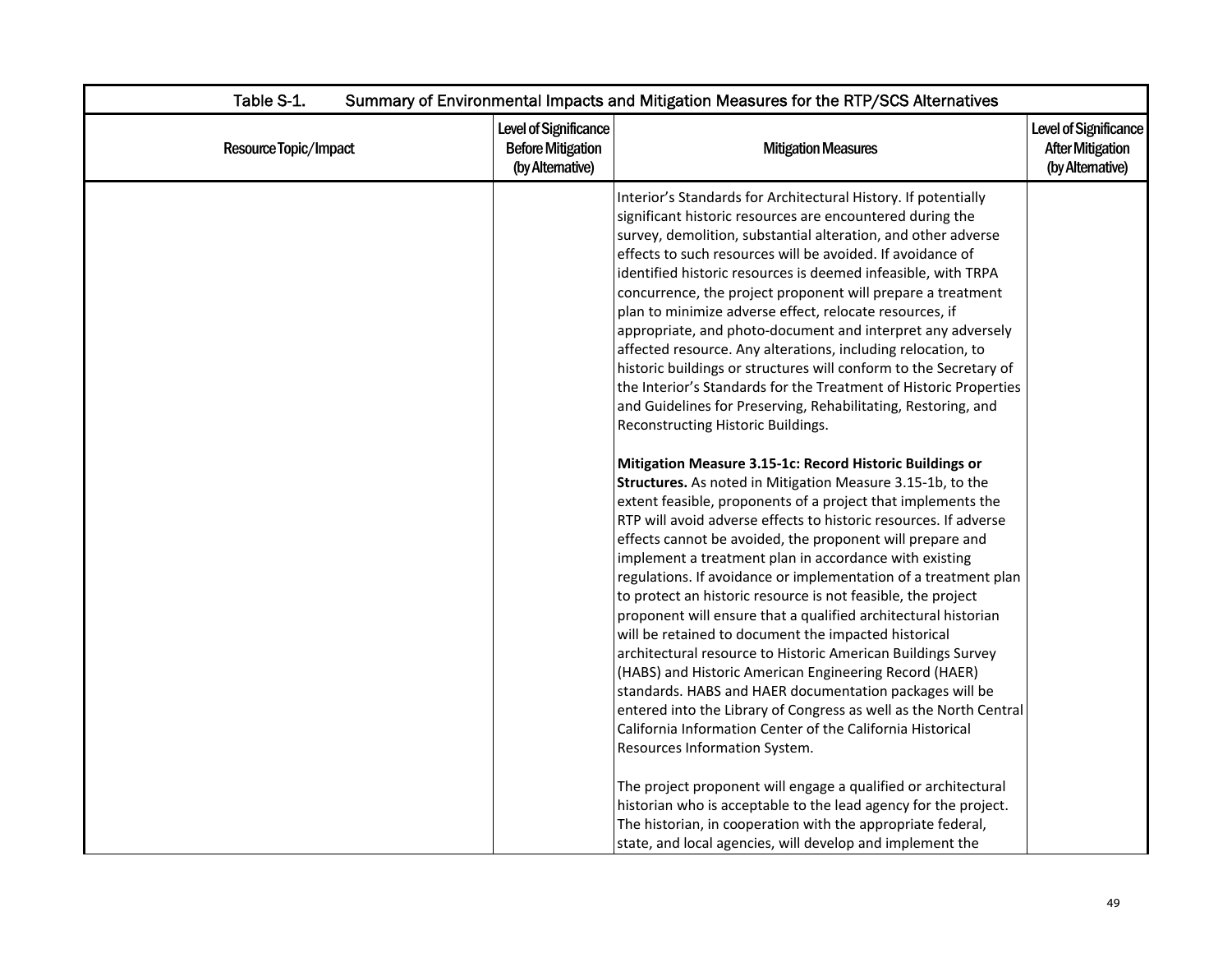| Table S-1. Summary of Environmental Impacts and Mitigation Measures for the RTP/SCS Alternatives | | | |
|---|---|---|---|
| Resource Topic/Impact | Level of Significance Before Mitigation (by Alternative) | Mitigation Measures | Level of Significance After Mitigation (by Alternative) |
| | | Interior's Standards for Architectural History. If potentially significant historic resources are encountered during the survey, demolition, substantial alteration, and other adverse effects to such resources will be avoided. If avoidance of identified historic resources is deemed infeasible, with TRPA concurrence, the project proponent will prepare a treatment plan to minimize adverse effect, relocate resources, if appropriate, and photo-document and interpret any adversely affected resource. Any alterations, including relocation, to historic buildings or structures will conform to the Secretary of the Interior's Standards for the Treatment of Historic Properties and Guidelines for Preserving, Rehabilitating, Restoring, and Reconstructing Historic Buildings.<br><br>**Mitigation Measure 3.15-1c: Record Historic Buildings or Structures.** As noted in Mitigation Measure 3.15-1b, to the extent feasible, proponents of a project that implements the RTP will avoid adverse effects to historic resources. If adverse effects cannot be avoided, the proponent will prepare and implement a treatment plan in accordance with existing regulations. If avoidance or implementation of a treatment plan to protect an historic resource is not feasible, the project proponent will ensure that a qualified architectural historian will be retained to document the impacted historical architectural resource to Historic American Buildings Survey (HABS) and Historic American Engineering Record (HAER) standards. HABS and HAER documentation packages will be entered into the Library of Congress as well as the North Central California Information Center of the California Historical Resources Information System.<br><br>The project proponent will engage a qualified or architectural historian who is acceptable to the lead agency for the project. The historian, in cooperation with the appropriate federal, state, and local agencies, will develop and implement the | |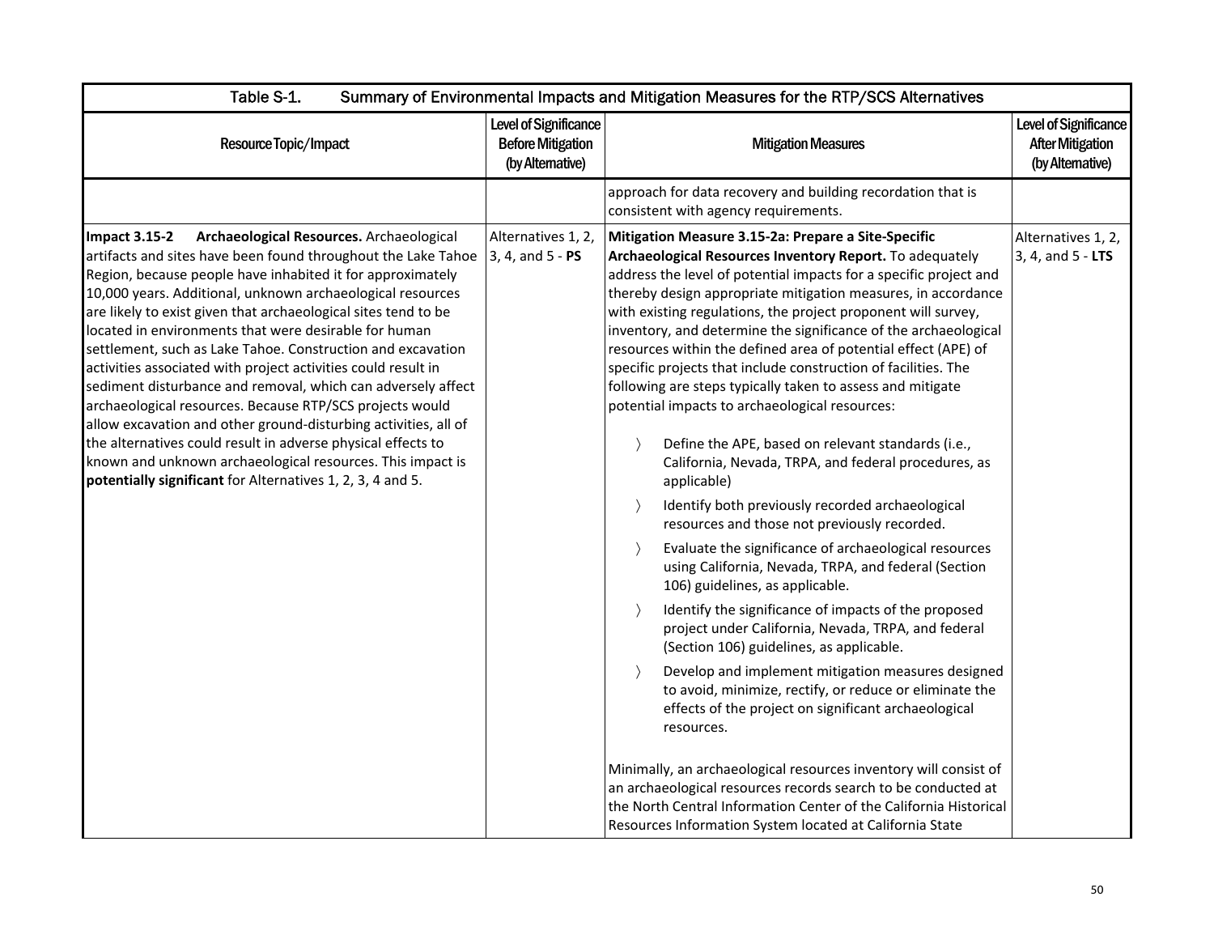| Table S-1. Summary of Environmental Impacts and Mitigation Measures for the RTP/SCS Alternatives | | | |
|---|---|---|---|
| **Resource Topic/Impact** | **Level of Significance Before Mitigation (by Alternative)** | **Mitigation Measures** | **Level of Significance After Mitigation (by Alternative)** |
| | | approach for data recovery and building recordation that is consistent with agency requirements. | |
| **Impact 3.15-2 Archaeological Resources.** Archaeological artifacts and sites have been found throughout the Lake Tahoe Region, because people have inhabited it for approximately 10,000 years. Additional, unknown archaeological resources are likely to exist given that archaeological sites tend to be located in environments that were desirable for human settlement, such as Lake Tahoe. Construction and excavation activities associated with project activities could result in sediment disturbance and removal, which can adversely affect archaeological resources. Because RTP/SCS projects would allow excavation and other ground-disturbing activities, all of the alternatives could result in adverse physical effects to known and unknown archaeological resources. This impact is **potentially significant** for Alternatives 1, 2, 3, 4 and 5. | Alternatives 1, 2, 3, 4, and 5 - **PS** | **Mitigation Measure 3.15-2a: Prepare a Site-Specific Archaeological Resources Inventory Report.** To adequately address the level of potential impacts for a specific project and thereby design appropriate mitigation measures, in accordance with existing regulations, the project proponent will survey, inventory, and determine the significance of the archaeological resources within the defined area of potential effect (APE) of specific projects that include construction of facilities. The following are steps typically taken to assess and mitigate potential impacts to archaeological resources:<br>〉 Define the APE, based on relevant standards (i.e., California, Nevada, TRPA, and federal procedures, as applicable)<br>〉 Identify both previously recorded archaeological resources and those not previously recorded.<br>〉 Evaluate the significance of archaeological resources using California, Nevada, TRPA, and federal (Section 106) guidelines, as applicable.<br>〉 Identify the significance of impacts of the proposed project under California, Nevada, TRPA, and federal (Section 106) guidelines, as applicable.<br>〉 Develop and implement mitigation measures designed to avoid, minimize, rectify, or reduce or eliminate the effects of the project on significant archaeological resources.<br><br>Minimally, an archaeological resources inventory will consist of an archaeological resources records search to be conducted at the North Central Information Center of the California Historical Resources Information System located at California State | Alternatives 1, 2, 3, 4, and 5 - **LTS** |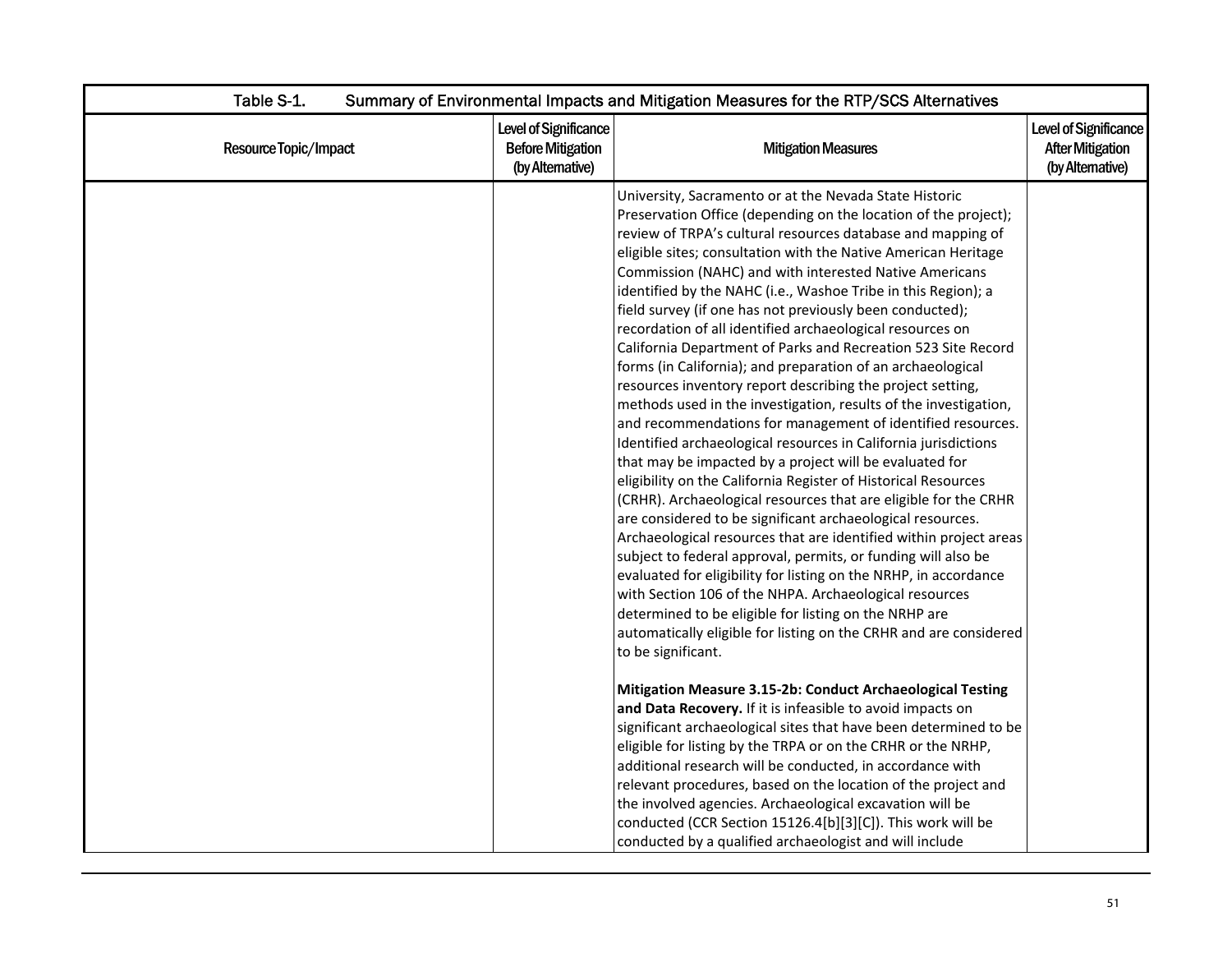| Table S-1. Summary of Environmental Impacts and Mitigation Measures for the RTP/SCS Alternatives | | | |
|---|---|---|---|
| Resource Topic/Impact | Level of Significance Before Mitigation (by Alternative) | Mitigation Measures | Level of Significance After Mitigation (by Alternative) |
| | | University, Sacramento or at the Nevada State Historic Preservation Office (depending on the location of the project); review of TRPA's cultural resources database and mapping of eligible sites; consultation with the Native American Heritage Commission (NAHC) and with interested Native Americans identified by the NAHC (i.e., Washoe Tribe in this Region); a field survey (if one has not previously been conducted); recordation of all identified archaeological resources on California Department of Parks and Recreation 523 Site Record forms (in California); and preparation of an archaeological resources inventory report describing the project setting, methods used in the investigation, results of the investigation, and recommendations for management of identified resources. Identified archaeological resources in California jurisdictions that may be impacted by a project will be evaluated for eligibility on the California Register of Historical Resources (CRHR). Archaeological resources that are eligible for the CRHR are considered to be significant archaeological resources. Archaeological resources that are identified within project areas subject to federal approval, permits, or funding will also be evaluated for eligibility for listing on the NRHP, in accordance with Section 106 of the NHPA. Archaeological resources determined to be eligible for listing on the NRHP are automatically eligible for listing on the CRHR and are considered to be significant.<br><br>**Mitigation Measure 3.15-2b: Conduct Archaeological Testing and Data Recovery.** If it is infeasible to avoid impacts on significant archaeological sites that have been determined to be eligible for listing by the TRPA or on the CRHR or the NRHP, additional research will be conducted, in accordance with relevant procedures, based on the location of the project and the involved agencies. Archaeological excavation will be conducted (CCR Section 15126.4[b][3][C]). This work will be conducted by a qualified archaeologist and will include | |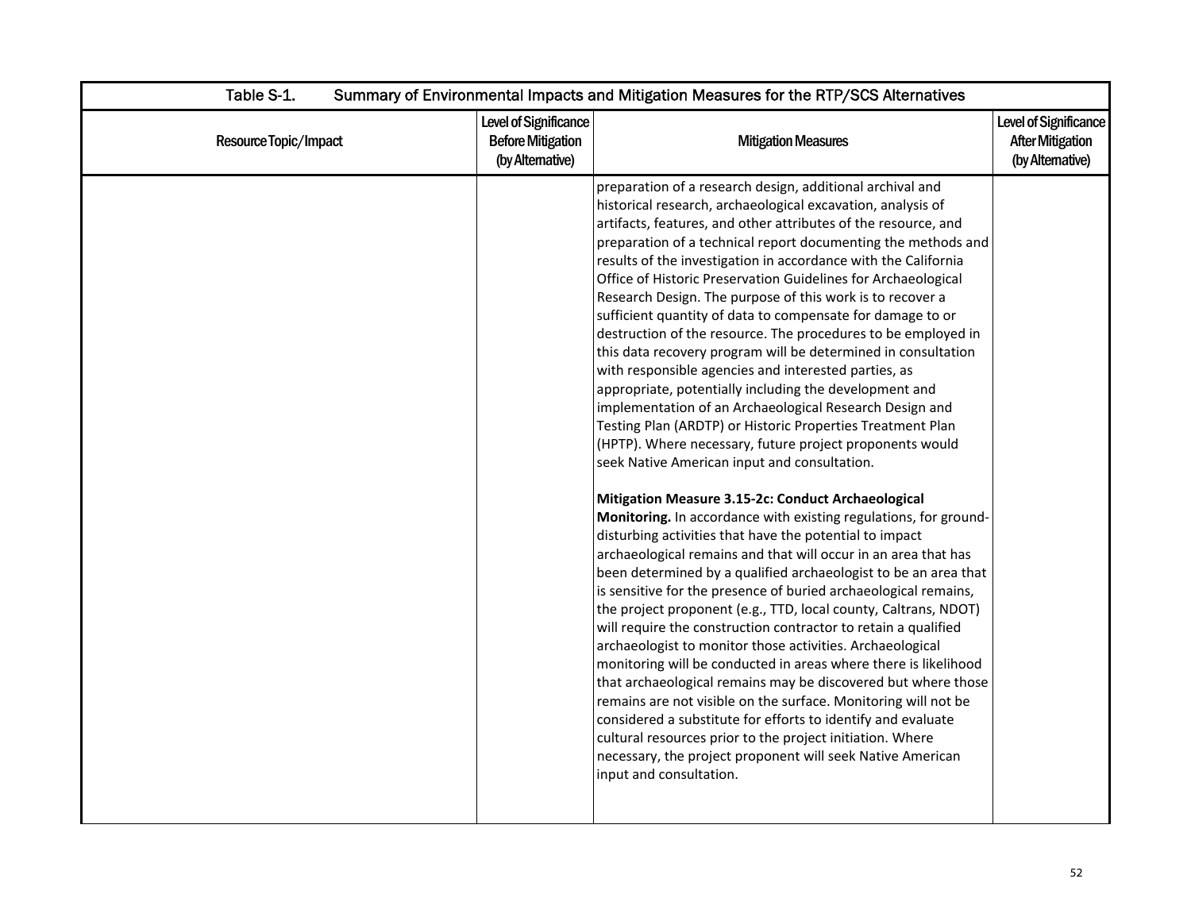Table S-1. Summary of Environmental Impacts and Mitigation Measures for the RTP/SCS Alternatives

| Resource Topic/Impact | Level of Significance Before Mitigation (by Alternative) | Mitigation Measures | Level of Significance After Mitigation (by Alternative) |
|---|---|---|---|
| | | preparation of a research design, additional archival and historical research, archaeological excavation, analysis of artifacts, features, and other attributes of the resource, and preparation of a technical report documenting the methods and results of the investigation in accordance with the California Office of Historic Preservation Guidelines for Archaeological Research Design. The purpose of this work is to recover a sufficient quantity of data to compensate for damage to or destruction of the resource. The procedures to be employed in this data recovery program will be determined in consultation with responsible agencies and interested parties, as appropriate, potentially including the development and implementation of an Archaeological Research Design and Testing Plan (ARDTP) or Historic Properties Treatment Plan (HPTP). Where necessary, future project proponents would seek Native American input and consultation.<br><br>**Mitigation Measure 3.15-2c: Conduct Archaeological Monitoring.** In accordance with existing regulations, for ground-disturbing activities that have the potential to impact archaeological remains and that will occur in an area that has been determined by a qualified archaeologist to be an area that is sensitive for the presence of buried archaeological remains, the project proponent (e.g., TTD, local county, Caltrans, NDOT) will require the construction contractor to retain a qualified archaeologist to monitor those activities. Archaeological monitoring will be conducted in areas where there is likelihood that archaeological remains may be discovered but where those remains are not visible on the surface. Monitoring will not be considered a substitute for efforts to identify and evaluate cultural resources prior to the project initiation. Where necessary, the project proponent will seek Native American input and consultation. | |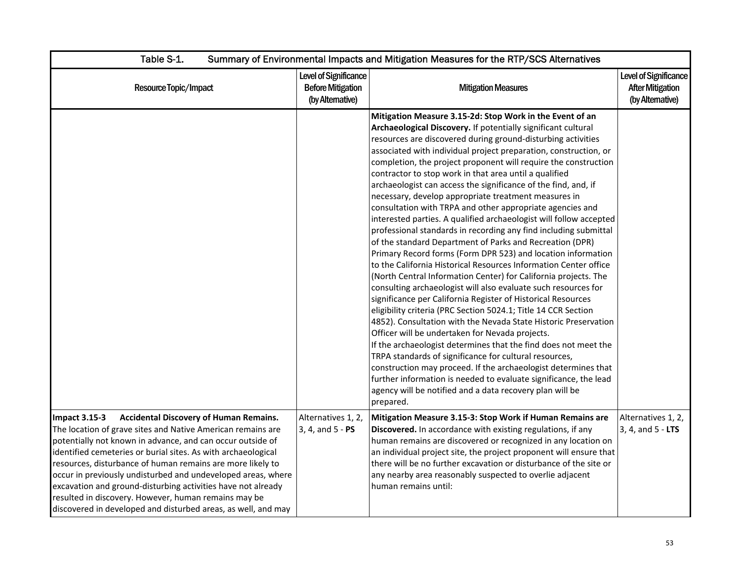| Table S-1. Summary of Environmental Impacts and Mitigation Measures for the RTP/SCS Alternatives | | | |
|---|---|---|---|
| Resource Topic/Impact | Level of Significance Before Mitigation (by Alternative) | Mitigation Measures | Level of Significance After Mitigation (by Alternative) |
| | | **Mitigation Measure 3.15-2d: Stop Work in the Event of an Archaeological Discovery.** If potentially significant cultural resources are discovered during ground-disturbing activities associated with individual project preparation, construction, or completion, the project proponent will require the construction contractor to stop work in that area until a qualified archaeologist can access the significance of the find, and, if necessary, develop appropriate treatment measures in consultation with TRPA and other appropriate agencies and interested parties. A qualified archaeologist will follow accepted professional standards in recording any find including submittal of the standard Department of Parks and Recreation (DPR) Primary Record forms (Form DPR 523) and location information to the California Historical Resources Information Center office (North Central Information Center) for California projects. The consulting archaeologist will also evaluate such resources for significance per California Register of Historical Resources eligibility criteria (PRC Section 5024.1; Title 14 CCR Section 4852). Consultation with the Nevada State Historic Preservation Officer will be undertaken for Nevada projects.<br>If the archaeologist determines that the find does not meet the TRPA standards of significance for cultural resources, construction may proceed. If the archaeologist determines that further information is needed to evaluate significance, the lead agency will be notified and a data recovery plan will be prepared. | |
| **Impact 3.15-3 Accidental Discovery of Human Remains.** The location of grave sites and Native American remains are potentially not known in advance, and can occur outside of identified cemeteries or burial sites. As with archaeological resources, disturbance of human remains are more likely to occur in previously undisturbed and undeveloped areas, where excavation and ground-disturbing activities have not already resulted in discovery. However, human remains may be discovered in developed and disturbed areas, as well, and may | Alternatives 1, 2, 3, 4, and 5 - **PS** | **Mitigation Measure 3.15-3: Stop Work if Human Remains are Discovered.** In accordance with existing regulations, if any human remains are discovered or recognized in any location on an individual project site, the project proponent will ensure that there will be no further excavation or disturbance of the site or any nearby area reasonably suspected to overlie adjacent human remains until: | Alternatives 1, 2, 3, 4, and 5 - **LTS** |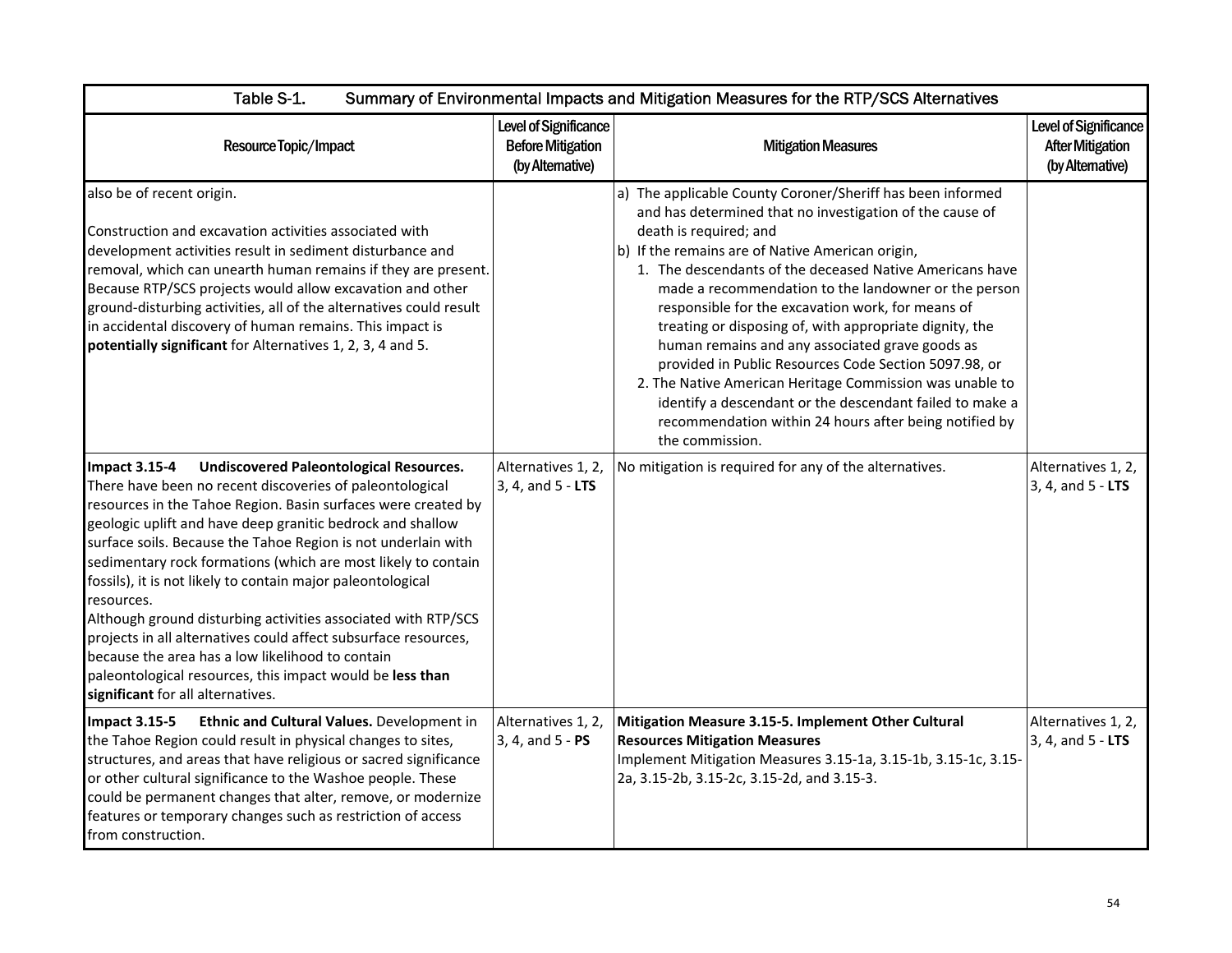| Table S-1. Summary of Environmental Impacts and Mitigation Measures for the RTP/SCS Alternatives | | | |
|---|---|---|---|
| **Resource Topic/Impact** | **Level of Significance Before Mitigation (by Alternative)** | **Mitigation Measures** | **Level of Significance After Mitigation (by Alternative)** |
| also be of recent origin.<br><br>Construction and excavation activities associated with development activities result in sediment disturbance and removal, which can unearth human remains if they are present. Because RTP/SCS projects would allow excavation and other ground-disturbing activities, all of the alternatives could result in accidental discovery of human remains. This impact is **potentially significant** for Alternatives 1, 2, 3, 4 and 5. | | a) The applicable County Coroner/Sheriff has been informed and has determined that no investigation of the cause of death is required; and<br>b) If the remains are of Native American origin,<br>1. The descendants of the deceased Native Americans have made a recommendation to the landowner or the person responsible for the excavation work, for means of treating or disposing of, with appropriate dignity, the human remains and any associated grave goods as provided in Public Resources Code Section 5097.98, or<br>2. The Native American Heritage Commission was unable to identify a descendant or the descendant failed to make a recommendation within 24 hours after being notified by the commission. | |
| **Impact 3.15-4 Undiscovered Paleontological Resources.** There have been no recent discoveries of paleontological resources in the Tahoe Region. Basin surfaces were created by geologic uplift and have deep granitic bedrock and shallow surface soils. Because the Tahoe Region is not underlain with sedimentary rock formations (which are most likely to contain fossils), it is not likely to contain major paleontological resources.<br>Although ground disturbing activities associated with RTP/SCS projects in all alternatives could affect subsurface resources, because the area has a low likelihood to contain paleontological resources, this impact would be **less than significant** for all alternatives. | Alternatives 1, 2, 3, 4, and 5 - **LTS** | No mitigation is required for any of the alternatives. | Alternatives 1, 2, 3, 4, and 5 - **LTS** |
| **Impact 3.15-5 Ethnic and Cultural Values.** Development in the Tahoe Region could result in physical changes to sites, structures, and areas that have religious or sacred significance or other cultural significance to the Washoe people. These could be permanent changes that alter, remove, or modernize features or temporary changes such as restriction of access from construction. | Alternatives 1, 2, 3, 4, and 5 - **PS** | **Mitigation Measure 3.15-5. Implement Other Cultural Resources Mitigation Measures**<br>Implement Mitigation Measures 3.15-1a, 3.15-1b, 3.15-1c, 3.15-2a, 3.15-2b, 3.15-2c, 3.15-2d, and 3.15-3. | Alternatives 1, 2, 3, 4, and 5 - **LTS** |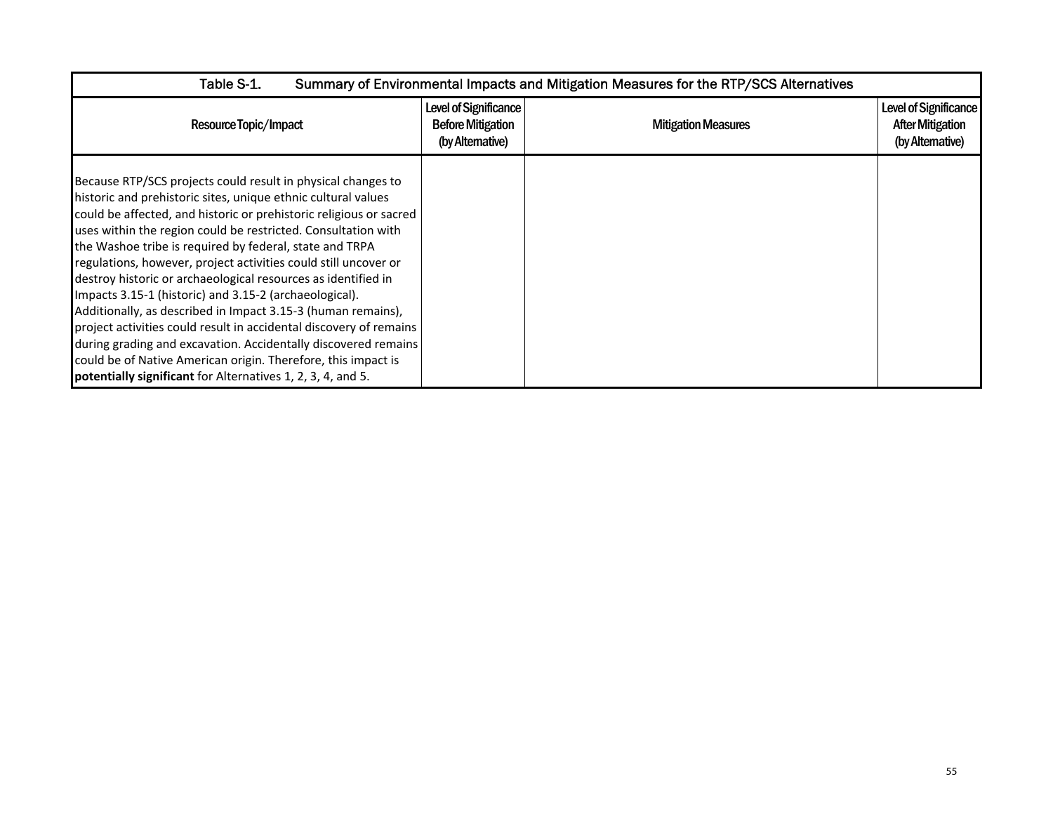| Table S-1. Summary of Environmental Impacts and Mitigation Measures for the RTP/SCS Alternatives | | | |
|---|---|---|---|
| Resource Topic/Impact | Level of Significance Before Mitigation (by Alternative) | Mitigation Measures | Level of Significance After Mitigation (by Alternative) |
| Because RTP/SCS projects could result in physical changes to historic and prehistoric sites, unique ethnic cultural values could be affected, and historic or prehistoric religious or sacred uses within the region could be restricted. Consultation with the Washoe tribe is required by federal, state and TRPA regulations, however, project activities could still uncover or destroy historic or archaeological resources as identified in Impacts 3.15-1 (historic) and 3.15-2 (archaeological). Additionally, as described in Impact 3.15-3 (human remains), project activities could result in accidental discovery of remains during grading and excavation. Accidentally discovered remains could be of Native American origin. Therefore, this impact is **potentially significant** for Alternatives 1, 2, 3, 4, and 5. | | | |